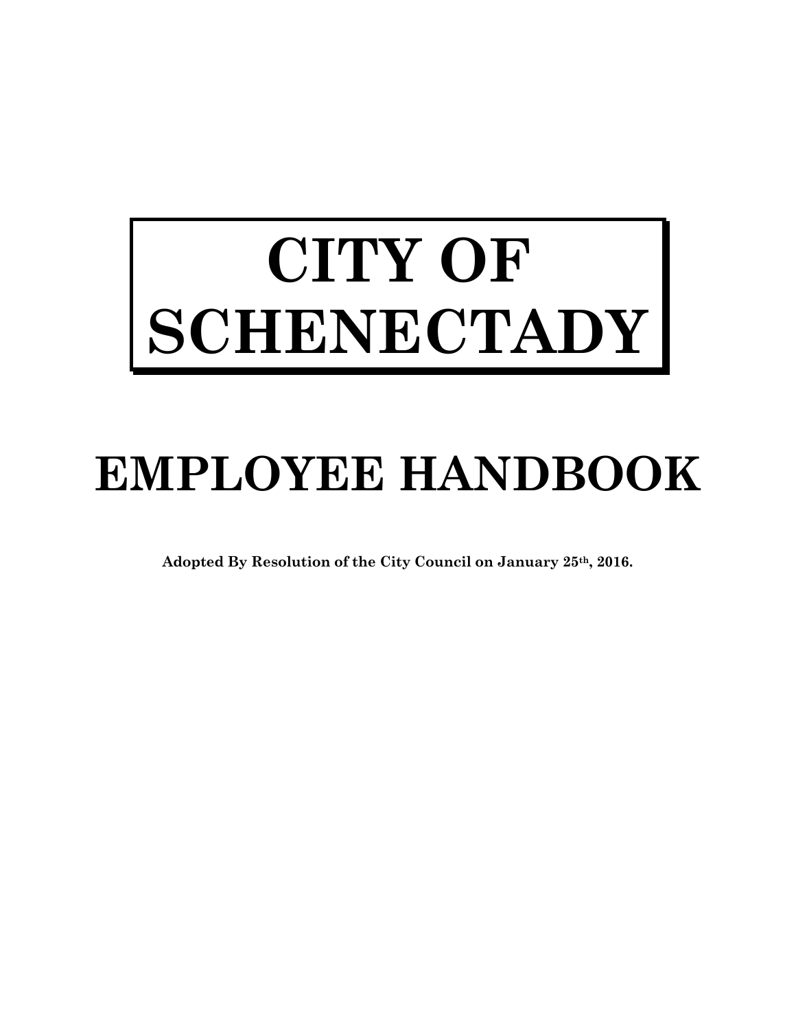# CITY OF SCHENECTADY

# EMPLOYEE HANDBOOK

**Adopted By Resolution of the City Council on January 25th, 2016.**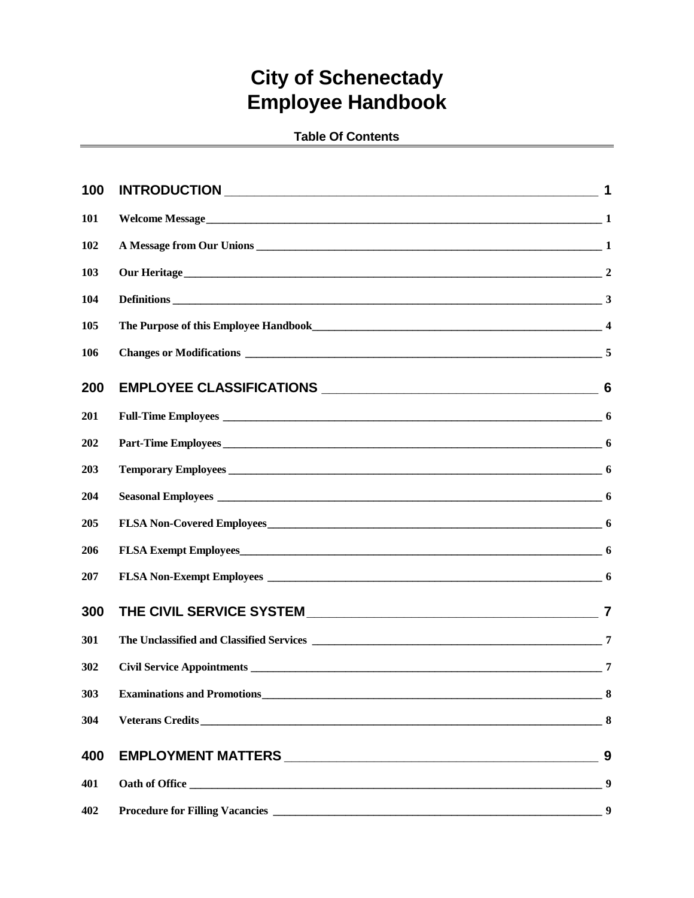# City of Schenectady
# Employee Handbook

## Table Of Contents

| | | |
|---|---|---|
| **100** | **INTRODUCTION** | **1** |
| **101** | **Welcome Message** | **1** |
| **102** | **A Message from Our Unions** | **1** |
| **103** | **Our Heritage** | **2** |
| **104** | **Definitions** | **3** |
| **105** | **The Purpose of this Employee Handbook** | **4** |
| **106** | **Changes or Modifications** | **5** |
| **200** | **EMPLOYEE CLASSIFICATIONS** | **6** |
| **201** | **Full-Time Employees** | **6** |
| **202** | **Part-Time Employees** | **6** |
| **203** | **Temporary Employees** | **6** |
| **204** | **Seasonal Employees** | **6** |
| **205** | **FLSA Non-Covered Employees** | **6** |
| **206** | **FLSA Exempt Employees** | **6** |
| **207** | **FLSA Non-Exempt Employees** | **6** |
| **300** | **THE CIVIL SERVICE SYSTEM** | **7** |
| **301** | **The Unclassified and Classified Services** | **7** |
| **302** | **Civil Service Appointments** | **7** |
| **303** | **Examinations and Promotions** | **8** |
| **304** | **Veterans Credits** | **8** |
| **400** | **EMPLOYMENT MATTERS** | **9** |
| **401** | **Oath of Office** | **9** |
| **402** | **Procedure for Filling Vacancies** | **9** |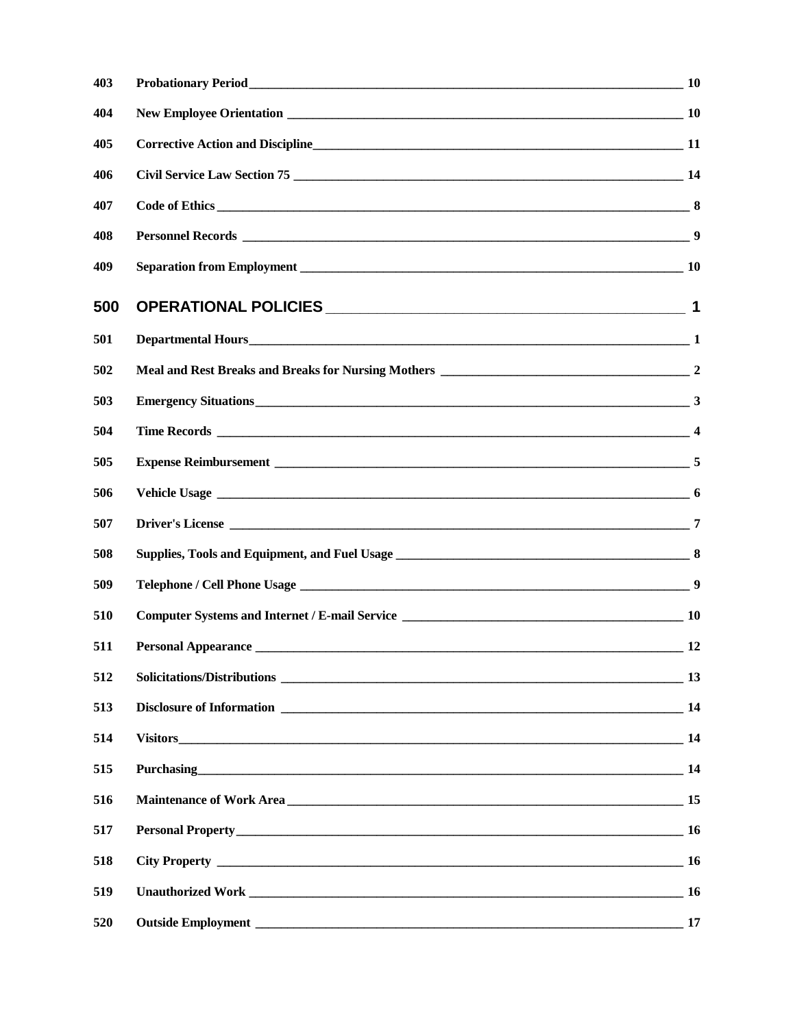| | | |
|---|---|---|
| 403 | **Probationary Period** | 10 |
| 404 | **New Employee Orientation** | 10 |
| 405 | **Corrective Action and Discipline** | 11 |
| 406 | **Civil Service Law Section 75** | 14 |
| 407 | **Code of Ethics** | 8 |
| 408 | **Personnel Records** | 9 |
| 409 | **Separation from Employment** | 10 |
| **500** | **OPERATIONAL POLICIES** | **1** |
| 501 | **Departmental Hours** | 1 |
| 502 | **Meal and Rest Breaks and Breaks for Nursing Mothers** | 2 |
| 503 | **Emergency Situations** | 3 |
| 504 | **Time Records** | 4 |
| 505 | **Expense Reimbursement** | 5 |
| 506 | **Vehicle Usage** | 6 |
| 507 | **Driver's License** | 7 |
| 508 | **Supplies, Tools and Equipment, and Fuel Usage** | 8 |
| 509 | **Telephone / Cell Phone Usage** | 9 |
| 510 | **Computer Systems and Internet / E-mail Service** | 10 |
| 511 | **Personal Appearance** | 12 |
| 512 | **Solicitations/Distributions** | 13 |
| 513 | **Disclosure of Information** | 14 |
| 514 | **Visitors** | 14 |
| 515 | **Purchasing** | 14 |
| 516 | **Maintenance of Work Area** | 15 |
| 517 | **Personal Property** | 16 |
| 518 | **City Property** | 16 |
| 519 | **Unauthorized Work** | 16 |
| 520 | **Outside Employment** | 17 |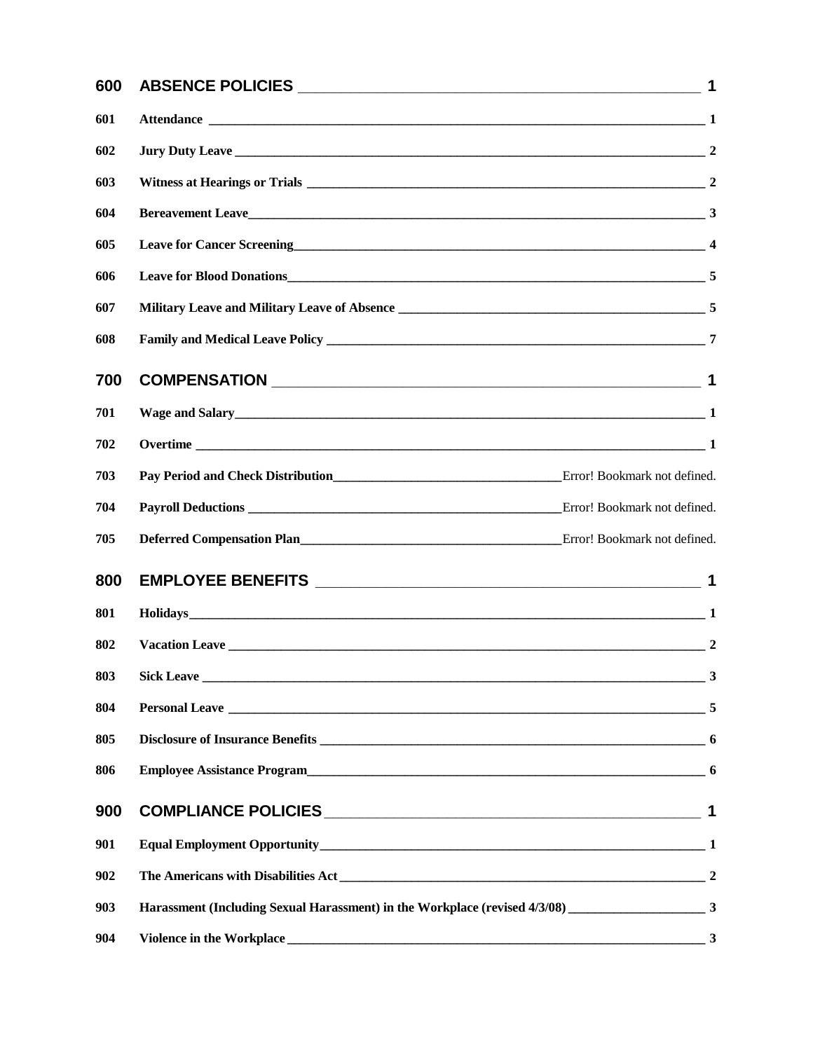| | | |
|---|---|---|
| **600** | **ABSENCE POLICIES** | **1** |
| **601** | **Attendance** | **1** |
| **602** | **Jury Duty Leave** | **2** |
| **603** | **Witness at Hearings or Trials** | **2** |
| **604** | **Bereavement Leave** | **3** |
| **605** | **Leave for Cancer Screening** | **4** |
| **606** | **Leave for Blood Donations** | **5** |
| **607** | **Military Leave and Military Leave of Absence** | **5** |
| **608** | **Family and Medical Leave Policy** | **7** |
| **700** | **COMPENSATION** | **1** |
| **701** | **Wage and Salary** | **1** |
| **702** | **Overtime** | **1** |
| **703** | **Pay Period and Check Distribution** | Error! Bookmark not defined. |
| **704** | **Payroll Deductions** | Error! Bookmark not defined. |
| **705** | **Deferred Compensation Plan** | Error! Bookmark not defined. |
| **800** | **EMPLOYEE BENEFITS** | **1** |
| **801** | **Holidays** | **1** |
| **802** | **Vacation Leave** | **2** |
| **803** | **Sick Leave** | **3** |
| **804** | **Personal Leave** | **5** |
| **805** | **Disclosure of Insurance Benefits** | **6** |
| **806** | **Employee Assistance Program** | **6** |
| **900** | **COMPLIANCE POLICIES** | **1** |
| **901** | **Equal Employment Opportunity** | **1** |
| **902** | **The Americans with Disabilities Act** | **2** |
| **903** | **Harassment (Including Sexual Harassment) in the Workplace (revised 4/3/08)** | **3** |
| **904** | **Violence in the Workplace** | **3** |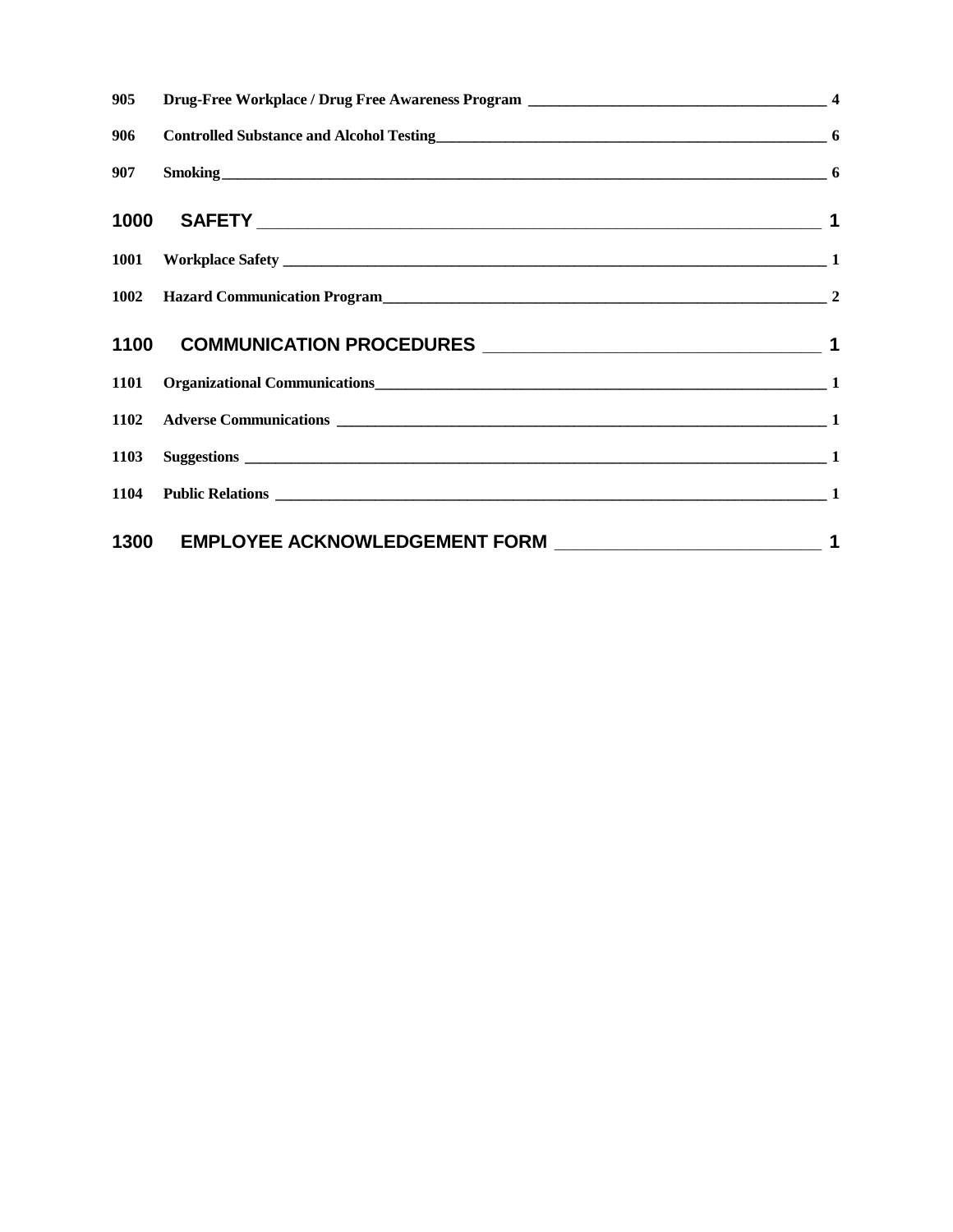| | | |
|---|---|---|
| 905 | Drug-Free Workplace / Drug Free Awareness Program | 4 |
| 906 | Controlled Substance and Alcohol Testing | 6 |
| 907 | Smoking | 6 |
| **1000** | **SAFETY** | **1** |
| 1001 | Workplace Safety | 1 |
| 1002 | Hazard Communication Program | 2 |
| **1100** | **COMMUNICATION PROCEDURES** | **1** |
| 1101 | Organizational Communications | 1 |
| 1102 | Adverse Communications | 1 |
| 1103 | Suggestions | 1 |
| 1104 | Public Relations | 1 |
| **1300** | **EMPLOYEE ACKNOWLEDGEMENT FORM** | **1** |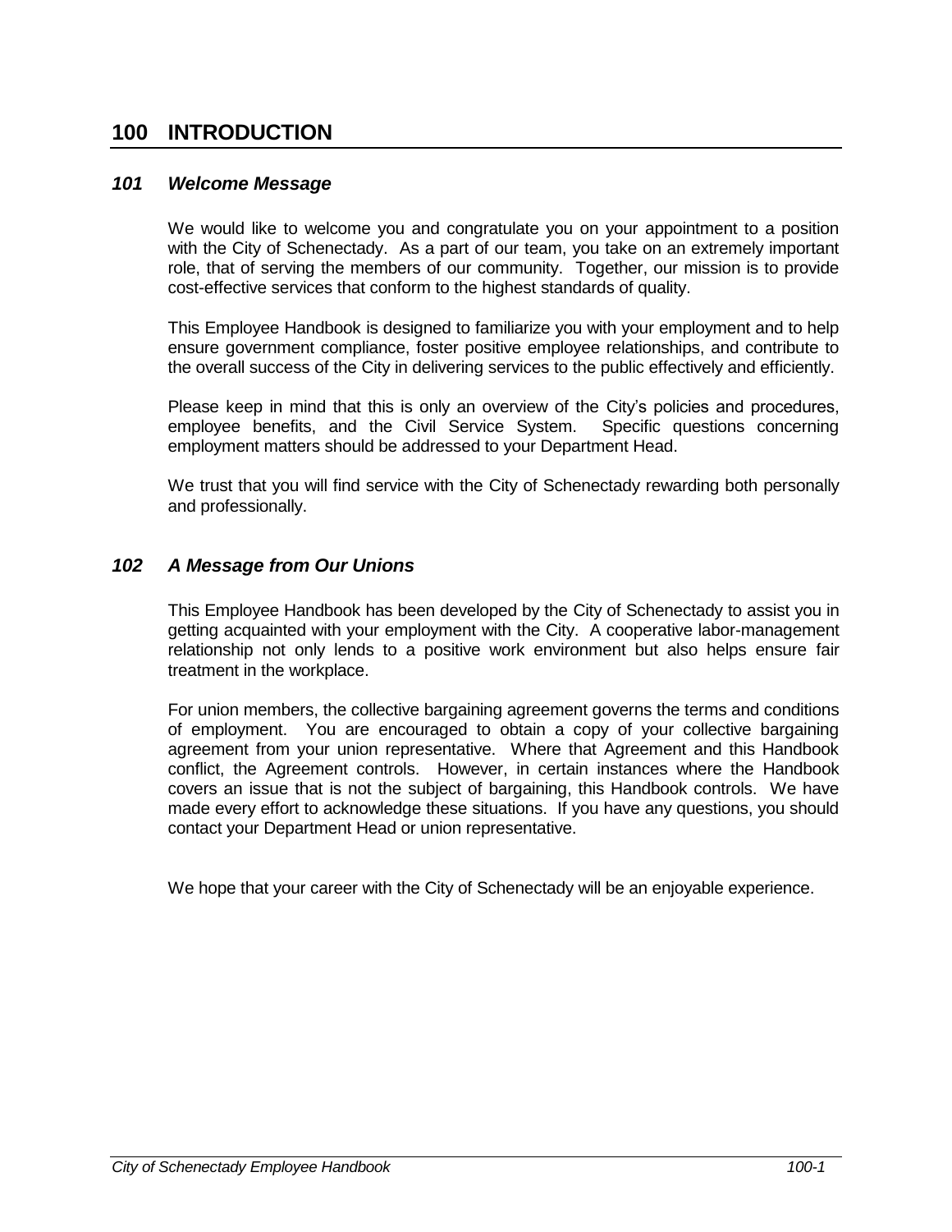# 100 INTRODUCTION

## *101 Welcome Message*

We would like to welcome you and congratulate you on your appointment to a position with the City of Schenectady. As a part of our team, you take on an extremely important role, that of serving the members of our community. Together, our mission is to provide cost-effective services that conform to the highest standards of quality.

This Employee Handbook is designed to familiarize you with your employment and to help ensure government compliance, foster positive employee relationships, and contribute to the overall success of the City in delivering services to the public effectively and efficiently.

Please keep in mind that this is only an overview of the City's policies and procedures, employee benefits, and the Civil Service System. Specific questions concerning employment matters should be addressed to your Department Head.

We trust that you will find service with the City of Schenectady rewarding both personally and professionally.

## *102 A Message from Our Unions*

This Employee Handbook has been developed by the City of Schenectady to assist you in getting acquainted with your employment with the City. A cooperative labor-management relationship not only lends to a positive work environment but also helps ensure fair treatment in the workplace.

For union members, the collective bargaining agreement governs the terms and conditions of employment. You are encouraged to obtain a copy of your collective bargaining agreement from your union representative. Where that Agreement and this Handbook conflict, the Agreement controls. However, in certain instances where the Handbook covers an issue that is not the subject of bargaining, this Handbook controls. We have made every effort to acknowledge these situations. If you have any questions, you should contact your Department Head or union representative.

We hope that your career with the City of Schenectady will be an enjoyable experience.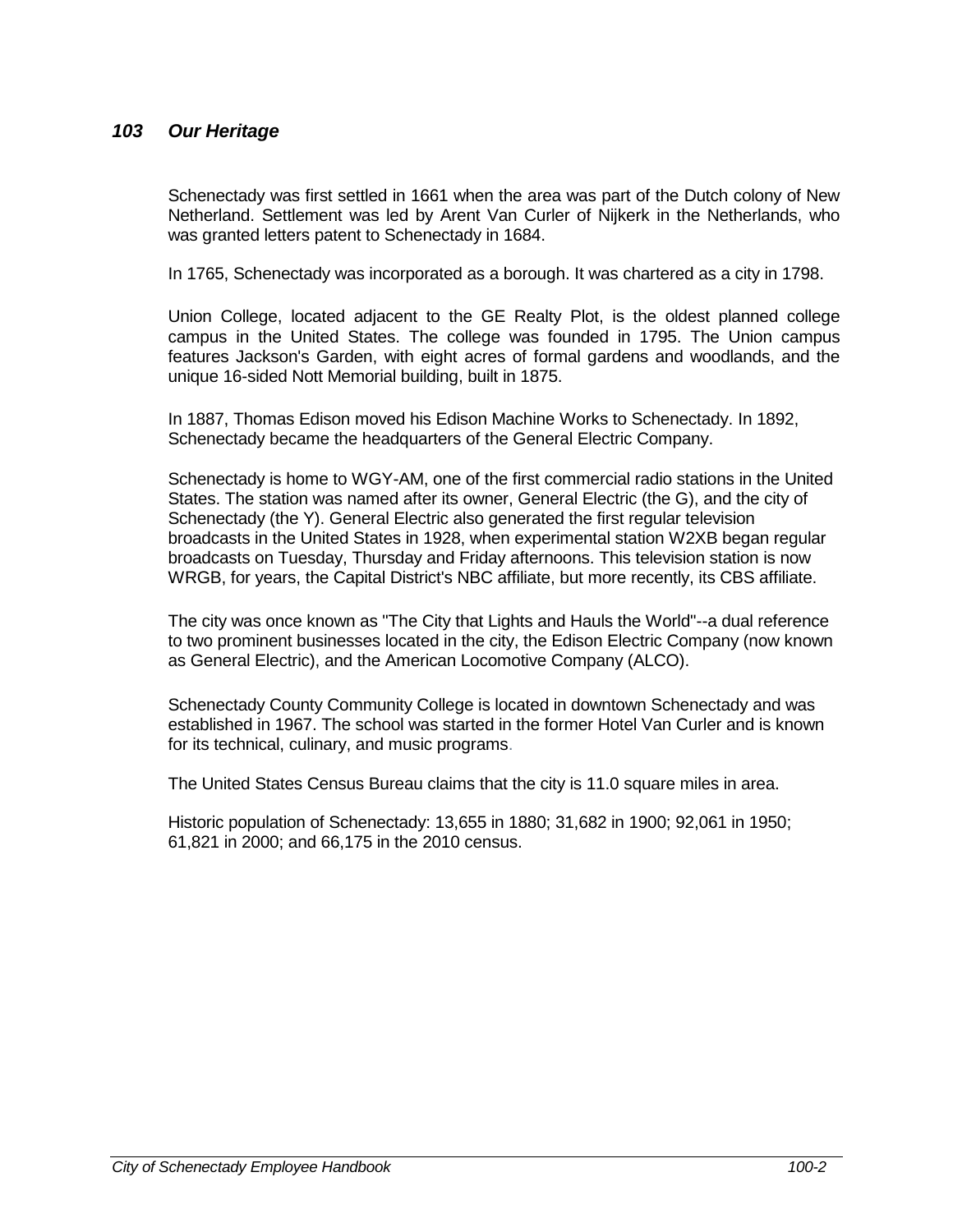## 103 Our Heritage

Schenectady was first settled in 1661 when the area was part of the Dutch colony of New Netherland. Settlement was led by Arent Van Curler of Nijkerk in the Netherlands, who was granted letters patent to Schenectady in 1684.

In 1765, Schenectady was incorporated as a borough. It was chartered as a city in 1798.

Union College, located adjacent to the GE Realty Plot, is the oldest planned college campus in the United States. The college was founded in 1795. The Union campus features Jackson's Garden, with eight acres of formal gardens and woodlands, and the unique 16-sided Nott Memorial building, built in 1875.

In 1887, Thomas Edison moved his Edison Machine Works to Schenectady. In 1892, Schenectady became the headquarters of the General Electric Company.

Schenectady is home to WGY-AM, one of the first commercial radio stations in the United States. The station was named after its owner, General Electric (the G), and the city of Schenectady (the Y). General Electric also generated the first regular television broadcasts in the United States in 1928, when experimental station W2XB began regular broadcasts on Tuesday, Thursday and Friday afternoons. This television station is now WRGB, for years, the Capital District's NBC affiliate, but more recently, its CBS affiliate.

The city was once known as "The City that Lights and Hauls the World"--a dual reference to two prominent businesses located in the city, the Edison Electric Company (now known as General Electric), and the American Locomotive Company (ALCO).

Schenectady County Community College is located in downtown Schenectady and was established in 1967. The school was started in the former Hotel Van Curler and is known for its technical, culinary, and music programs.

The United States Census Bureau claims that the city is 11.0 square miles in area.

Historic population of Schenectady: 13,655 in 1880; 31,682 in 1900; 92,061 in 1950; 61,821 in 2000; and 66,175 in the 2010 census.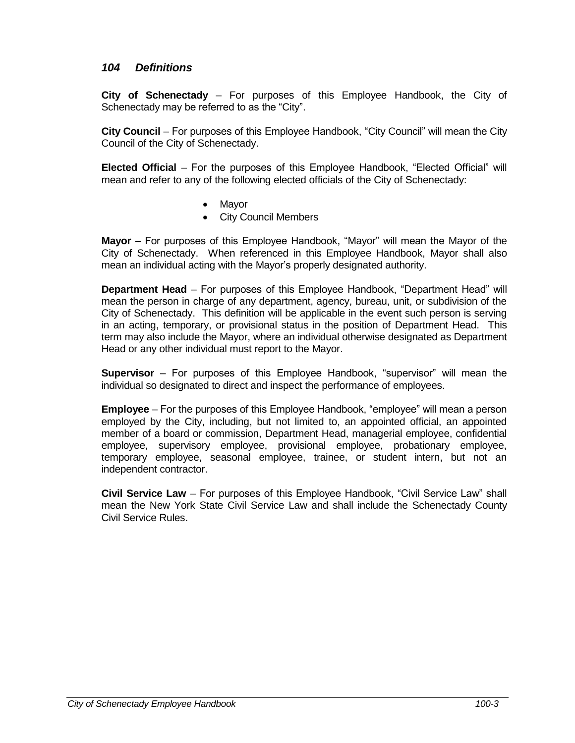## *104 Definitions*

**City of Schenectady** – For purposes of this Employee Handbook, the City of Schenectady may be referred to as the "City".

**City Council** – For purposes of this Employee Handbook, "City Council" will mean the City Council of the City of Schenectady.

**Elected Official** – For the purposes of this Employee Handbook, "Elected Official" will mean and refer to any of the following elected officials of the City of Schenectady:

- Mayor
- City Council Members

**Mayor** – For purposes of this Employee Handbook, "Mayor" will mean the Mayor of the City of Schenectady. When referenced in this Employee Handbook, Mayor shall also mean an individual acting with the Mayor's properly designated authority.

**Department Head** – For purposes of this Employee Handbook, "Department Head" will mean the person in charge of any department, agency, bureau, unit, or subdivision of the City of Schenectady. This definition will be applicable in the event such person is serving in an acting, temporary, or provisional status in the position of Department Head. This term may also include the Mayor, where an individual otherwise designated as Department Head or any other individual must report to the Mayor.

**Supervisor** – For purposes of this Employee Handbook, "supervisor" will mean the individual so designated to direct and inspect the performance of employees.

**Employee** – For the purposes of this Employee Handbook, "employee" will mean a person employed by the City, including, but not limited to, an appointed official, an appointed member of a board or commission, Department Head, managerial employee, confidential employee, supervisory employee, provisional employee, probationary employee, temporary employee, seasonal employee, trainee, or student intern, but not an independent contractor.

**Civil Service Law** – For purposes of this Employee Handbook, "Civil Service Law" shall mean the New York State Civil Service Law and shall include the Schenectady County Civil Service Rules.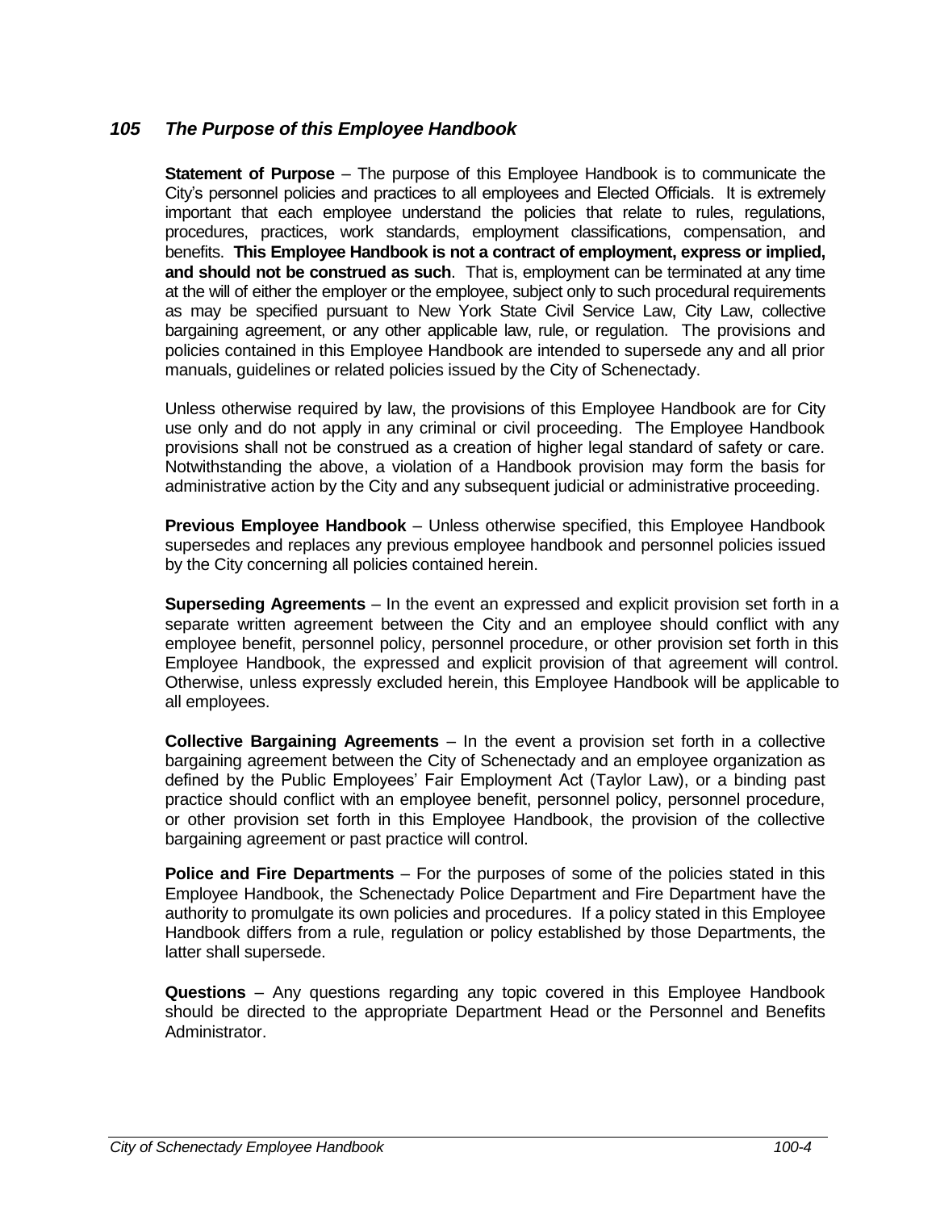## *105 The Purpose of this Employee Handbook*

**Statement of Purpose** – The purpose of this Employee Handbook is to communicate the City's personnel policies and practices to all employees and Elected Officials. It is extremely important that each employee understand the policies that relate to rules, regulations, procedures, practices, work standards, employment classifications, compensation, and benefits. **This Employee Handbook is not a contract of employment, express or implied, and should not be construed as such**. That is, employment can be terminated at any time at the will of either the employer or the employee, subject only to such procedural requirements as may be specified pursuant to New York State Civil Service Law, City Law, collective bargaining agreement, or any other applicable law, rule, or regulation. The provisions and policies contained in this Employee Handbook are intended to supersede any and all prior manuals, guidelines or related policies issued by the City of Schenectady.

Unless otherwise required by law, the provisions of this Employee Handbook are for City use only and do not apply in any criminal or civil proceeding. The Employee Handbook provisions shall not be construed as a creation of higher legal standard of safety or care. Notwithstanding the above, a violation of a Handbook provision may form the basis for administrative action by the City and any subsequent judicial or administrative proceeding.

**Previous Employee Handbook** – Unless otherwise specified, this Employee Handbook supersedes and replaces any previous employee handbook and personnel policies issued by the City concerning all policies contained herein.

**Superseding Agreements** – In the event an expressed and explicit provision set forth in a separate written agreement between the City and an employee should conflict with any employee benefit, personnel policy, personnel procedure, or other provision set forth in this Employee Handbook, the expressed and explicit provision of that agreement will control. Otherwise, unless expressly excluded herein, this Employee Handbook will be applicable to all employees.

**Collective Bargaining Agreements** – In the event a provision set forth in a collective bargaining agreement between the City of Schenectady and an employee organization as defined by the Public Employees' Fair Employment Act (Taylor Law), or a binding past practice should conflict with an employee benefit, personnel policy, personnel procedure, or other provision set forth in this Employee Handbook, the provision of the collective bargaining agreement or past practice will control.

**Police and Fire Departments** – For the purposes of some of the policies stated in this Employee Handbook, the Schenectady Police Department and Fire Department have the authority to promulgate its own policies and procedures. If a policy stated in this Employee Handbook differs from a rule, regulation or policy established by those Departments, the latter shall supersede.

**Questions** – Any questions regarding any topic covered in this Employee Handbook should be directed to the appropriate Department Head or the Personnel and Benefits Administrator.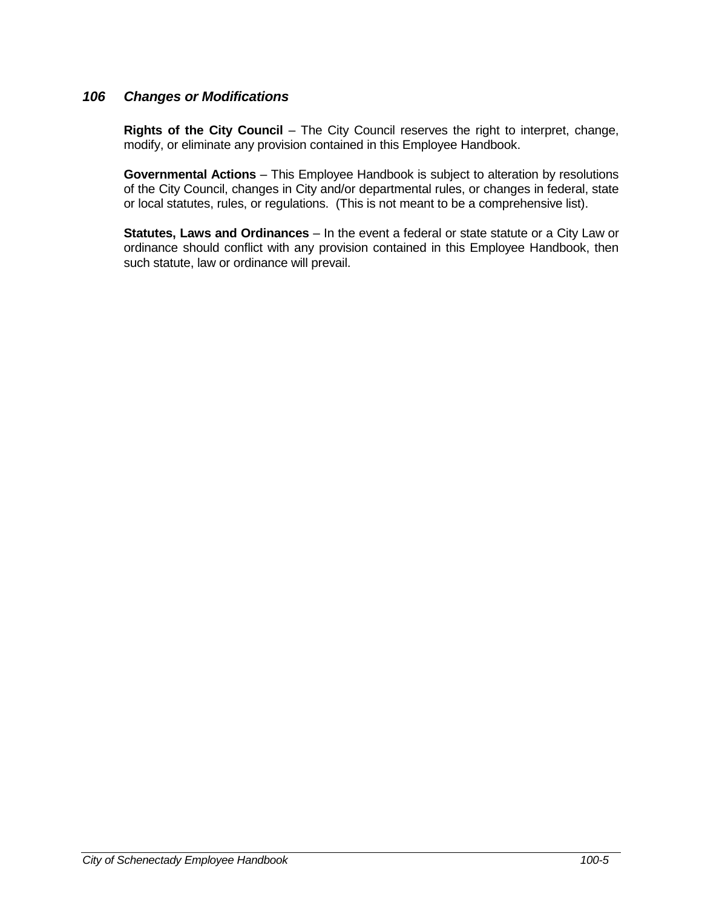### *106 Changes or Modifications*

**Rights of the City Council** – The City Council reserves the right to interpret, change, modify, or eliminate any provision contained in this Employee Handbook.

**Governmental Actions** – This Employee Handbook is subject to alteration by resolutions of the City Council, changes in City and/or departmental rules, or changes in federal, state or local statutes, rules, or regulations. (This is not meant to be a comprehensive list).

**Statutes, Laws and Ordinances** – In the event a federal or state statute or a City Law or ordinance should conflict with any provision contained in this Employee Handbook, then such statute, law or ordinance will prevail.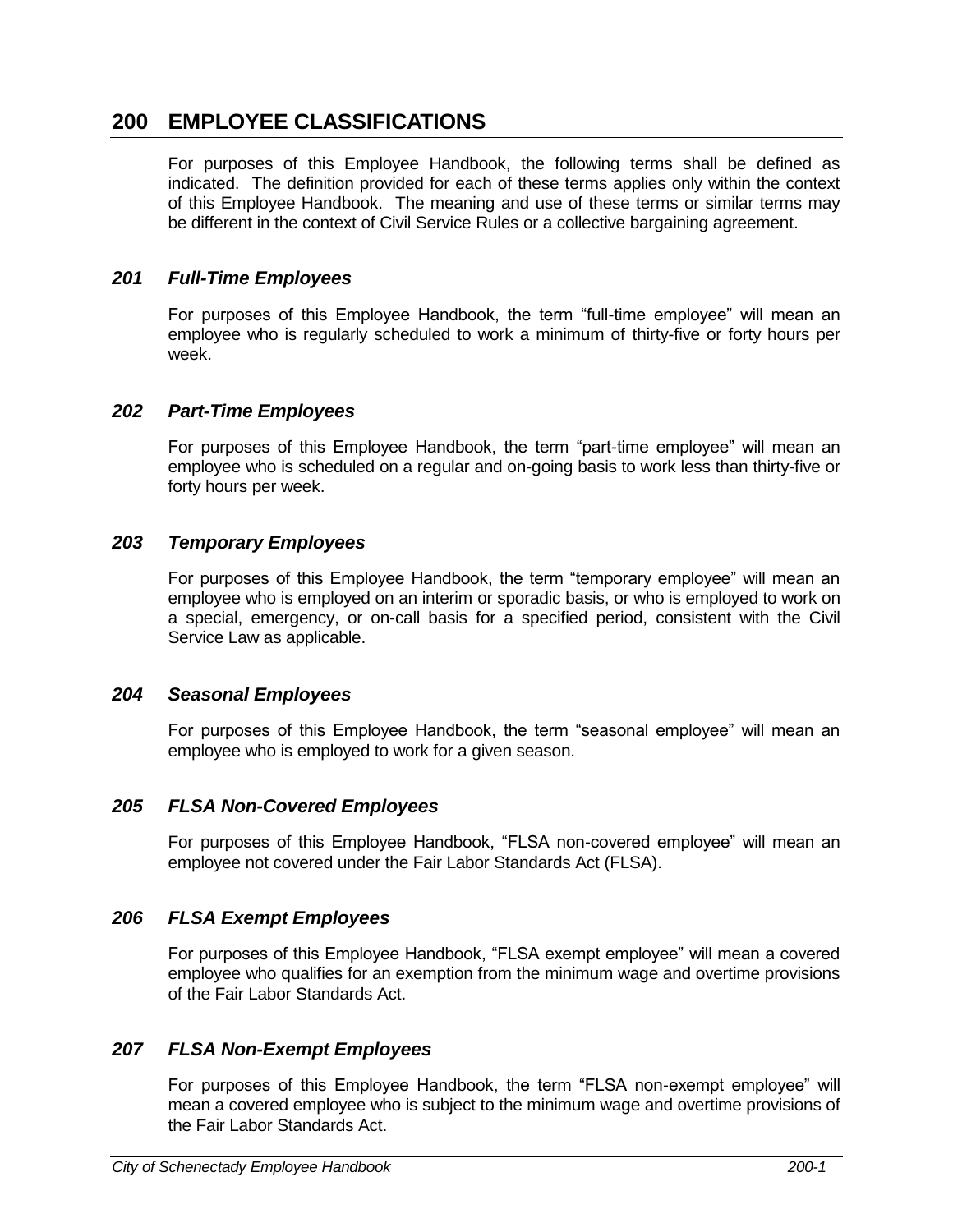# 200 EMPLOYEE CLASSIFICATIONS

For purposes of this Employee Handbook, the following terms shall be defined as indicated. The definition provided for each of these terms applies only within the context of this Employee Handbook. The meaning and use of these terms or similar terms may be different in the context of Civil Service Rules or a collective bargaining agreement.

## *201 Full-Time Employees*

For purposes of this Employee Handbook, the term "full-time employee" will mean an employee who is regularly scheduled to work a minimum of thirty-five or forty hours per week.

## *202 Part-Time Employees*

For purposes of this Employee Handbook, the term "part-time employee" will mean an employee who is scheduled on a regular and on-going basis to work less than thirty-five or forty hours per week.

## *203 Temporary Employees*

For purposes of this Employee Handbook, the term "temporary employee" will mean an employee who is employed on an interim or sporadic basis, or who is employed to work on a special, emergency, or on-call basis for a specified period, consistent with the Civil Service Law as applicable.

## *204 Seasonal Employees*

For purposes of this Employee Handbook, the term "seasonal employee" will mean an employee who is employed to work for a given season.

## *205 FLSA Non-Covered Employees*

For purposes of this Employee Handbook, "FLSA non-covered employee" will mean an employee not covered under the Fair Labor Standards Act (FLSA).

## *206 FLSA Exempt Employees*

For purposes of this Employee Handbook, "FLSA exempt employee" will mean a covered employee who qualifies for an exemption from the minimum wage and overtime provisions of the Fair Labor Standards Act.

## *207 FLSA Non-Exempt Employees*

For purposes of this Employee Handbook, the term "FLSA non-exempt employee" will mean a covered employee who is subject to the minimum wage and overtime provisions of the Fair Labor Standards Act.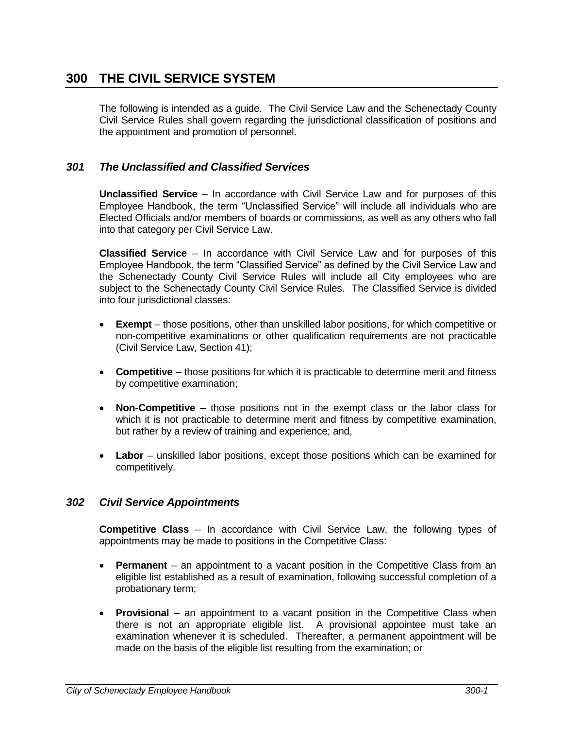# 300 THE CIVIL SERVICE SYSTEM

The following is intended as a guide. The Civil Service Law and the Schenectady County Civil Service Rules shall govern regarding the jurisdictional classification of positions and the appointment and promotion of personnel.

## *301 The Unclassified and Classified Services*

**Unclassified Service** – In accordance with Civil Service Law and for purposes of this Employee Handbook, the term "Unclassified Service" will include all individuals who are Elected Officials and/or members of boards or commissions, as well as any others who fall into that category per Civil Service Law.

**Classified Service** – In accordance with Civil Service Law and for purposes of this Employee Handbook, the term "Classified Service" as defined by the Civil Service Law and the Schenectady County Civil Service Rules will include all City employees who are subject to the Schenectady County Civil Service Rules. The Classified Service is divided into four jurisdictional classes:

- **Exempt** – those positions, other than unskilled labor positions, for which competitive or non-competitive examinations or other qualification requirements are not practicable (Civil Service Law, Section 41);
- **Competitive** – those positions for which it is practicable to determine merit and fitness by competitive examination;
- **Non-Competitive** – those positions not in the exempt class or the labor class for which it is not practicable to determine merit and fitness by competitive examination, but rather by a review of training and experience; and,
- **Labor** – unskilled labor positions, except those positions which can be examined for competitively.

## *302 Civil Service Appointments*

**Competitive Class** – In accordance with Civil Service Law, the following types of appointments may be made to positions in the Competitive Class:

- **Permanent** – an appointment to a vacant position in the Competitive Class from an eligible list established as a result of examination, following successful completion of a probationary term;
- **Provisional** – an appointment to a vacant position in the Competitive Class when there is not an appropriate eligible list. A provisional appointee must take an examination whenever it is scheduled. Thereafter, a permanent appointment will be made on the basis of the eligible list resulting from the examination; or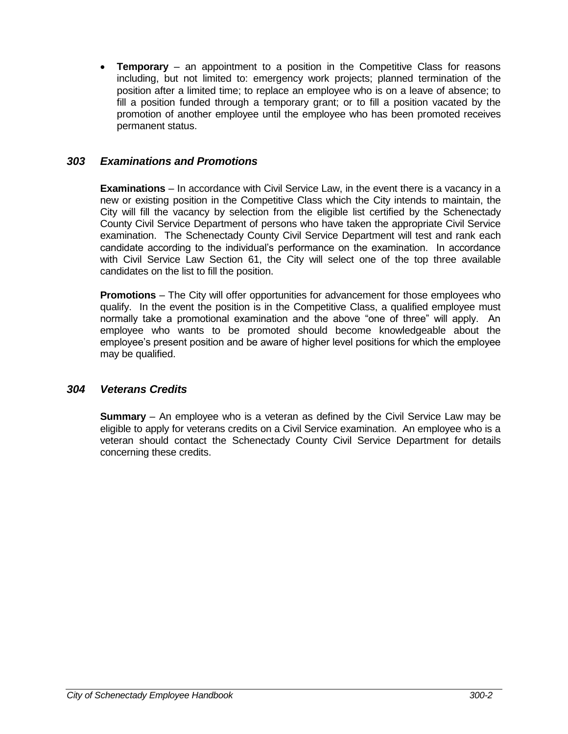- **Temporary** – an appointment to a position in the Competitive Class for reasons including, but not limited to: emergency work projects; planned termination of the position after a limited time; to replace an employee who is on a leave of absence; to fill a position funded through a temporary grant; or to fill a position vacated by the promotion of another employee until the employee who has been promoted receives permanent status.

## *303 Examinations and Promotions*

**Examinations** – In accordance with Civil Service Law, in the event there is a vacancy in a new or existing position in the Competitive Class which the City intends to maintain, the City will fill the vacancy by selection from the eligible list certified by the Schenectady County Civil Service Department of persons who have taken the appropriate Civil Service examination. The Schenectady County Civil Service Department will test and rank each candidate according to the individual's performance on the examination. In accordance with Civil Service Law Section 61, the City will select one of the top three available candidates on the list to fill the position.

**Promotions** – The City will offer opportunities for advancement for those employees who qualify. In the event the position is in the Competitive Class, a qualified employee must normally take a promotional examination and the above "one of three" will apply. An employee who wants to be promoted should become knowledgeable about the employee's present position and be aware of higher level positions for which the employee may be qualified.

## *304 Veterans Credits*

**Summary** – An employee who is a veteran as defined by the Civil Service Law may be eligible to apply for veterans credits on a Civil Service examination. An employee who is a veteran should contact the Schenectady County Civil Service Department for details concerning these credits.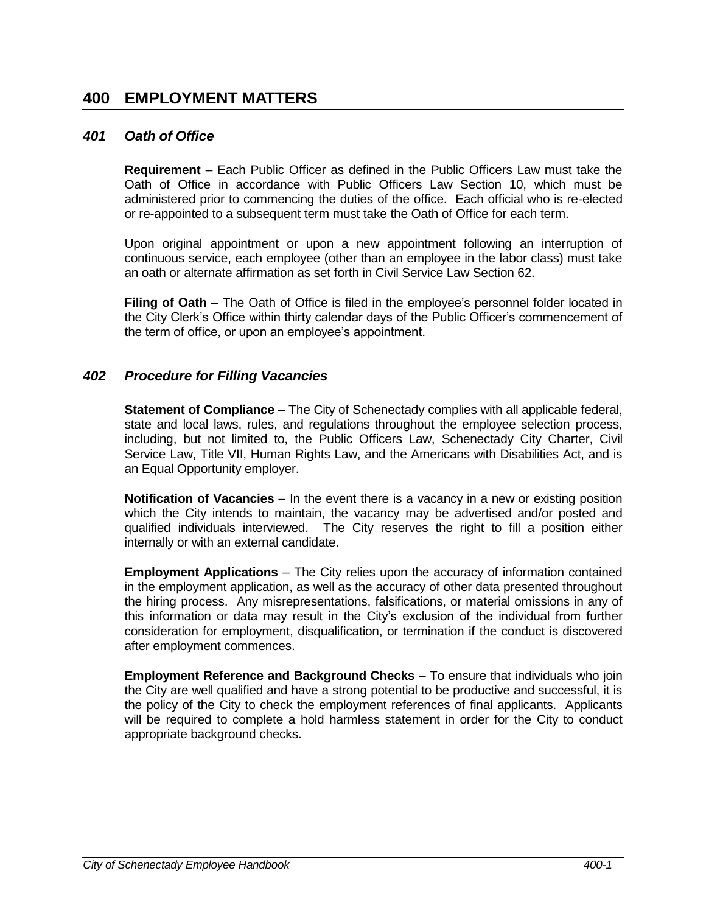# 400 EMPLOYMENT MATTERS

## *401 Oath of Office*

**Requirement** – Each Public Officer as defined in the Public Officers Law must take the Oath of Office in accordance with Public Officers Law Section 10, which must be administered prior to commencing the duties of the office. Each official who is re-elected or re-appointed to a subsequent term must take the Oath of Office for each term.

Upon original appointment or upon a new appointment following an interruption of continuous service, each employee (other than an employee in the labor class) must take an oath or alternate affirmation as set forth in Civil Service Law Section 62.

**Filing of Oath** – The Oath of Office is filed in the employee's personnel folder located in the City Clerk's Office within thirty calendar days of the Public Officer's commencement of the term of office, or upon an employee's appointment.

## *402 Procedure for Filling Vacancies*

**Statement of Compliance** – The City of Schenectady complies with all applicable federal, state and local laws, rules, and regulations throughout the employee selection process, including, but not limited to, the Public Officers Law, Schenectady City Charter, Civil Service Law, Title VII, Human Rights Law, and the Americans with Disabilities Act, and is an Equal Opportunity employer.

**Notification of Vacancies** – In the event there is a vacancy in a new or existing position which the City intends to maintain, the vacancy may be advertised and/or posted and qualified individuals interviewed. The City reserves the right to fill a position either internally or with an external candidate.

**Employment Applications** – The City relies upon the accuracy of information contained in the employment application, as well as the accuracy of other data presented throughout the hiring process. Any misrepresentations, falsifications, or material omissions in any of this information or data may result in the City's exclusion of the individual from further consideration for employment, disqualification, or termination if the conduct is discovered after employment commences.

**Employment Reference and Background Checks** – To ensure that individuals who join the City are well qualified and have a strong potential to be productive and successful, it is the policy of the City to check the employment references of final applicants. Applicants will be required to complete a hold harmless statement in order for the City to conduct appropriate background checks.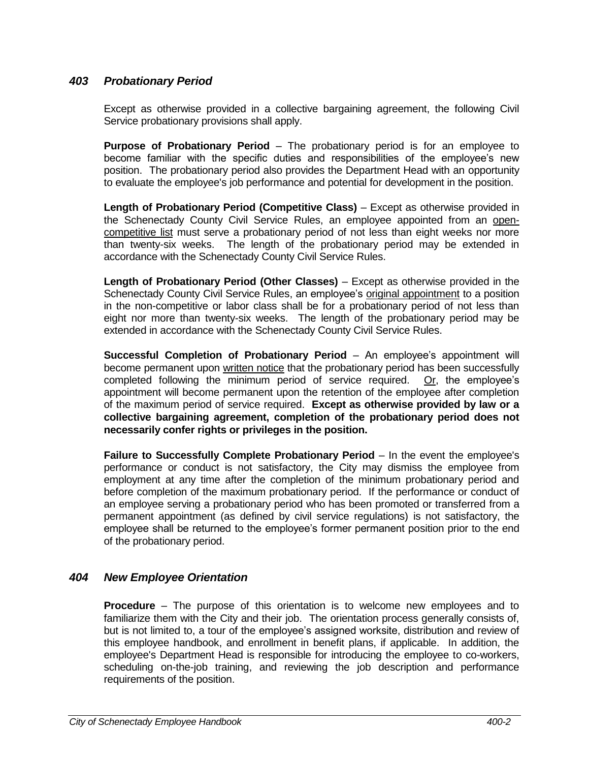## *403 Probationary Period*

Except as otherwise provided in a collective bargaining agreement, the following Civil Service probationary provisions shall apply.

**Purpose of Probationary Period** – The probationary period is for an employee to become familiar with the specific duties and responsibilities of the employee's new position. The probationary period also provides the Department Head with an opportunity to evaluate the employee's job performance and potential for development in the position.

**Length of Probationary Period (Competitive Class)** – Except as otherwise provided in the Schenectady County Civil Service Rules, an employee appointed from an open-competitive list must serve a probationary period of not less than eight weeks nor more than twenty-six weeks. The length of the probationary period may be extended in accordance with the Schenectady County Civil Service Rules.

**Length of Probationary Period (Other Classes)** – Except as otherwise provided in the Schenectady County Civil Service Rules, an employee's original appointment to a position in the non-competitive or labor class shall be for a probationary period of not less than eight nor more than twenty-six weeks. The length of the probationary period may be extended in accordance with the Schenectady County Civil Service Rules.

**Successful Completion of Probationary Period** – An employee's appointment will become permanent upon written notice that the probationary period has been successfully completed following the minimum period of service required. Or, the employee's appointment will become permanent upon the retention of the employee after completion of the maximum period of service required. **Except as otherwise provided by law or a collective bargaining agreement, completion of the probationary period does not necessarily confer rights or privileges in the position.**

**Failure to Successfully Complete Probationary Period** – In the event the employee's performance or conduct is not satisfactory, the City may dismiss the employee from employment at any time after the completion of the minimum probationary period and before completion of the maximum probationary period. If the performance or conduct of an employee serving a probationary period who has been promoted or transferred from a permanent appointment (as defined by civil service regulations) is not satisfactory, the employee shall be returned to the employee's former permanent position prior to the end of the probationary period.

## *404 New Employee Orientation*

**Procedure** – The purpose of this orientation is to welcome new employees and to familiarize them with the City and their job. The orientation process generally consists of, but is not limited to, a tour of the employee's assigned worksite, distribution and review of this employee handbook, and enrollment in benefit plans, if applicable. In addition, the employee's Department Head is responsible for introducing the employee to co-workers, scheduling on-the-job training, and reviewing the job description and performance requirements of the position.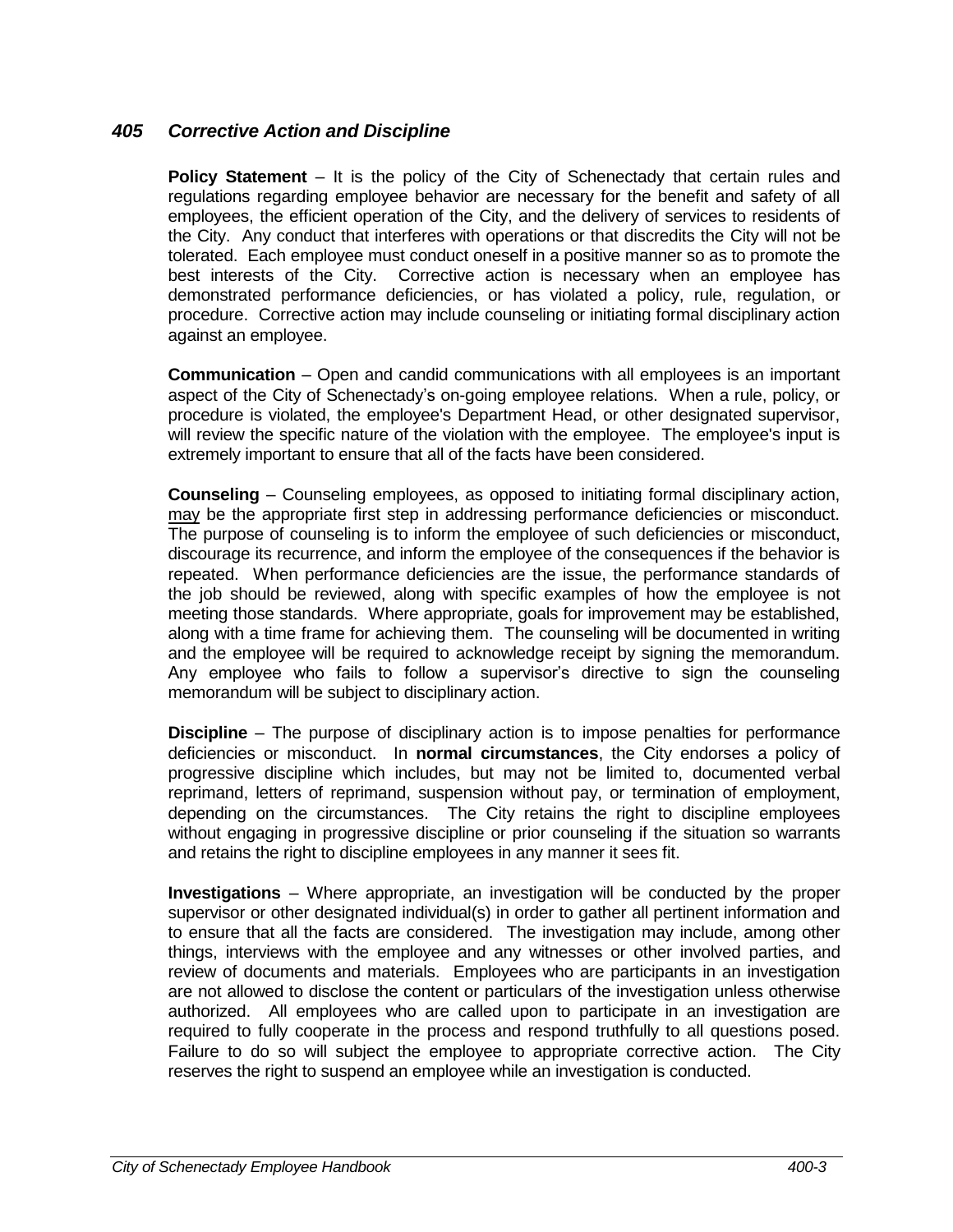## *405 Corrective Action and Discipline*

**Policy Statement** – It is the policy of the City of Schenectady that certain rules and regulations regarding employee behavior are necessary for the benefit and safety of all employees, the efficient operation of the City, and the delivery of services to residents of the City. Any conduct that interferes with operations or that discredits the City will not be tolerated. Each employee must conduct oneself in a positive manner so as to promote the best interests of the City. Corrective action is necessary when an employee has demonstrated performance deficiencies, or has violated a policy, rule, regulation, or procedure. Corrective action may include counseling or initiating formal disciplinary action against an employee.

**Communication** – Open and candid communications with all employees is an important aspect of the City of Schenectady's on-going employee relations. When a rule, policy, or procedure is violated, the employee's Department Head, or other designated supervisor, will review the specific nature of the violation with the employee. The employee's input is extremely important to ensure that all of the facts have been considered.

**Counseling** – Counseling employees, as opposed to initiating formal disciplinary action, may be the appropriate first step in addressing performance deficiencies or misconduct. The purpose of counseling is to inform the employee of such deficiencies or misconduct, discourage its recurrence, and inform the employee of the consequences if the behavior is repeated. When performance deficiencies are the issue, the performance standards of the job should be reviewed, along with specific examples of how the employee is not meeting those standards. Where appropriate, goals for improvement may be established, along with a time frame for achieving them. The counseling will be documented in writing and the employee will be required to acknowledge receipt by signing the memorandum. Any employee who fails to follow a supervisor's directive to sign the counseling memorandum will be subject to disciplinary action.

**Discipline** – The purpose of disciplinary action is to impose penalties for performance deficiencies or misconduct. In **normal circumstances**, the City endorses a policy of progressive discipline which includes, but may not be limited to, documented verbal reprimand, letters of reprimand, suspension without pay, or termination of employment, depending on the circumstances. The City retains the right to discipline employees without engaging in progressive discipline or prior counseling if the situation so warrants and retains the right to discipline employees in any manner it sees fit.

**Investigations** – Where appropriate, an investigation will be conducted by the proper supervisor or other designated individual(s) in order to gather all pertinent information and to ensure that all the facts are considered. The investigation may include, among other things, interviews with the employee and any witnesses or other involved parties, and review of documents and materials. Employees who are participants in an investigation are not allowed to disclose the content or particulars of the investigation unless otherwise authorized. All employees who are called upon to participate in an investigation are required to fully cooperate in the process and respond truthfully to all questions posed. Failure to do so will subject the employee to appropriate corrective action. The City reserves the right to suspend an employee while an investigation is conducted.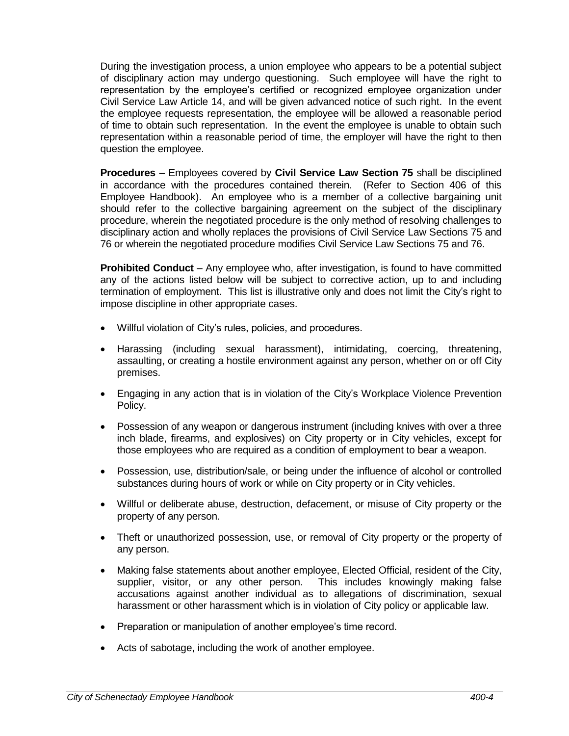During the investigation process, a union employee who appears to be a potential subject of disciplinary action may undergo questioning. Such employee will have the right to representation by the employee's certified or recognized employee organization under Civil Service Law Article 14, and will be given advanced notice of such right. In the event the employee requests representation, the employee will be allowed a reasonable period of time to obtain such representation. In the event the employee is unable to obtain such representation within a reasonable period of time, the employer will have the right to then question the employee.

**Procedures** – Employees covered by **Civil Service Law Section 75** shall be disciplined in accordance with the procedures contained therein. (Refer to Section 406 of this Employee Handbook). An employee who is a member of a collective bargaining unit should refer to the collective bargaining agreement on the subject of the disciplinary procedure, wherein the negotiated procedure is the only method of resolving challenges to disciplinary action and wholly replaces the provisions of Civil Service Law Sections 75 and 76 or wherein the negotiated procedure modifies Civil Service Law Sections 75 and 76.

**Prohibited Conduct** – Any employee who, after investigation, is found to have committed any of the actions listed below will be subject to corrective action, up to and including termination of employment. This list is illustrative only and does not limit the City's right to impose discipline in other appropriate cases.

- Willful violation of City's rules, policies, and procedures.
- Harassing (including sexual harassment), intimidating, coercing, threatening, assaulting, or creating a hostile environment against any person, whether on or off City premises.
- Engaging in any action that is in violation of the City's Workplace Violence Prevention Policy.
- Possession of any weapon or dangerous instrument (including knives with over a three inch blade, firearms, and explosives) on City property or in City vehicles, except for those employees who are required as a condition of employment to bear a weapon.
- Possession, use, distribution/sale, or being under the influence of alcohol or controlled substances during hours of work or while on City property or in City vehicles.
- Willful or deliberate abuse, destruction, defacement, or misuse of City property or the property of any person.
- Theft or unauthorized possession, use, or removal of City property or the property of any person.
- Making false statements about another employee, Elected Official, resident of the City, supplier, visitor, or any other person. This includes knowingly making false accusations against another individual as to allegations of discrimination, sexual harassment or other harassment which is in violation of City policy or applicable law.
- Preparation or manipulation of another employee's time record.
- Acts of sabotage, including the work of another employee.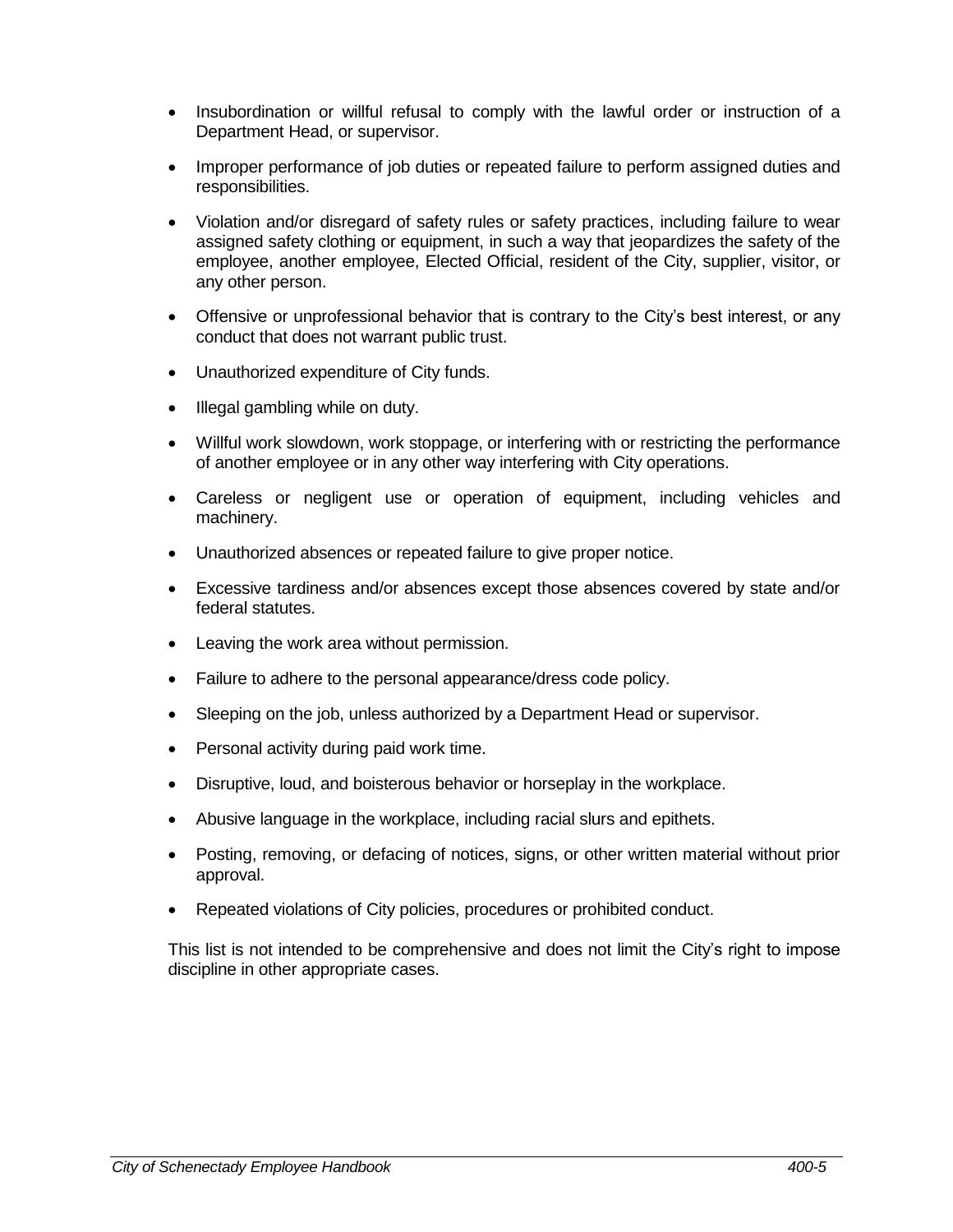- Insubordination or willful refusal to comply with the lawful order or instruction of a Department Head, or supervisor.
- Improper performance of job duties or repeated failure to perform assigned duties and responsibilities.
- Violation and/or disregard of safety rules or safety practices, including failure to wear assigned safety clothing or equipment, in such a way that jeopardizes the safety of the employee, another employee, Elected Official, resident of the City, supplier, visitor, or any other person.
- Offensive or unprofessional behavior that is contrary to the City's best interest, or any conduct that does not warrant public trust.
- Unauthorized expenditure of City funds.
- Illegal gambling while on duty.
- Willful work slowdown, work stoppage, or interfering with or restricting the performance of another employee or in any other way interfering with City operations.
- Careless or negligent use or operation of equipment, including vehicles and machinery.
- Unauthorized absences or repeated failure to give proper notice.
- Excessive tardiness and/or absences except those absences covered by state and/or federal statutes.
- Leaving the work area without permission.
- Failure to adhere to the personal appearance/dress code policy.
- Sleeping on the job, unless authorized by a Department Head or supervisor.
- Personal activity during paid work time.
- Disruptive, loud, and boisterous behavior or horseplay in the workplace.
- Abusive language in the workplace, including racial slurs and epithets.
- Posting, removing, or defacing of notices, signs, or other written material without prior approval.
- Repeated violations of City policies, procedures or prohibited conduct.

This list is not intended to be comprehensive and does not limit the City's right to impose discipline in other appropriate cases.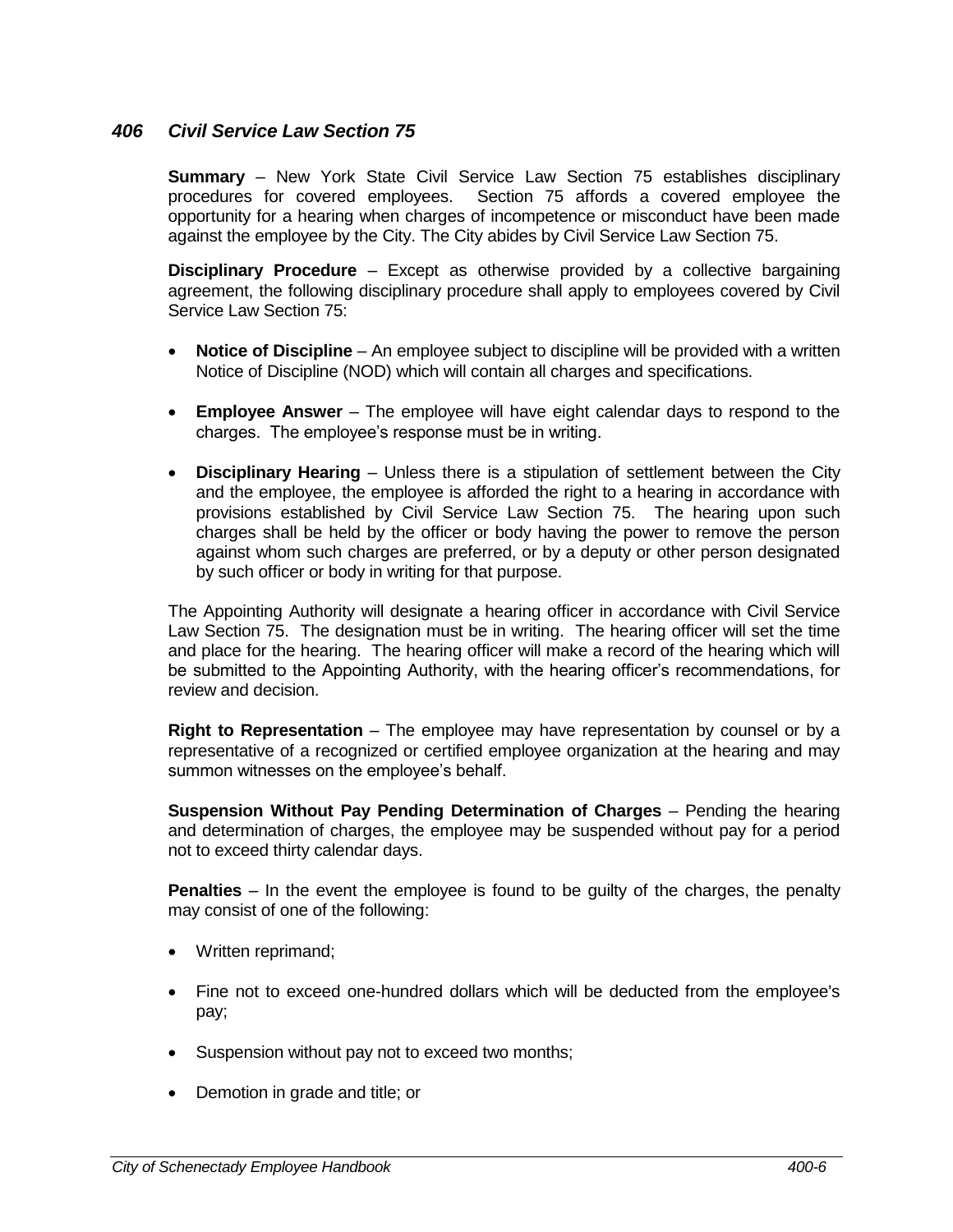## *406 Civil Service Law Section 75*

**Summary** – New York State Civil Service Law Section 75 establishes disciplinary procedures for covered employees. Section 75 affords a covered employee the opportunity for a hearing when charges of incompetence or misconduct have been made against the employee by the City. The City abides by Civil Service Law Section 75.

**Disciplinary Procedure** – Except as otherwise provided by a collective bargaining agreement, the following disciplinary procedure shall apply to employees covered by Civil Service Law Section 75:

- **Notice of Discipline** – An employee subject to discipline will be provided with a written Notice of Discipline (NOD) which will contain all charges and specifications.
- **Employee Answer** – The employee will have eight calendar days to respond to the charges. The employee's response must be in writing.
- **Disciplinary Hearing** – Unless there is a stipulation of settlement between the City and the employee, the employee is afforded the right to a hearing in accordance with provisions established by Civil Service Law Section 75. The hearing upon such charges shall be held by the officer or body having the power to remove the person against whom such charges are preferred, or by a deputy or other person designated by such officer or body in writing for that purpose.

The Appointing Authority will designate a hearing officer in accordance with Civil Service Law Section 75. The designation must be in writing. The hearing officer will set the time and place for the hearing. The hearing officer will make a record of the hearing which will be submitted to the Appointing Authority, with the hearing officer's recommendations, for review and decision.

**Right to Representation** – The employee may have representation by counsel or by a representative of a recognized or certified employee organization at the hearing and may summon witnesses on the employee's behalf.

**Suspension Without Pay Pending Determination of Charges** – Pending the hearing and determination of charges, the employee may be suspended without pay for a period not to exceed thirty calendar days.

**Penalties** – In the event the employee is found to be guilty of the charges, the penalty may consist of one of the following:

- Written reprimand;
- Fine not to exceed one-hundred dollars which will be deducted from the employee's pay;
- Suspension without pay not to exceed two months;
- Demotion in grade and title; or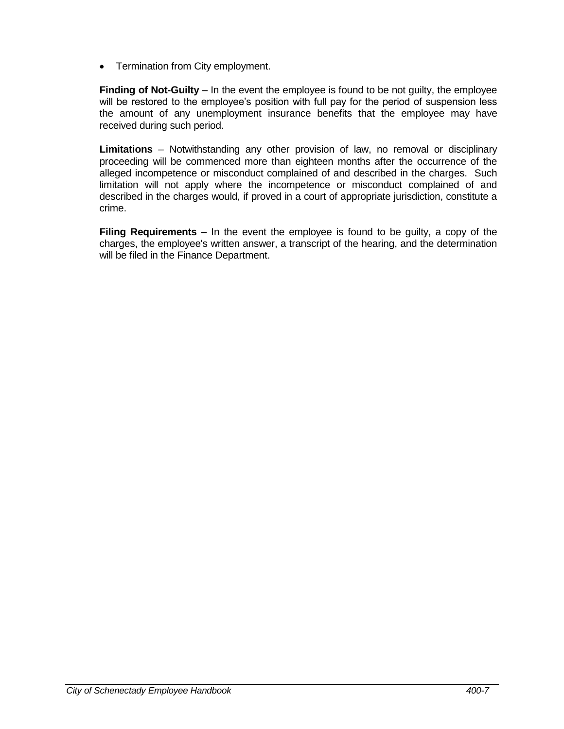- Termination from City employment.

**Finding of Not-Guilty** – In the event the employee is found to be not guilty, the employee will be restored to the employee's position with full pay for the period of suspension less the amount of any unemployment insurance benefits that the employee may have received during such period.

**Limitations** – Notwithstanding any other provision of law, no removal or disciplinary proceeding will be commenced more than eighteen months after the occurrence of the alleged incompetence or misconduct complained of and described in the charges. Such limitation will not apply where the incompetence or misconduct complained of and described in the charges would, if proved in a court of appropriate jurisdiction, constitute a crime.

**Filing Requirements** – In the event the employee is found to be guilty, a copy of the charges, the employee's written answer, a transcript of the hearing, and the determination will be filed in the Finance Department.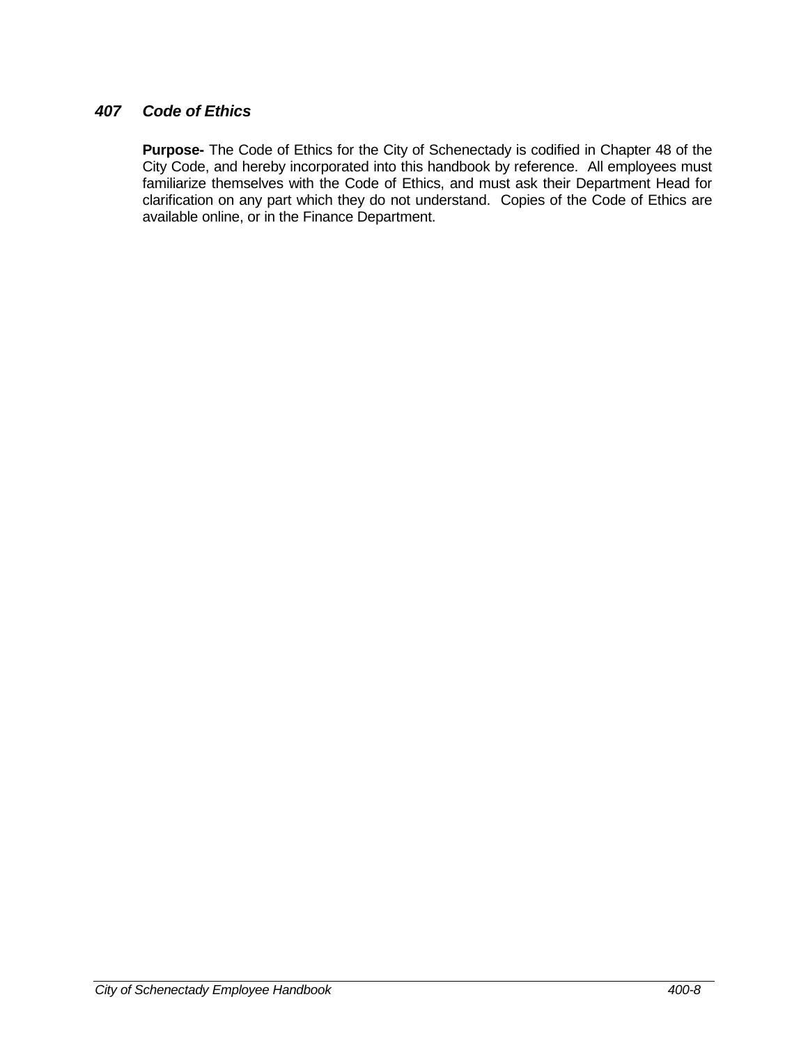## *407 Code of Ethics*

**Purpose-** The Code of Ethics for the City of Schenectady is codified in Chapter 48 of the City Code, and hereby incorporated into this handbook by reference. All employees must familiarize themselves with the Code of Ethics, and must ask their Department Head for clarification on any part which they do not understand. Copies of the Code of Ethics are available online, or in the Finance Department.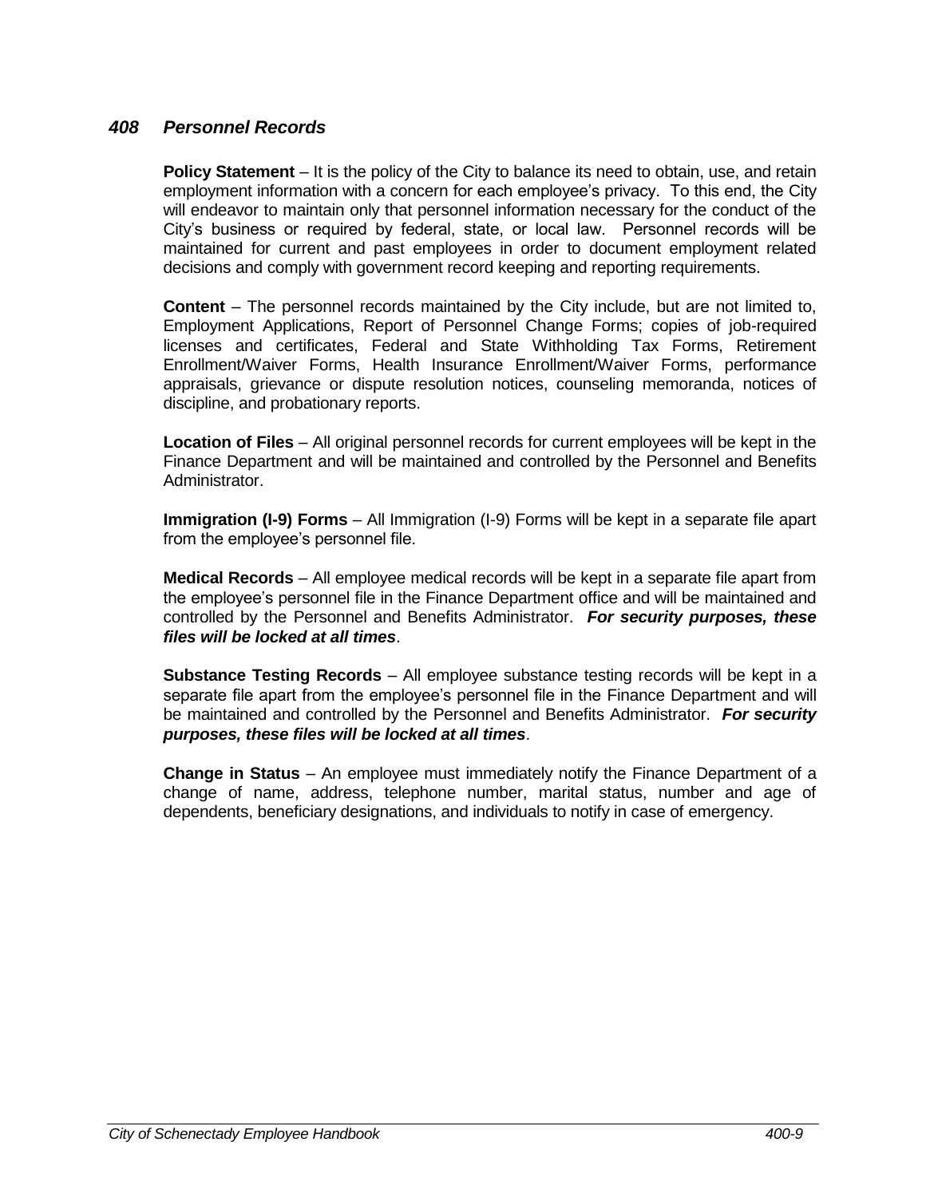## *408 Personnel Records*

**Policy Statement** – It is the policy of the City to balance its need to obtain, use, and retain employment information with a concern for each employee's privacy. To this end, the City will endeavor to maintain only that personnel information necessary for the conduct of the City's business or required by federal, state, or local law. Personnel records will be maintained for current and past employees in order to document employment related decisions and comply with government record keeping and reporting requirements.

**Content** – The personnel records maintained by the City include, but are not limited to, Employment Applications, Report of Personnel Change Forms; copies of job-required licenses and certificates, Federal and State Withholding Tax Forms, Retirement Enrollment/Waiver Forms, Health Insurance Enrollment/Waiver Forms, performance appraisals, grievance or dispute resolution notices, counseling memoranda, notices of discipline, and probationary reports.

**Location of Files** – All original personnel records for current employees will be kept in the Finance Department and will be maintained and controlled by the Personnel and Benefits Administrator.

**Immigration (I-9) Forms** – All Immigration (I-9) Forms will be kept in a separate file apart from the employee's personnel file.

**Medical Records** – All employee medical records will be kept in a separate file apart from the employee's personnel file in the Finance Department office and will be maintained and controlled by the Personnel and Benefits Administrator. ***For security purposes, these files will be locked at all times***.

**Substance Testing Records** – All employee substance testing records will be kept in a separate file apart from the employee's personnel file in the Finance Department and will be maintained and controlled by the Personnel and Benefits Administrator. ***For security purposes, these files will be locked at all times***.

**Change in Status** – An employee must immediately notify the Finance Department of a change of name, address, telephone number, marital status, number and age of dependents, beneficiary designations, and individuals to notify in case of emergency.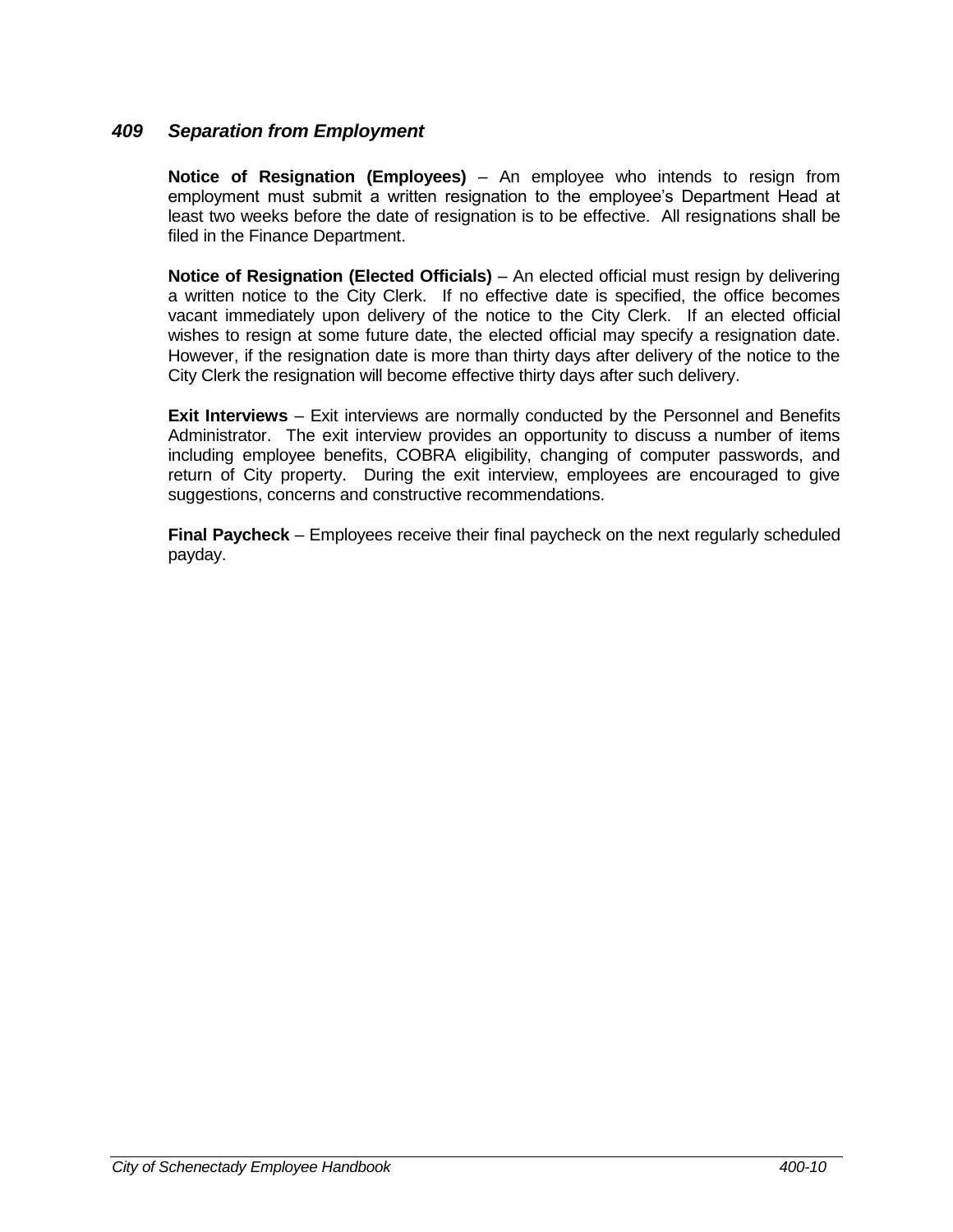## *409 Separation from Employment*

**Notice of Resignation (Employees)** – An employee who intends to resign from employment must submit a written resignation to the employee's Department Head at least two weeks before the date of resignation is to be effective. All resignations shall be filed in the Finance Department.

**Notice of Resignation (Elected Officials)** – An elected official must resign by delivering a written notice to the City Clerk. If no effective date is specified, the office becomes vacant immediately upon delivery of the notice to the City Clerk. If an elected official wishes to resign at some future date, the elected official may specify a resignation date. However, if the resignation date is more than thirty days after delivery of the notice to the City Clerk the resignation will become effective thirty days after such delivery.

**Exit Interviews** – Exit interviews are normally conducted by the Personnel and Benefits Administrator. The exit interview provides an opportunity to discuss a number of items including employee benefits, COBRA eligibility, changing of computer passwords, and return of City property. During the exit interview, employees are encouraged to give suggestions, concerns and constructive recommendations.

**Final Paycheck** – Employees receive their final paycheck on the next regularly scheduled payday.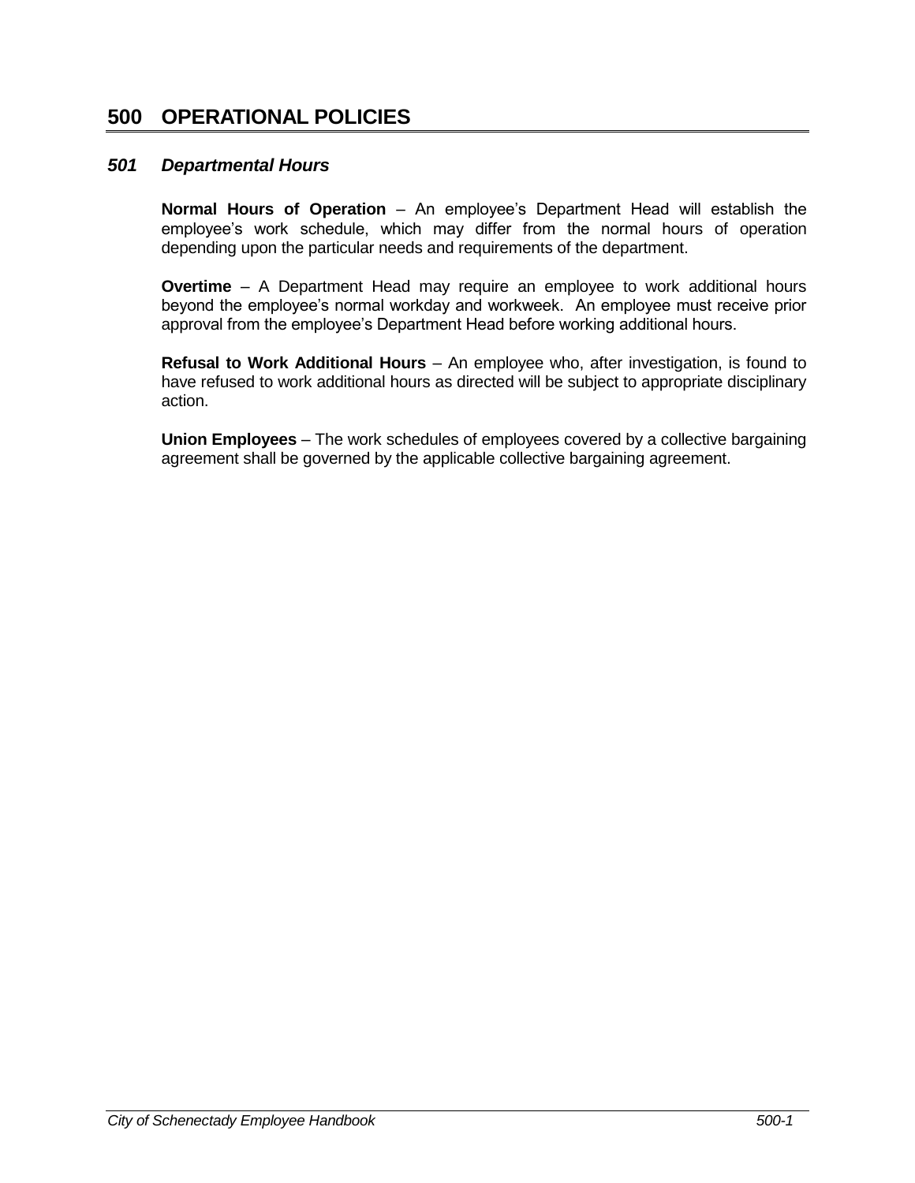# 500 OPERATIONAL POLICIES

## *501 Departmental Hours*

**Normal Hours of Operation** – An employee's Department Head will establish the employee's work schedule, which may differ from the normal hours of operation depending upon the particular needs and requirements of the department.

**Overtime** – A Department Head may require an employee to work additional hours beyond the employee's normal workday and workweek. An employee must receive prior approval from the employee's Department Head before working additional hours.

**Refusal to Work Additional Hours** – An employee who, after investigation, is found to have refused to work additional hours as directed will be subject to appropriate disciplinary action.

**Union Employees** – The work schedules of employees covered by a collective bargaining agreement shall be governed by the applicable collective bargaining agreement.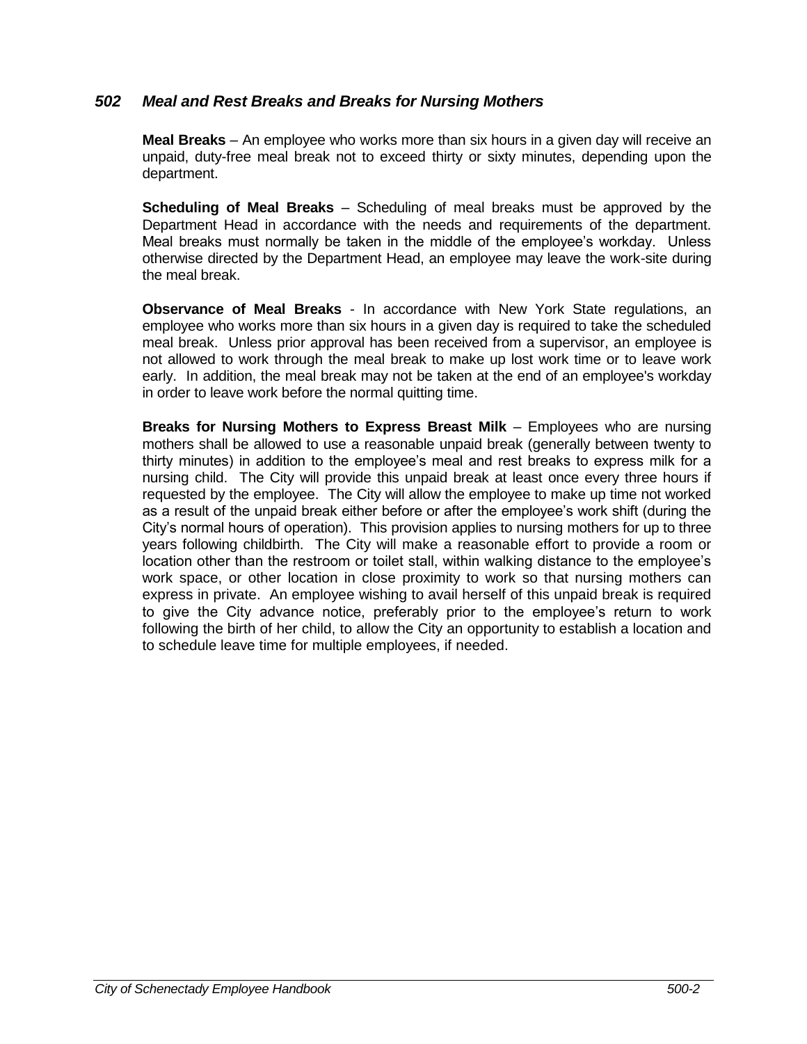### *502 Meal and Rest Breaks and Breaks for Nursing Mothers*

**Meal Breaks** – An employee who works more than six hours in a given day will receive an unpaid, duty-free meal break not to exceed thirty or sixty minutes, depending upon the department.

**Scheduling of Meal Breaks** – Scheduling of meal breaks must be approved by the Department Head in accordance with the needs and requirements of the department. Meal breaks must normally be taken in the middle of the employee's workday. Unless otherwise directed by the Department Head, an employee may leave the work-site during the meal break.

**Observance of Meal Breaks** - In accordance with New York State regulations, an employee who works more than six hours in a given day is required to take the scheduled meal break. Unless prior approval has been received from a supervisor, an employee is not allowed to work through the meal break to make up lost work time or to leave work early. In addition, the meal break may not be taken at the end of an employee's workday in order to leave work before the normal quitting time.

**Breaks for Nursing Mothers to Express Breast Milk** – Employees who are nursing mothers shall be allowed to use a reasonable unpaid break (generally between twenty to thirty minutes) in addition to the employee's meal and rest breaks to express milk for a nursing child. The City will provide this unpaid break at least once every three hours if requested by the employee. The City will allow the employee to make up time not worked as a result of the unpaid break either before or after the employee's work shift (during the City's normal hours of operation). This provision applies to nursing mothers for up to three years following childbirth. The City will make a reasonable effort to provide a room or location other than the restroom or toilet stall, within walking distance to the employee's work space, or other location in close proximity to work so that nursing mothers can express in private. An employee wishing to avail herself of this unpaid break is required to give the City advance notice, preferably prior to the employee's return to work following the birth of her child, to allow the City an opportunity to establish a location and to schedule leave time for multiple employees, if needed.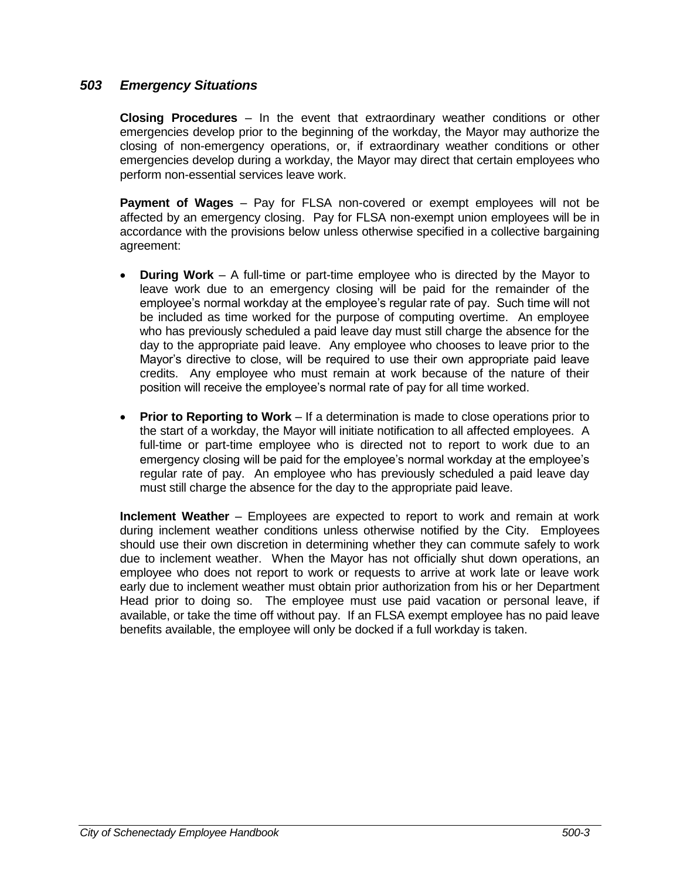### *503 Emergency Situations*

**Closing Procedures** – In the event that extraordinary weather conditions or other emergencies develop prior to the beginning of the workday, the Mayor may authorize the closing of non-emergency operations, or, if extraordinary weather conditions or other emergencies develop during a workday, the Mayor may direct that certain employees who perform non-essential services leave work.

**Payment of Wages** – Pay for FLSA non-covered or exempt employees will not be affected by an emergency closing. Pay for FLSA non-exempt union employees will be in accordance with the provisions below unless otherwise specified in a collective bargaining agreement:

- **During Work** – A full-time or part-time employee who is directed by the Mayor to leave work due to an emergency closing will be paid for the remainder of the employee's normal workday at the employee's regular rate of pay. Such time will not be included as time worked for the purpose of computing overtime. An employee who has previously scheduled a paid leave day must still charge the absence for the day to the appropriate paid leave. Any employee who chooses to leave prior to the Mayor's directive to close, will be required to use their own appropriate paid leave credits. Any employee who must remain at work because of the nature of their position will receive the employee's normal rate of pay for all time worked.

- **Prior to Reporting to Work** – If a determination is made to close operations prior to the start of a workday, the Mayor will initiate notification to all affected employees. A full-time or part-time employee who is directed not to report to work due to an emergency closing will be paid for the employee's normal workday at the employee's regular rate of pay. An employee who has previously scheduled a paid leave day must still charge the absence for the day to the appropriate paid leave.

**Inclement Weather** – Employees are expected to report to work and remain at work during inclement weather conditions unless otherwise notified by the City. Employees should use their own discretion in determining whether they can commute safely to work due to inclement weather. When the Mayor has not officially shut down operations, an employee who does not report to work or requests to arrive at work late or leave work early due to inclement weather must obtain prior authorization from his or her Department Head prior to doing so. The employee must use paid vacation or personal leave, if available, or take the time off without pay. If an FLSA exempt employee has no paid leave benefits available, the employee will only be docked if a full workday is taken.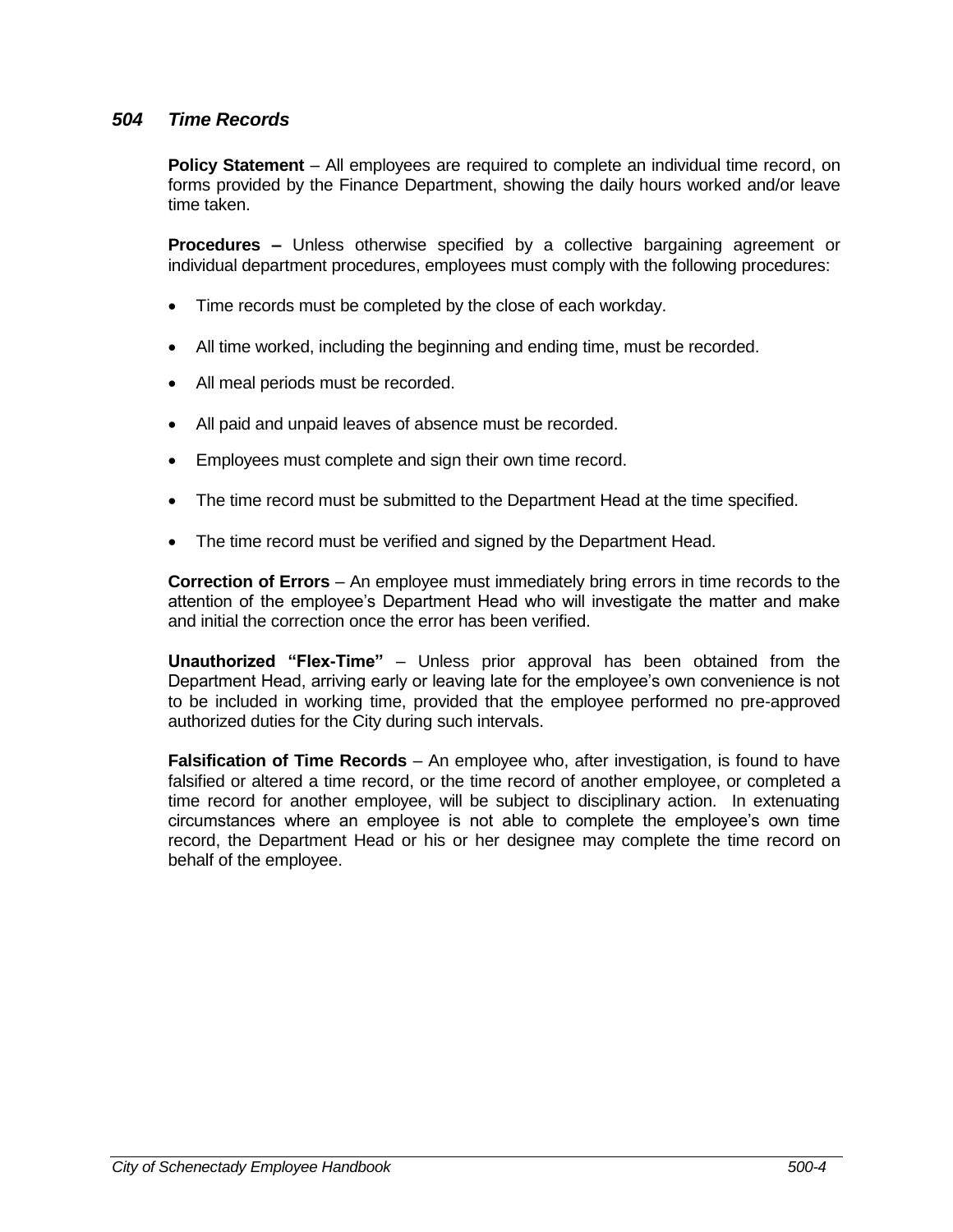## *504 Time Records*

**Policy Statement** – All employees are required to complete an individual time record, on forms provided by the Finance Department, showing the daily hours worked and/or leave time taken.

**Procedures –** Unless otherwise specified by a collective bargaining agreement or individual department procedures, employees must comply with the following procedures:

- Time records must be completed by the close of each workday.
- All time worked, including the beginning and ending time, must be recorded.
- All meal periods must be recorded.
- All paid and unpaid leaves of absence must be recorded.
- Employees must complete and sign their own time record.
- The time record must be submitted to the Department Head at the time specified.
- The time record must be verified and signed by the Department Head.

**Correction of Errors** – An employee must immediately bring errors in time records to the attention of the employee's Department Head who will investigate the matter and make and initial the correction once the error has been verified.

**Unauthorized "Flex-Time"** – Unless prior approval has been obtained from the Department Head, arriving early or leaving late for the employee's own convenience is not to be included in working time, provided that the employee performed no pre-approved authorized duties for the City during such intervals.

**Falsification of Time Records** – An employee who, after investigation, is found to have falsified or altered a time record, or the time record of another employee, or completed a time record for another employee, will be subject to disciplinary action. In extenuating circumstances where an employee is not able to complete the employee's own time record, the Department Head or his or her designee may complete the time record on behalf of the employee.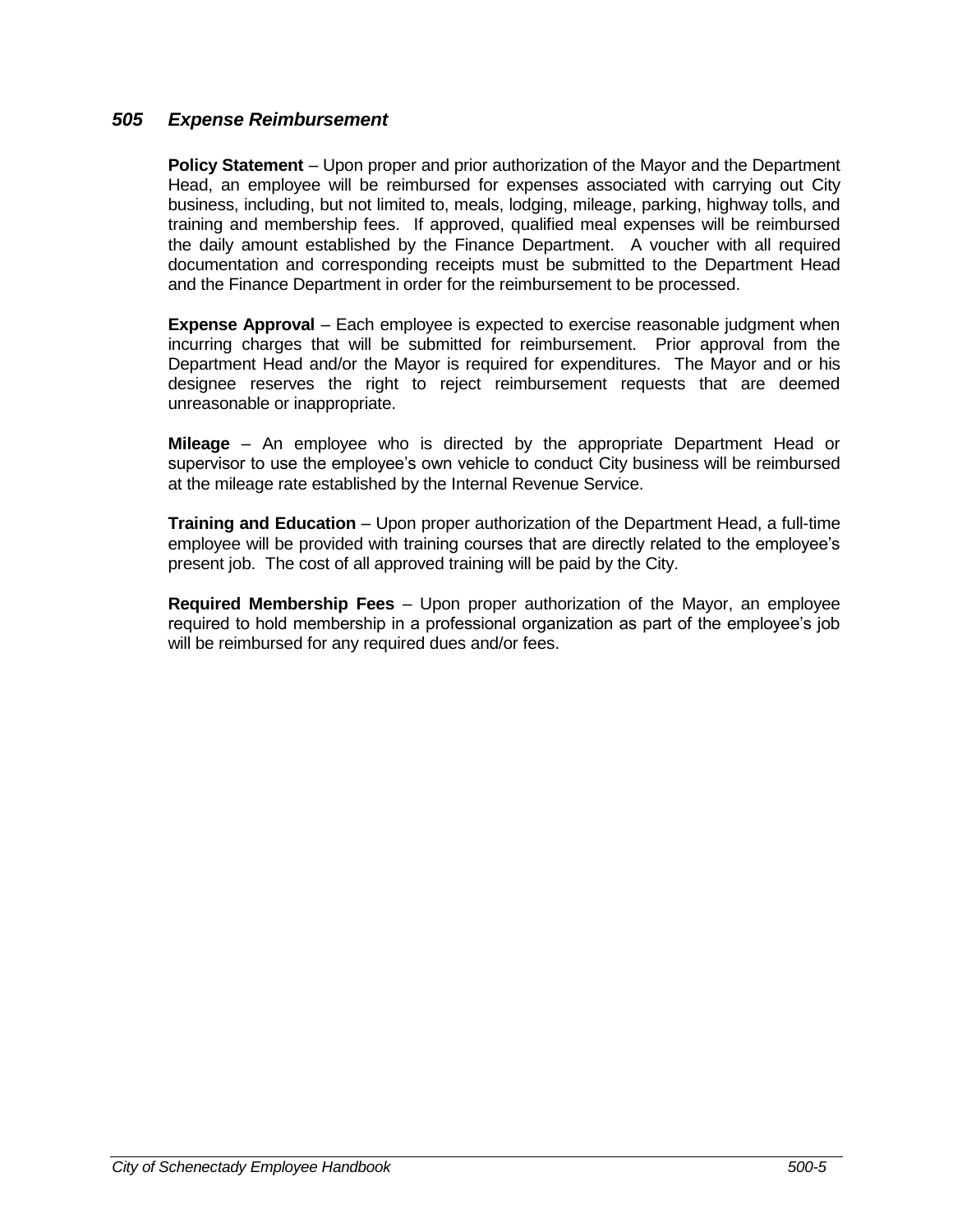## *505 Expense Reimbursement*

**Policy Statement** – Upon proper and prior authorization of the Mayor and the Department Head, an employee will be reimbursed for expenses associated with carrying out City business, including, but not limited to, meals, lodging, mileage, parking, highway tolls, and training and membership fees. If approved, qualified meal expenses will be reimbursed the daily amount established by the Finance Department. A voucher with all required documentation and corresponding receipts must be submitted to the Department Head and the Finance Department in order for the reimbursement to be processed.

**Expense Approval** – Each employee is expected to exercise reasonable judgment when incurring charges that will be submitted for reimbursement. Prior approval from the Department Head and/or the Mayor is required for expenditures. The Mayor and or his designee reserves the right to reject reimbursement requests that are deemed unreasonable or inappropriate.

**Mileage** – An employee who is directed by the appropriate Department Head or supervisor to use the employee's own vehicle to conduct City business will be reimbursed at the mileage rate established by the Internal Revenue Service.

**Training and Education** – Upon proper authorization of the Department Head, a full-time employee will be provided with training courses that are directly related to the employee's present job. The cost of all approved training will be paid by the City.

**Required Membership Fees** – Upon proper authorization of the Mayor, an employee required to hold membership in a professional organization as part of the employee's job will be reimbursed for any required dues and/or fees.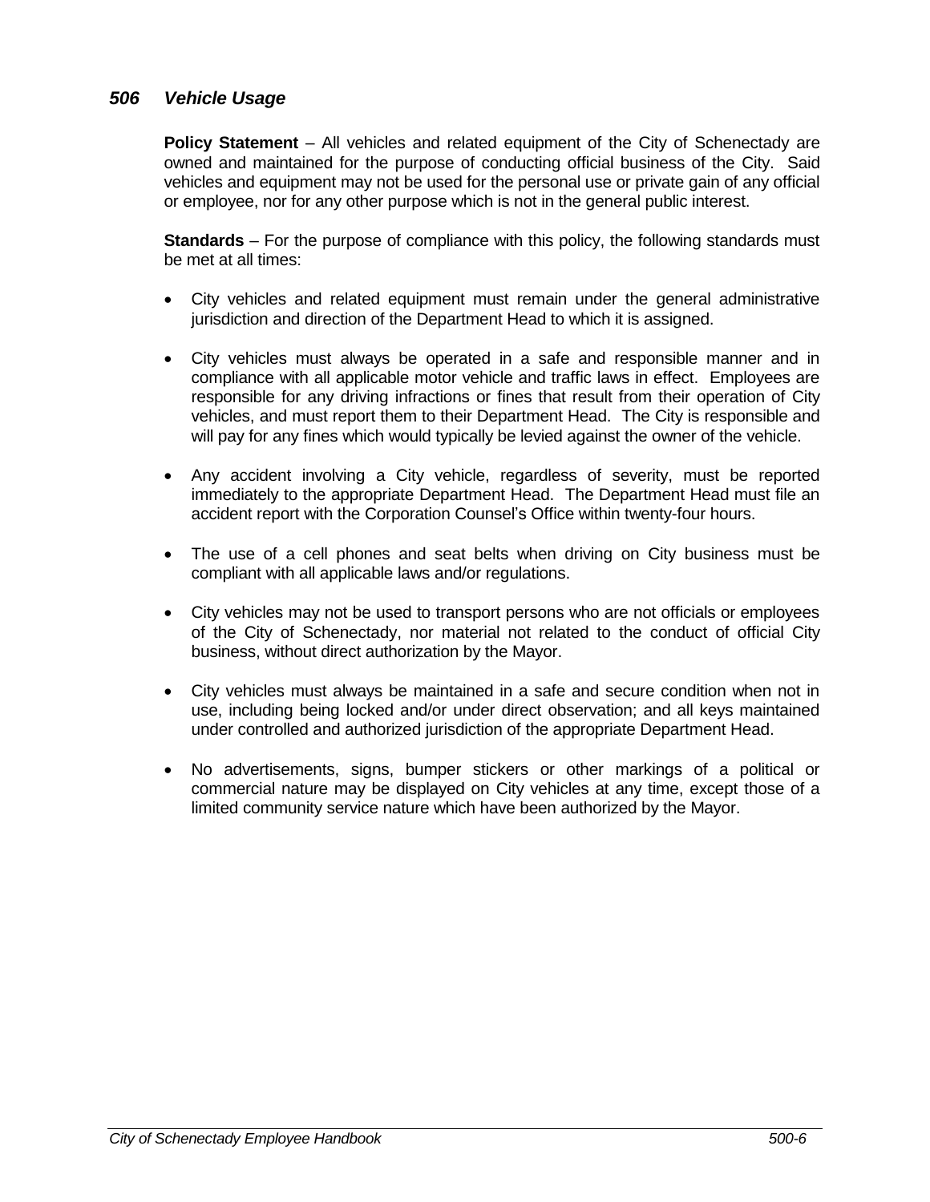## *506 Vehicle Usage*

**Policy Statement** – All vehicles and related equipment of the City of Schenectady are owned and maintained for the purpose of conducting official business of the City. Said vehicles and equipment may not be used for the personal use or private gain of any official or employee, nor for any other purpose which is not in the general public interest.

**Standards** – For the purpose of compliance with this policy, the following standards must be met at all times:

- City vehicles and related equipment must remain under the general administrative jurisdiction and direction of the Department Head to which it is assigned.

- City vehicles must always be operated in a safe and responsible manner and in compliance with all applicable motor vehicle and traffic laws in effect. Employees are responsible for any driving infractions or fines that result from their operation of City vehicles, and must report them to their Department Head. The City is responsible and will pay for any fines which would typically be levied against the owner of the vehicle.

- Any accident involving a City vehicle, regardless of severity, must be reported immediately to the appropriate Department Head. The Department Head must file an accident report with the Corporation Counsel's Office within twenty-four hours.

- The use of a cell phones and seat belts when driving on City business must be compliant with all applicable laws and/or regulations.

- City vehicles may not be used to transport persons who are not officials or employees of the City of Schenectady, nor material not related to the conduct of official City business, without direct authorization by the Mayor.

- City vehicles must always be maintained in a safe and secure condition when not in use, including being locked and/or under direct observation; and all keys maintained under controlled and authorized jurisdiction of the appropriate Department Head.

- No advertisements, signs, bumper stickers or other markings of a political or commercial nature may be displayed on City vehicles at any time, except those of a limited community service nature which have been authorized by the Mayor.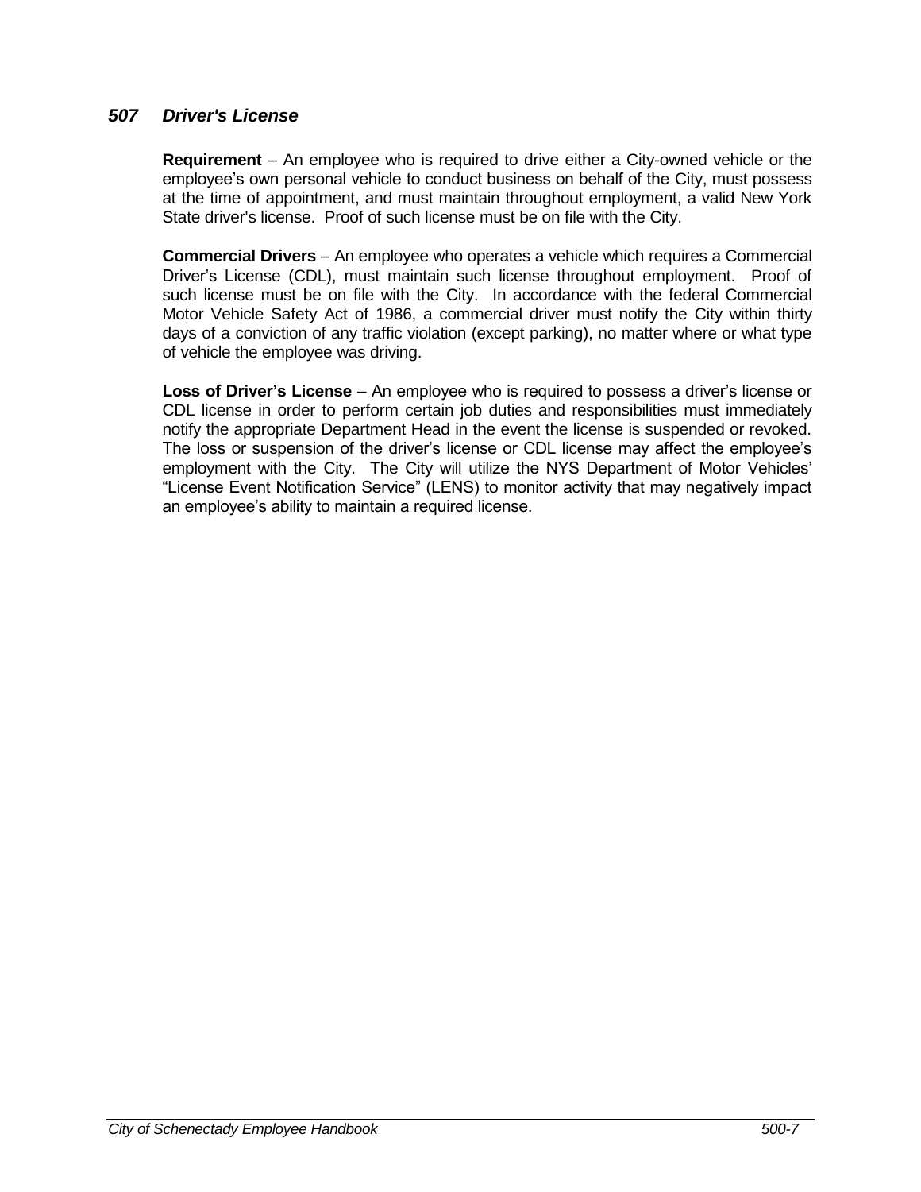## *507 Driver's License*

**Requirement** – An employee who is required to drive either a City-owned vehicle or the employee's own personal vehicle to conduct business on behalf of the City, must possess at the time of appointment, and must maintain throughout employment, a valid New York State driver's license. Proof of such license must be on file with the City.

**Commercial Drivers** – An employee who operates a vehicle which requires a Commercial Driver's License (CDL), must maintain such license throughout employment. Proof of such license must be on file with the City. In accordance with the federal Commercial Motor Vehicle Safety Act of 1986, a commercial driver must notify the City within thirty days of a conviction of any traffic violation (except parking), no matter where or what type of vehicle the employee was driving.

**Loss of Driver's License** – An employee who is required to possess a driver's license or CDL license in order to perform certain job duties and responsibilities must immediately notify the appropriate Department Head in the event the license is suspended or revoked. The loss or suspension of the driver's license or CDL license may affect the employee's employment with the City. The City will utilize the NYS Department of Motor Vehicles' "License Event Notification Service" (LENS) to monitor activity that may negatively impact an employee's ability to maintain a required license.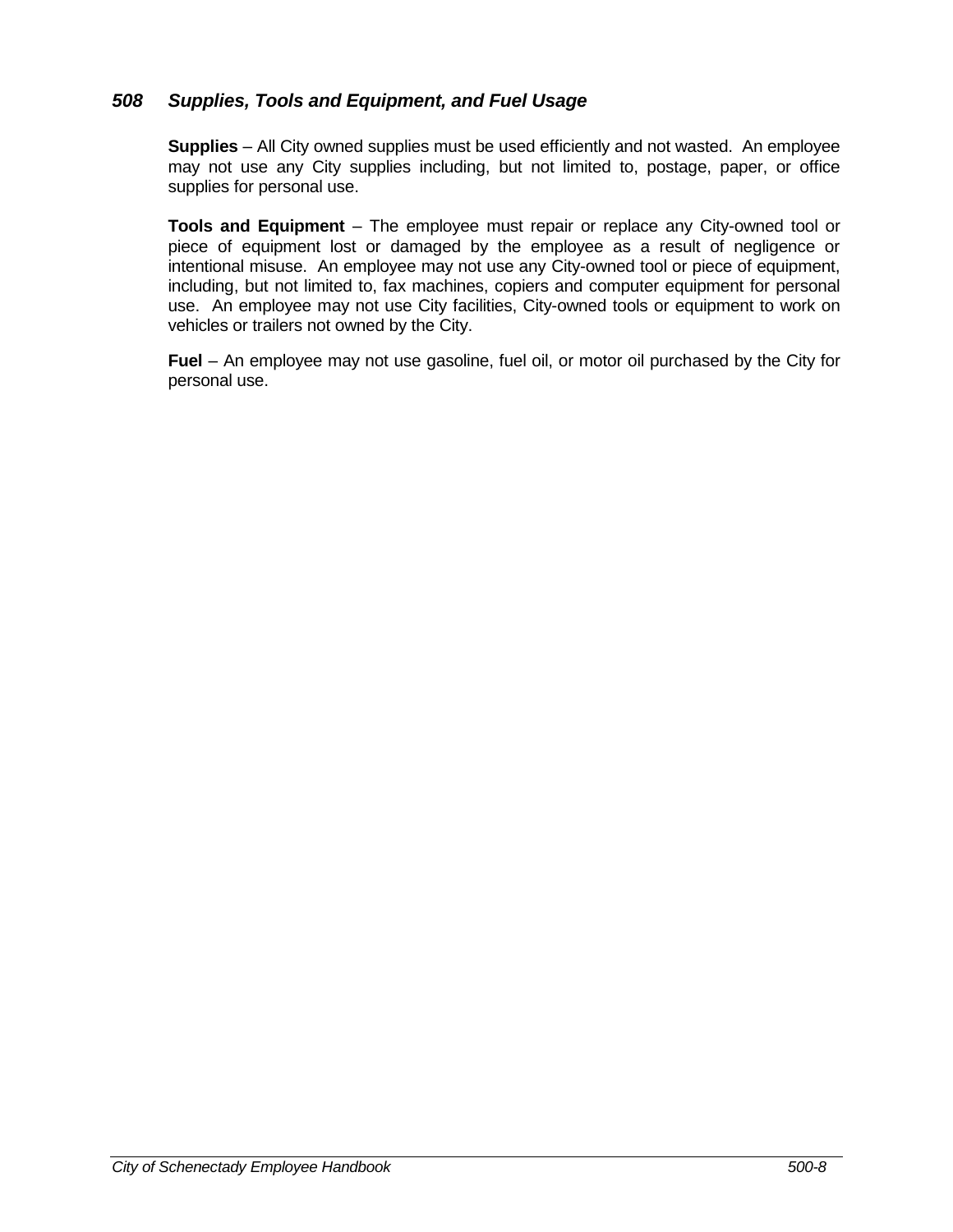## *508 Supplies, Tools and Equipment, and Fuel Usage*

**Supplies** – All City owned supplies must be used efficiently and not wasted. An employee may not use any City supplies including, but not limited to, postage, paper, or office supplies for personal use.

**Tools and Equipment** – The employee must repair or replace any City-owned tool or piece of equipment lost or damaged by the employee as a result of negligence or intentional misuse. An employee may not use any City-owned tool or piece of equipment, including, but not limited to, fax machines, copiers and computer equipment for personal use. An employee may not use City facilities, City-owned tools or equipment to work on vehicles or trailers not owned by the City.

**Fuel** – An employee may not use gasoline, fuel oil, or motor oil purchased by the City for personal use.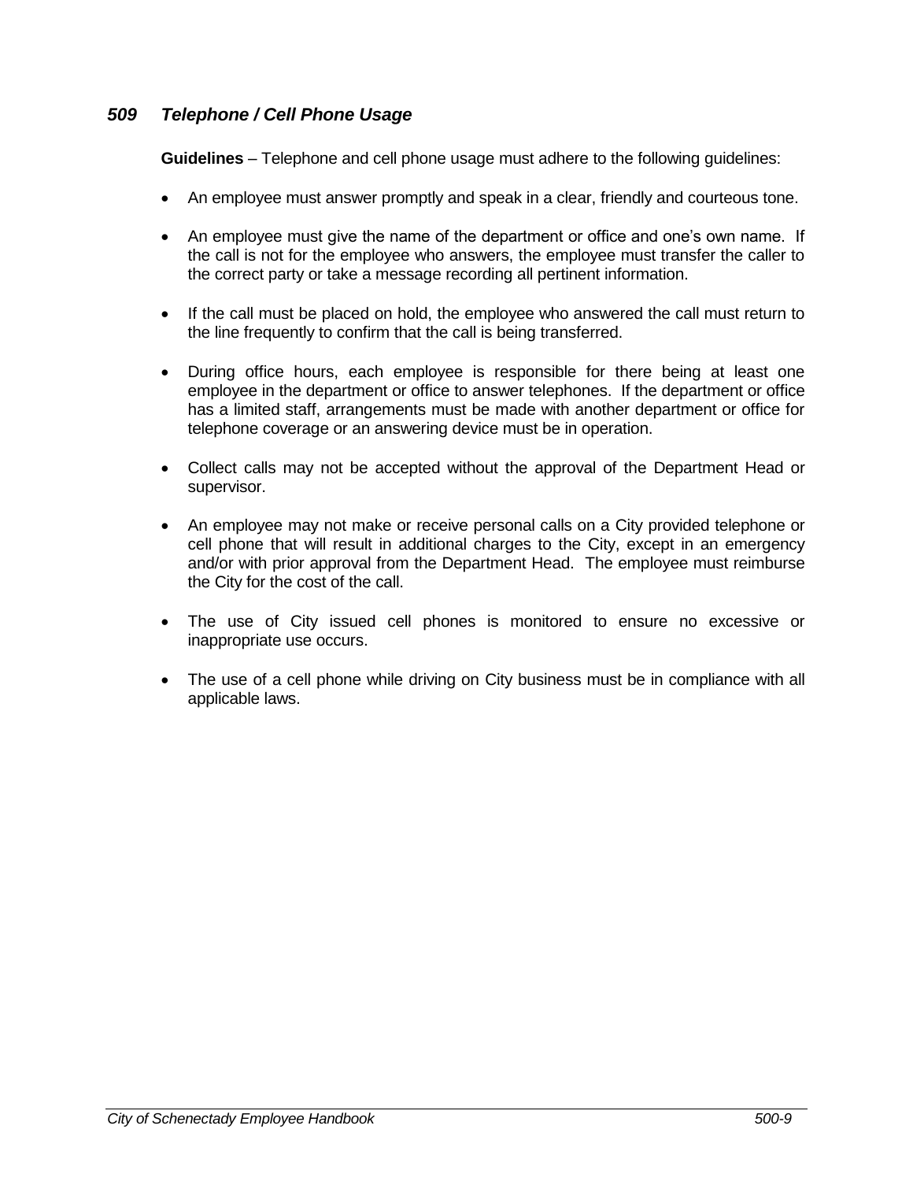## *509 Telephone / Cell Phone Usage*

**Guidelines** – Telephone and cell phone usage must adhere to the following guidelines:

- An employee must answer promptly and speak in a clear, friendly and courteous tone.
- An employee must give the name of the department or office and one's own name. If the call is not for the employee who answers, the employee must transfer the caller to the correct party or take a message recording all pertinent information.
- If the call must be placed on hold, the employee who answered the call must return to the line frequently to confirm that the call is being transferred.
- During office hours, each employee is responsible for there being at least one employee in the department or office to answer telephones. If the department or office has a limited staff, arrangements must be made with another department or office for telephone coverage or an answering device must be in operation.
- Collect calls may not be accepted without the approval of the Department Head or supervisor.
- An employee may not make or receive personal calls on a City provided telephone or cell phone that will result in additional charges to the City, except in an emergency and/or with prior approval from the Department Head. The employee must reimburse the City for the cost of the call.
- The use of City issued cell phones is monitored to ensure no excessive or inappropriate use occurs.
- The use of a cell phone while driving on City business must be in compliance with all applicable laws.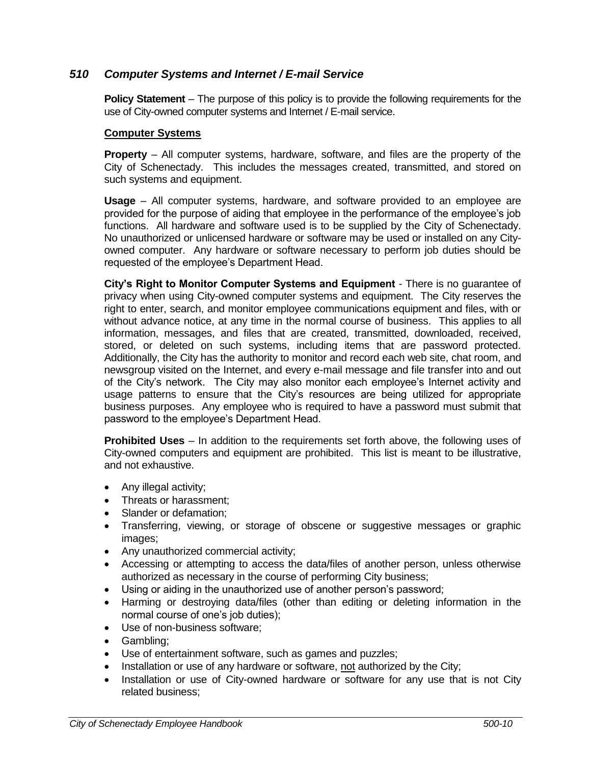## *510 Computer Systems and Internet / E-mail Service*

**Policy Statement** – The purpose of this policy is to provide the following requirements for the use of City-owned computer systems and Internet / E-mail service.

**Computer Systems**

**Property** – All computer systems, hardware, software, and files are the property of the City of Schenectady. This includes the messages created, transmitted, and stored on such systems and equipment.

**Usage** – All computer systems, hardware, and software provided to an employee are provided for the purpose of aiding that employee in the performance of the employee's job functions. All hardware and software used is to be supplied by the City of Schenectady. No unauthorized or unlicensed hardware or software may be used or installed on any City-owned computer. Any hardware or software necessary to perform job duties should be requested of the employee's Department Head.

**City's Right to Monitor Computer Systems and Equipment** - There is no guarantee of privacy when using City-owned computer systems and equipment. The City reserves the right to enter, search, and monitor employee communications equipment and files, with or without advance notice, at any time in the normal course of business. This applies to all information, messages, and files that are created, transmitted, downloaded, received, stored, or deleted on such systems, including items that are password protected. Additionally, the City has the authority to monitor and record each web site, chat room, and newsgroup visited on the Internet, and every e-mail message and file transfer into and out of the City's network. The City may also monitor each employee's Internet activity and usage patterns to ensure that the City's resources are being utilized for appropriate business purposes. Any employee who is required to have a password must submit that password to the employee's Department Head.

**Prohibited Uses** – In addition to the requirements set forth above, the following uses of City-owned computers and equipment are prohibited. This list is meant to be illustrative, and not exhaustive.

- Any illegal activity;
- Threats or harassment;
- Slander or defamation;
- Transferring, viewing, or storage of obscene or suggestive messages or graphic images;
- Any unauthorized commercial activity;
- Accessing or attempting to access the data/files of another person, unless otherwise authorized as necessary in the course of performing City business;
- Using or aiding in the unauthorized use of another person's password;
- Harming or destroying data/files (other than editing or deleting information in the normal course of one's job duties);
- Use of non-business software;
- Gambling;
- Use of entertainment software, such as games and puzzles;
- Installation or use of any hardware or software, <u>not</u> authorized by the City;
- Installation or use of City-owned hardware or software for any use that is not City related business;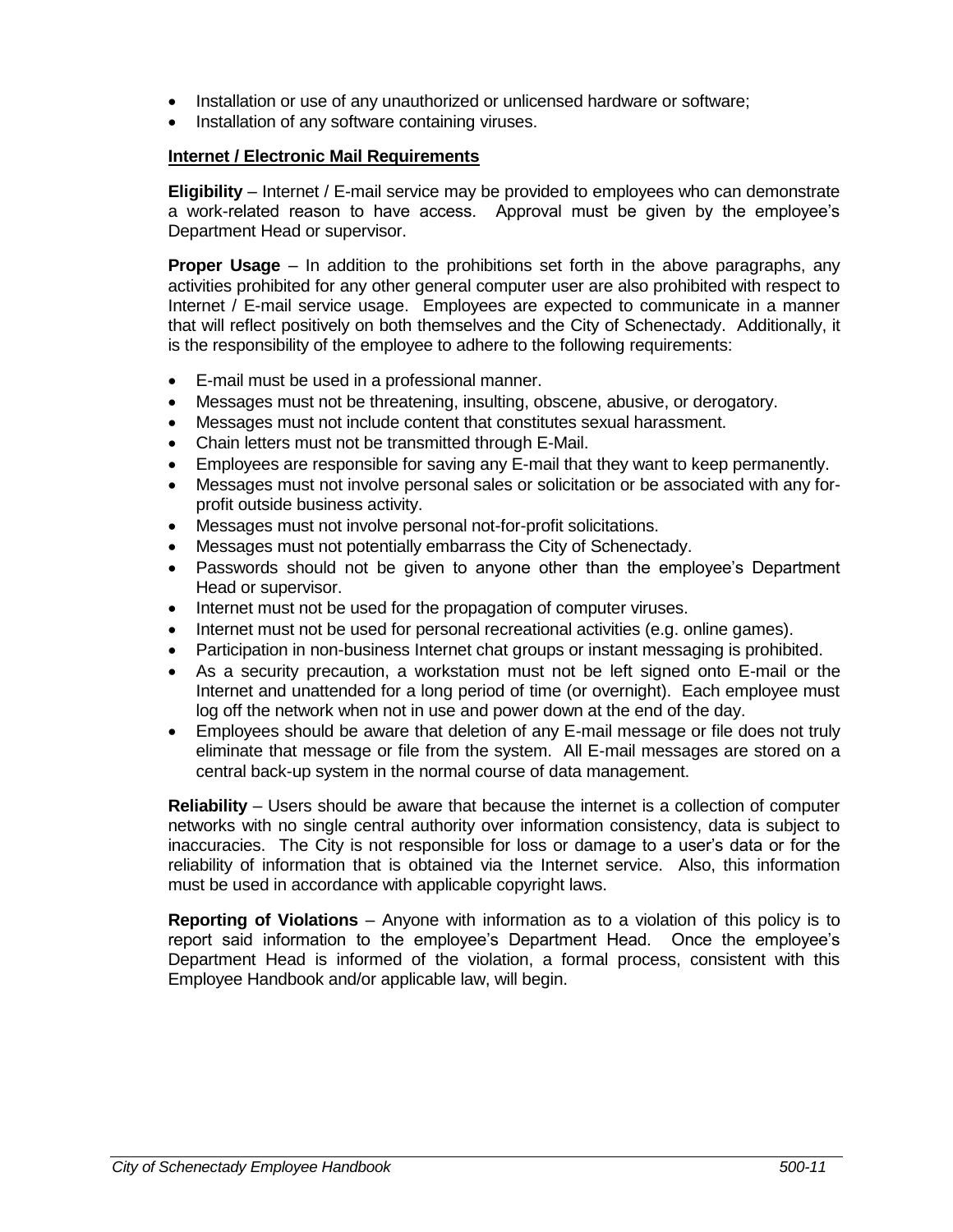- Installation or use of any unauthorized or unlicensed hardware or software;
- Installation of any software containing viruses.

**Internet / Electronic Mail Requirements**

**Eligibility** – Internet / E-mail service may be provided to employees who can demonstrate a work-related reason to have access. Approval must be given by the employee's Department Head or supervisor.

**Proper Usage** – In addition to the prohibitions set forth in the above paragraphs, any activities prohibited for any other general computer user are also prohibited with respect to Internet / E-mail service usage. Employees are expected to communicate in a manner that will reflect positively on both themselves and the City of Schenectady. Additionally, it is the responsibility of the employee to adhere to the following requirements:

- E-mail must be used in a professional manner.
- Messages must not be threatening, insulting, obscene, abusive, or derogatory.
- Messages must not include content that constitutes sexual harassment.
- Chain letters must not be transmitted through E-Mail.
- Employees are responsible for saving any E-mail that they want to keep permanently.
- Messages must not involve personal sales or solicitation or be associated with any for-profit outside business activity.
- Messages must not involve personal not-for-profit solicitations.
- Messages must not potentially embarrass the City of Schenectady.
- Passwords should not be given to anyone other than the employee's Department Head or supervisor.
- Internet must not be used for the propagation of computer viruses.
- Internet must not be used for personal recreational activities (e.g. online games).
- Participation in non-business Internet chat groups or instant messaging is prohibited.
- As a security precaution, a workstation must not be left signed onto E-mail or the Internet and unattended for a long period of time (or overnight). Each employee must log off the network when not in use and power down at the end of the day.
- Employees should be aware that deletion of any E-mail message or file does not truly eliminate that message or file from the system. All E-mail messages are stored on a central back-up system in the normal course of data management.

**Reliability** – Users should be aware that because the internet is a collection of computer networks with no single central authority over information consistency, data is subject to inaccuracies. The City is not responsible for loss or damage to a user's data or for the reliability of information that is obtained via the Internet service. Also, this information must be used in accordance with applicable copyright laws.

**Reporting of Violations** – Anyone with information as to a violation of this policy is to report said information to the employee's Department Head. Once the employee's Department Head is informed of the violation, a formal process, consistent with this Employee Handbook and/or applicable law, will begin.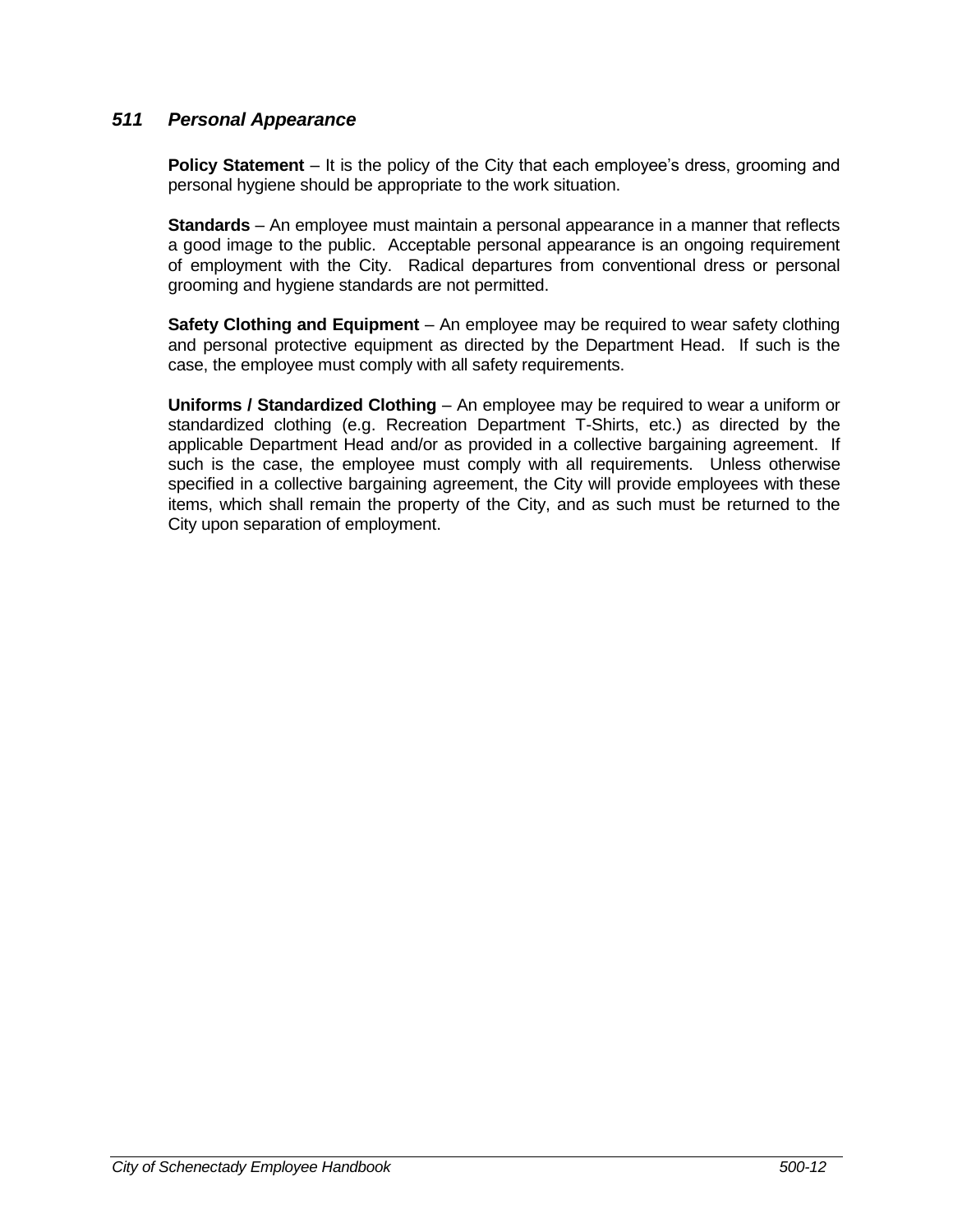## *511 Personal Appearance*

**Policy Statement** – It is the policy of the City that each employee's dress, grooming and personal hygiene should be appropriate to the work situation.

**Standards** – An employee must maintain a personal appearance in a manner that reflects a good image to the public. Acceptable personal appearance is an ongoing requirement of employment with the City. Radical departures from conventional dress or personal grooming and hygiene standards are not permitted.

**Safety Clothing and Equipment** – An employee may be required to wear safety clothing and personal protective equipment as directed by the Department Head. If such is the case, the employee must comply with all safety requirements.

**Uniforms / Standardized Clothing** – An employee may be required to wear a uniform or standardized clothing (e.g. Recreation Department T-Shirts, etc.) as directed by the applicable Department Head and/or as provided in a collective bargaining agreement. If such is the case, the employee must comply with all requirements. Unless otherwise specified in a collective bargaining agreement, the City will provide employees with these items, which shall remain the property of the City, and as such must be returned to the City upon separation of employment.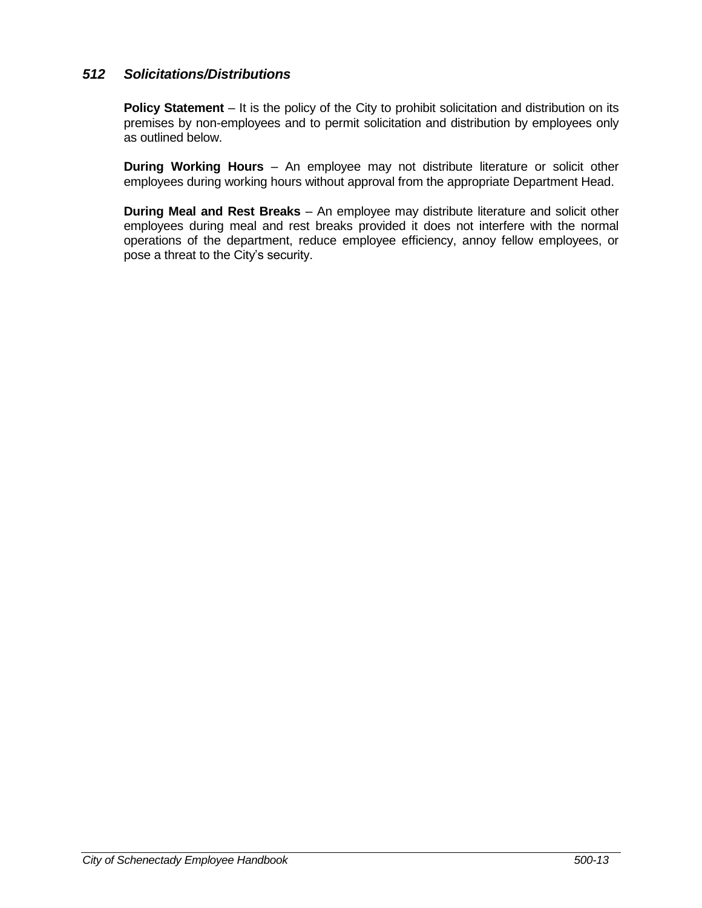### *512 Solicitations/Distributions*

**Policy Statement** – It is the policy of the City to prohibit solicitation and distribution on its premises by non-employees and to permit solicitation and distribution by employees only as outlined below.

**During Working Hours** – An employee may not distribute literature or solicit other employees during working hours without approval from the appropriate Department Head.

**During Meal and Rest Breaks** – An employee may distribute literature and solicit other employees during meal and rest breaks provided it does not interfere with the normal operations of the department, reduce employee efficiency, annoy fellow employees, or pose a threat to the City's security.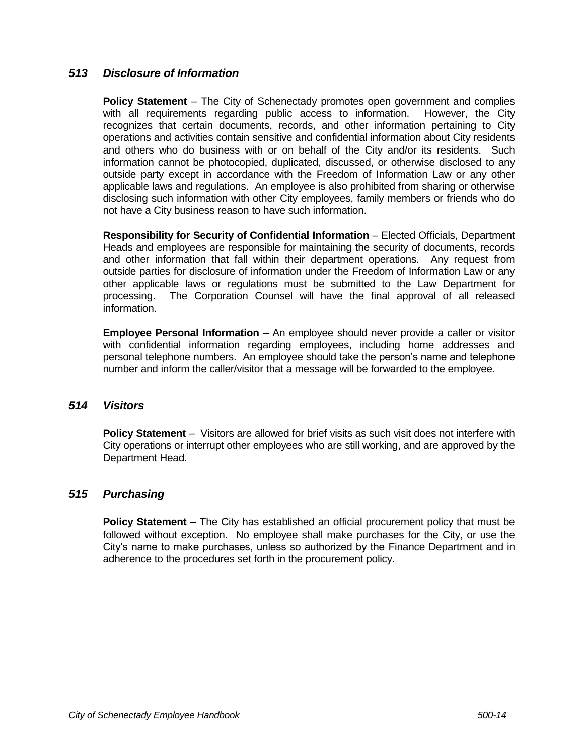### *513 Disclosure of Information*

**Policy Statement** – The City of Schenectady promotes open government and complies with all requirements regarding public access to information. However, the City recognizes that certain documents, records, and other information pertaining to City operations and activities contain sensitive and confidential information about City residents and others who do business with or on behalf of the City and/or its residents. Such information cannot be photocopied, duplicated, discussed, or otherwise disclosed to any outside party except in accordance with the Freedom of Information Law or any other applicable laws and regulations. An employee is also prohibited from sharing or otherwise disclosing such information with other City employees, family members or friends who do not have a City business reason to have such information.

**Responsibility for Security of Confidential Information** – Elected Officials, Department Heads and employees are responsible for maintaining the security of documents, records and other information that fall within their department operations. Any request from outside parties for disclosure of information under the Freedom of Information Law or any other applicable laws or regulations must be submitted to the Law Department for processing. The Corporation Counsel will have the final approval of all released information.

**Employee Personal Information** – An employee should never provide a caller or visitor with confidential information regarding employees, including home addresses and personal telephone numbers. An employee should take the person's name and telephone number and inform the caller/visitor that a message will be forwarded to the employee.

### *514 Visitors*

**Policy Statement** – Visitors are allowed for brief visits as such visit does not interfere with City operations or interrupt other employees who are still working, and are approved by the Department Head.

### *515 Purchasing*

**Policy Statement** – The City has established an official procurement policy that must be followed without exception. No employee shall make purchases for the City, or use the City's name to make purchases, unless so authorized by the Finance Department and in adherence to the procedures set forth in the procurement policy.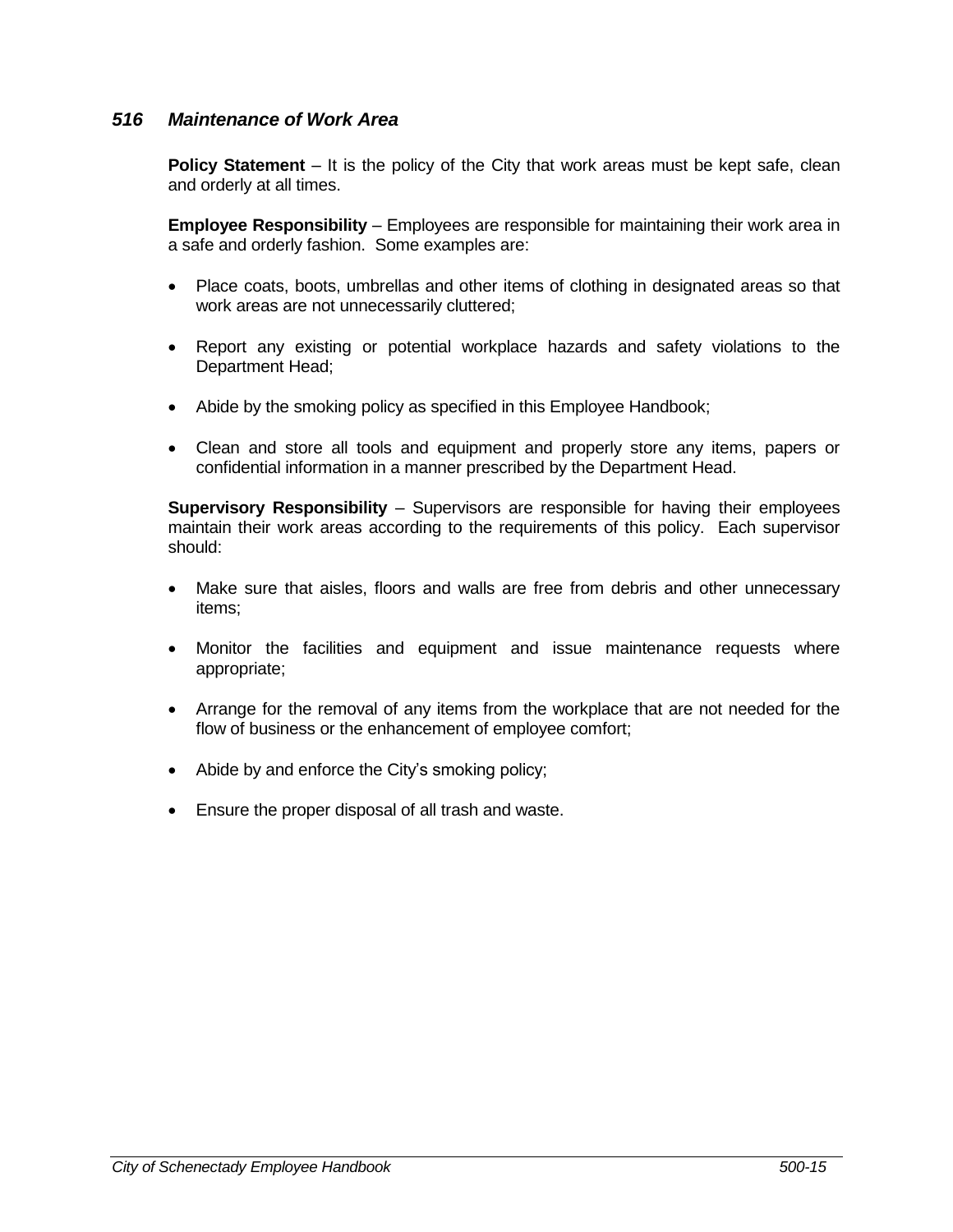### *516 Maintenance of Work Area*

**Policy Statement** – It is the policy of the City that work areas must be kept safe, clean and orderly at all times.

**Employee Responsibility** – Employees are responsible for maintaining their work area in a safe and orderly fashion. Some examples are:

- Place coats, boots, umbrellas and other items of clothing in designated areas so that work areas are not unnecessarily cluttered;
- Report any existing or potential workplace hazards and safety violations to the Department Head;
- Abide by the smoking policy as specified in this Employee Handbook;
- Clean and store all tools and equipment and properly store any items, papers or confidential information in a manner prescribed by the Department Head.

**Supervisory Responsibility** – Supervisors are responsible for having their employees maintain their work areas according to the requirements of this policy. Each supervisor should:

- Make sure that aisles, floors and walls are free from debris and other unnecessary items;
- Monitor the facilities and equipment and issue maintenance requests where appropriate;
- Arrange for the removal of any items from the workplace that are not needed for the flow of business or the enhancement of employee comfort;
- Abide by and enforce the City's smoking policy;
- Ensure the proper disposal of all trash and waste.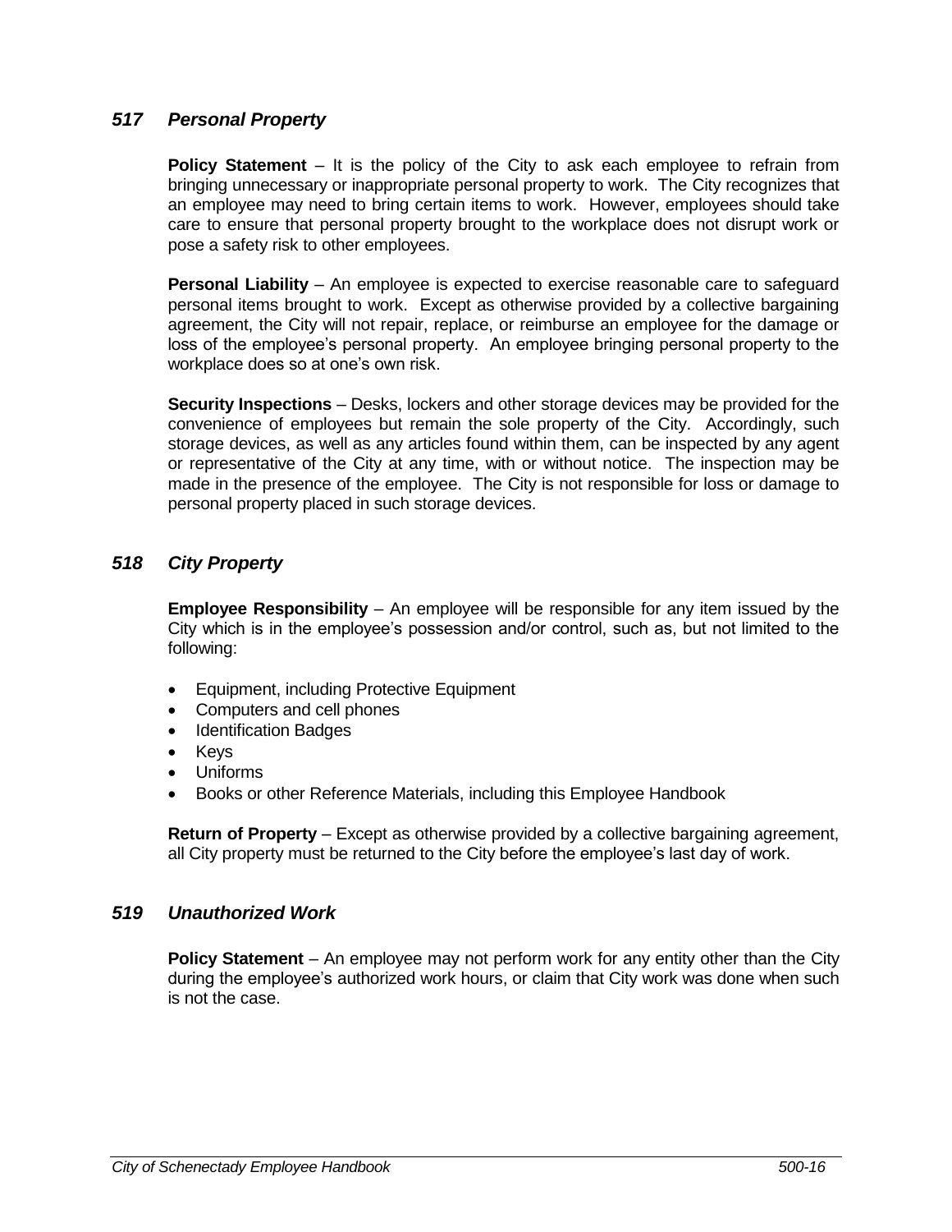## *517 Personal Property*

**Policy Statement** – It is the policy of the City to ask each employee to refrain from bringing unnecessary or inappropriate personal property to work. The City recognizes that an employee may need to bring certain items to work. However, employees should take care to ensure that personal property brought to the workplace does not disrupt work or pose a safety risk to other employees.

**Personal Liability** – An employee is expected to exercise reasonable care to safeguard personal items brought to work. Except as otherwise provided by a collective bargaining agreement, the City will not repair, replace, or reimburse an employee for the damage or loss of the employee's personal property. An employee bringing personal property to the workplace does so at one's own risk.

**Security Inspections** – Desks, lockers and other storage devices may be provided for the convenience of employees but remain the sole property of the City. Accordingly, such storage devices, as well as any articles found within them, can be inspected by any agent or representative of the City at any time, with or without notice. The inspection may be made in the presence of the employee. The City is not responsible for loss or damage to personal property placed in such storage devices.

## *518 City Property*

**Employee Responsibility** – An employee will be responsible for any item issued by the City which is in the employee's possession and/or control, such as, but not limited to the following:

- Equipment, including Protective Equipment
- Computers and cell phones
- Identification Badges
- Keys
- Uniforms
- Books or other Reference Materials, including this Employee Handbook

**Return of Property** – Except as otherwise provided by a collective bargaining agreement, all City property must be returned to the City before the employee's last day of work.

## *519 Unauthorized Work*

**Policy Statement** – An employee may not perform work for any entity other than the City during the employee's authorized work hours, or claim that City work was done when such is not the case.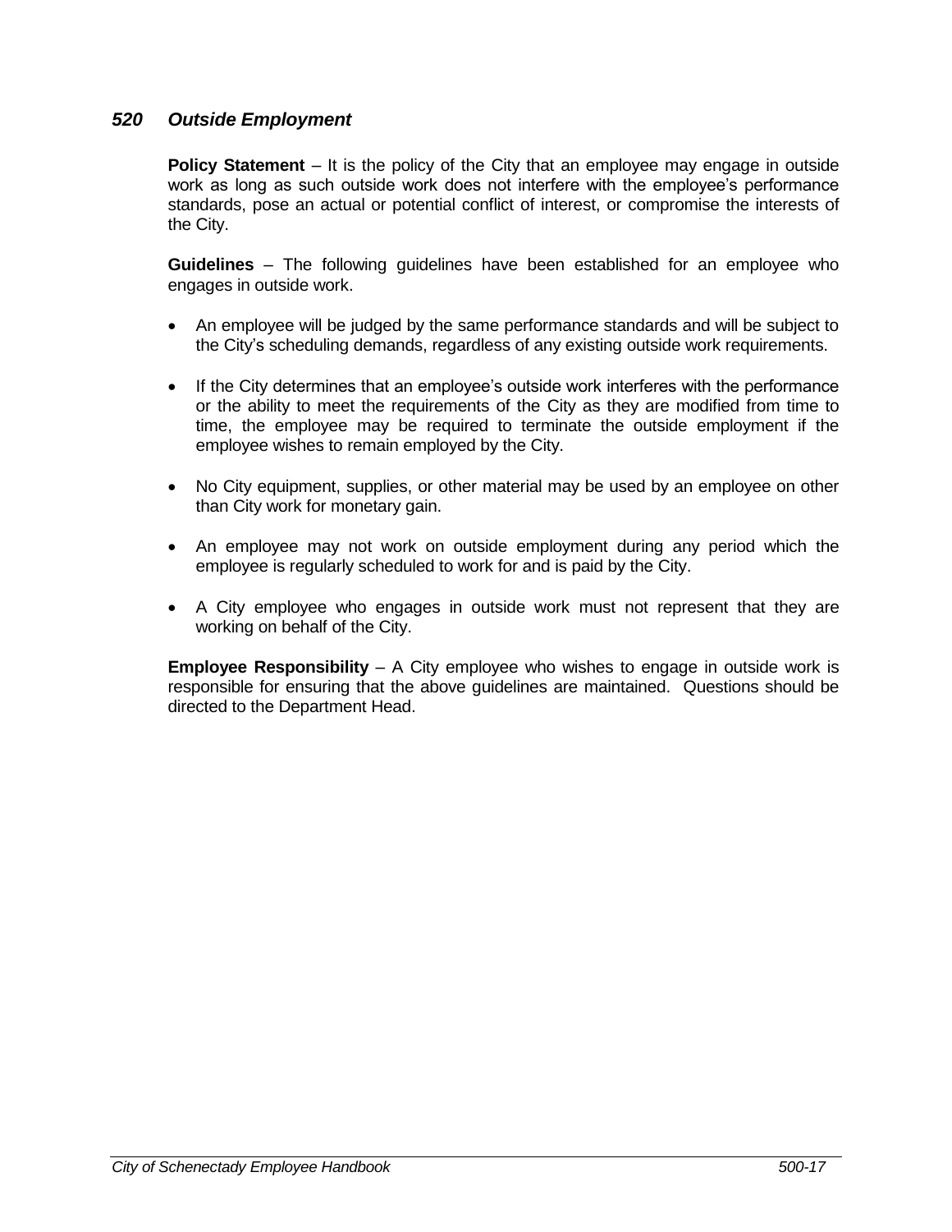## *520 Outside Employment*

**Policy Statement** – It is the policy of the City that an employee may engage in outside work as long as such outside work does not interfere with the employee's performance standards, pose an actual or potential conflict of interest, or compromise the interests of the City.

**Guidelines** – The following guidelines have been established for an employee who engages in outside work.

- An employee will be judged by the same performance standards and will be subject to the City's scheduling demands, regardless of any existing outside work requirements.
- If the City determines that an employee's outside work interferes with the performance or the ability to meet the requirements of the City as they are modified from time to time, the employee may be required to terminate the outside employment if the employee wishes to remain employed by the City.
- No City equipment, supplies, or other material may be used by an employee on other than City work for monetary gain.
- An employee may not work on outside employment during any period which the employee is regularly scheduled to work for and is paid by the City.
- A City employee who engages in outside work must not represent that they are working on behalf of the City.

**Employee Responsibility** – A City employee who wishes to engage in outside work is responsible for ensuring that the above guidelines are maintained. Questions should be directed to the Department Head.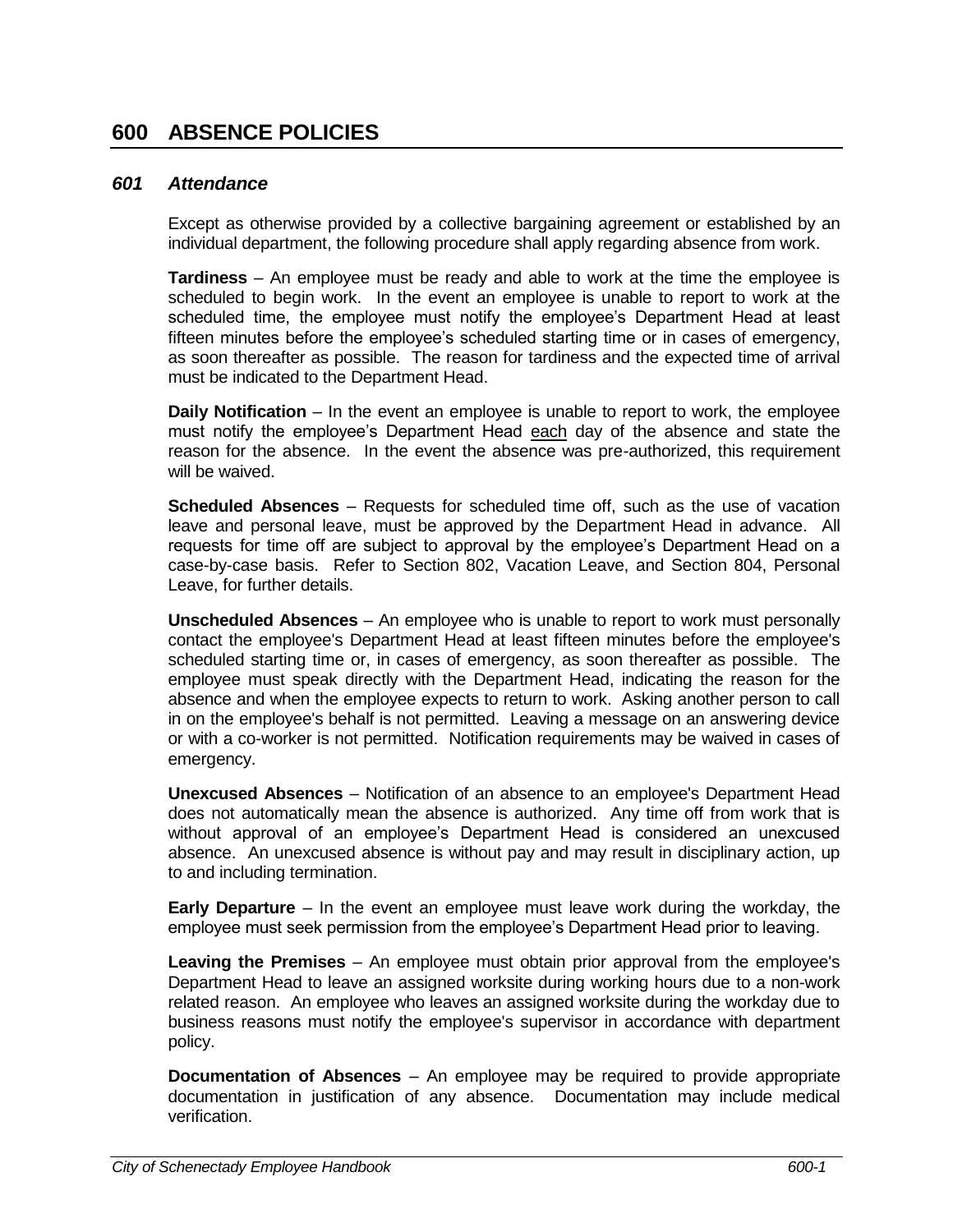# 600 ABSENCE POLICIES

## *601 Attendance*

Except as otherwise provided by a collective bargaining agreement or established by an individual department, the following procedure shall apply regarding absence from work.

**Tardiness** – An employee must be ready and able to work at the time the employee is scheduled to begin work. In the event an employee is unable to report to work at the scheduled time, the employee must notify the employee's Department Head at least fifteen minutes before the employee's scheduled starting time or in cases of emergency, as soon thereafter as possible. The reason for tardiness and the expected time of arrival must be indicated to the Department Head.

**Daily Notification** – In the event an employee is unable to report to work, the employee must notify the employee's Department Head each day of the absence and state the reason for the absence. In the event the absence was pre-authorized, this requirement will be waived.

**Scheduled Absences** – Requests for scheduled time off, such as the use of vacation leave and personal leave, must be approved by the Department Head in advance. All requests for time off are subject to approval by the employee's Department Head on a case-by-case basis. Refer to Section 802, Vacation Leave, and Section 804, Personal Leave, for further details.

**Unscheduled Absences** – An employee who is unable to report to work must personally contact the employee's Department Head at least fifteen minutes before the employee's scheduled starting time or, in cases of emergency, as soon thereafter as possible. The employee must speak directly with the Department Head, indicating the reason for the absence and when the employee expects to return to work. Asking another person to call in on the employee's behalf is not permitted. Leaving a message on an answering device or with a co-worker is not permitted. Notification requirements may be waived in cases of emergency.

**Unexcused Absences** – Notification of an absence to an employee's Department Head does not automatically mean the absence is authorized. Any time off from work that is without approval of an employee's Department Head is considered an unexcused absence. An unexcused absence is without pay and may result in disciplinary action, up to and including termination.

**Early Departure** – In the event an employee must leave work during the workday, the employee must seek permission from the employee's Department Head prior to leaving.

**Leaving the Premises** – An employee must obtain prior approval from the employee's Department Head to leave an assigned worksite during working hours due to a non-work related reason. An employee who leaves an assigned worksite during the workday due to business reasons must notify the employee's supervisor in accordance with department policy.

**Documentation of Absences** – An employee may be required to provide appropriate documentation in justification of any absence. Documentation may include medical verification.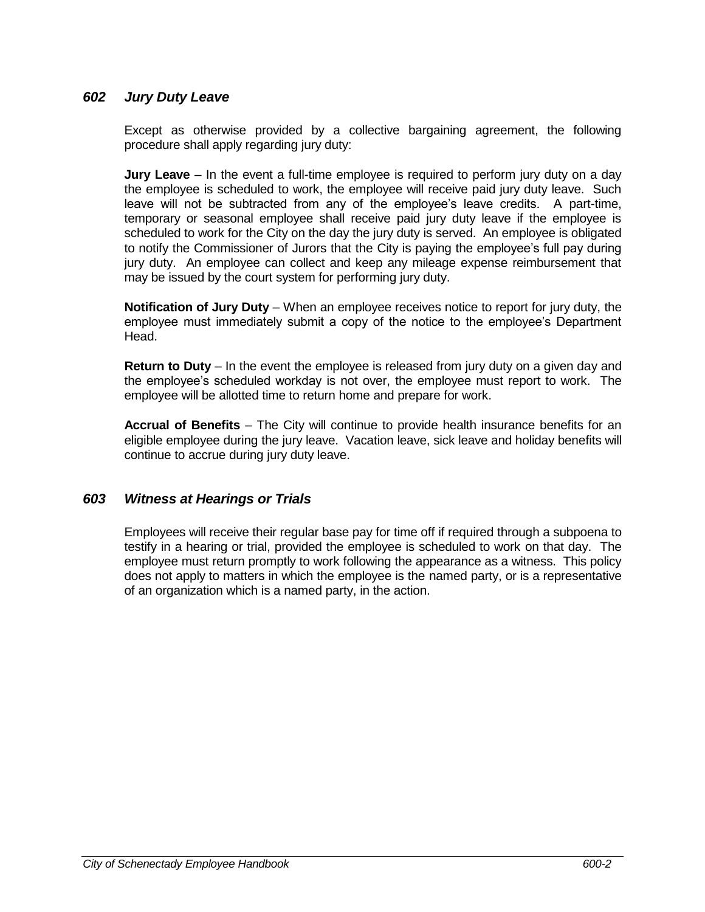### *602 Jury Duty Leave*

Except as otherwise provided by a collective bargaining agreement, the following procedure shall apply regarding jury duty:

**Jury Leave** – In the event a full-time employee is required to perform jury duty on a day the employee is scheduled to work, the employee will receive paid jury duty leave. Such leave will not be subtracted from any of the employee's leave credits. A part-time, temporary or seasonal employee shall receive paid jury duty leave if the employee is scheduled to work for the City on the day the jury duty is served. An employee is obligated to notify the Commissioner of Jurors that the City is paying the employee's full pay during jury duty. An employee can collect and keep any mileage expense reimbursement that may be issued by the court system for performing jury duty.

**Notification of Jury Duty** – When an employee receives notice to report for jury duty, the employee must immediately submit a copy of the notice to the employee's Department Head.

**Return to Duty** – In the event the employee is released from jury duty on a given day and the employee's scheduled workday is not over, the employee must report to work. The employee will be allotted time to return home and prepare for work.

**Accrual of Benefits** – The City will continue to provide health insurance benefits for an eligible employee during the jury leave. Vacation leave, sick leave and holiday benefits will continue to accrue during jury duty leave.

### *603 Witness at Hearings or Trials*

Employees will receive their regular base pay for time off if required through a subpoena to testify in a hearing or trial, provided the employee is scheduled to work on that day. The employee must return promptly to work following the appearance as a witness. This policy does not apply to matters in which the employee is the named party, or is a representative of an organization which is a named party, in the action.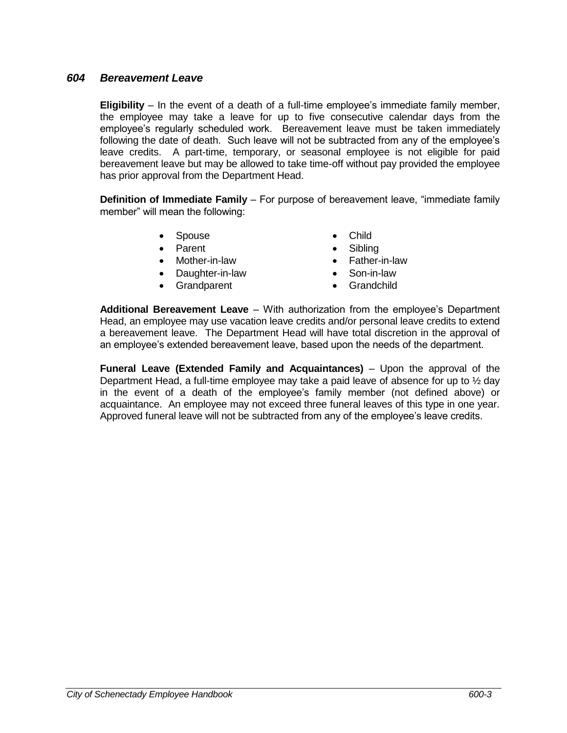### *604 Bereavement Leave*

**Eligibility** – In the event of a death of a full-time employee's immediate family member, the employee may take a leave for up to five consecutive calendar days from the employee's regularly scheduled work. Bereavement leave must be taken immediately following the date of death. Such leave will not be subtracted from any of the employee's leave credits. A part-time, temporary, or seasonal employee is not eligible for paid bereavement leave but may be allowed to take time-off without pay provided the employee has prior approval from the Department Head.

**Definition of Immediate Family** – For purpose of bereavement leave, "immediate family member" will mean the following:

- Spouse
- Child
- Parent
- Sibling
- Mother-in-law
- Father-in-law
- Daughter-in-law
- Son-in-law
- Grandparent
- Grandchild

**Additional Bereavement Leave** – With authorization from the employee's Department Head, an employee may use vacation leave credits and/or personal leave credits to extend a bereavement leave. The Department Head will have total discretion in the approval of an employee's extended bereavement leave, based upon the needs of the department.

**Funeral Leave (Extended Family and Acquaintances)** – Upon the approval of the Department Head, a full-time employee may take a paid leave of absence for up to ½ day in the event of a death of the employee's family member (not defined above) or acquaintance. An employee may not exceed three funeral leaves of this type in one year. Approved funeral leave will not be subtracted from any of the employee's leave credits.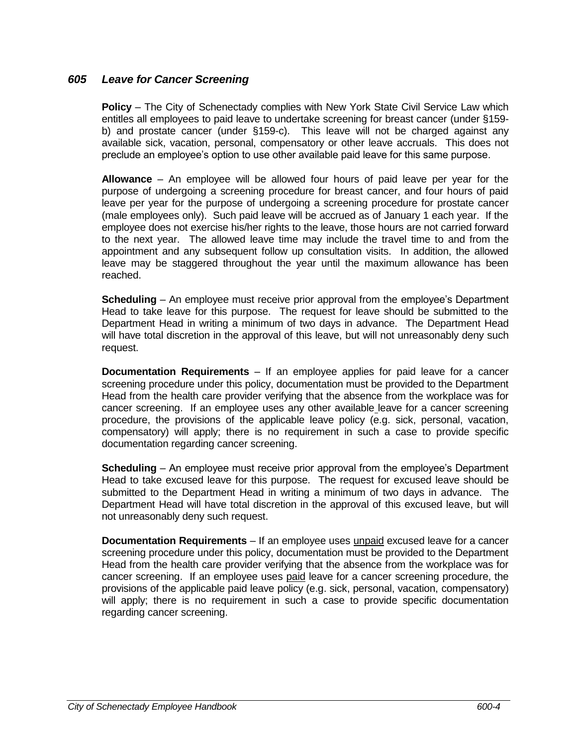### *605 Leave for Cancer Screening*

**Policy** – The City of Schenectady complies with New York State Civil Service Law which entitles all employees to paid leave to undertake screening for breast cancer (under §159-b) and prostate cancer (under §159-c). This leave will not be charged against any available sick, vacation, personal, compensatory or other leave accruals. This does not preclude an employee's option to use other available paid leave for this same purpose.

**Allowance** – An employee will be allowed four hours of paid leave per year for the purpose of undergoing a screening procedure for breast cancer, and four hours of paid leave per year for the purpose of undergoing a screening procedure for prostate cancer (male employees only). Such paid leave will be accrued as of January 1 each year. If the employee does not exercise his/her rights to the leave, those hours are not carried forward to the next year. The allowed leave time may include the travel time to and from the appointment and any subsequent follow up consultation visits. In addition, the allowed leave may be staggered throughout the year until the maximum allowance has been reached.

**Scheduling** – An employee must receive prior approval from the employee's Department Head to take leave for this purpose. The request for leave should be submitted to the Department Head in writing a minimum of two days in advance. The Department Head will have total discretion in the approval of this leave, but will not unreasonably deny such request.

**Documentation Requirements** – If an employee applies for paid leave for a cancer screening procedure under this policy, documentation must be provided to the Department Head from the health care provider verifying that the absence from the workplace was for cancer screening. If an employee uses any other available leave for a cancer screening procedure, the provisions of the applicable leave policy (e.g. sick, personal, vacation, compensatory) will apply; there is no requirement in such a case to provide specific documentation regarding cancer screening.

**Scheduling** – An employee must receive prior approval from the employee's Department Head to take excused leave for this purpose. The request for excused leave should be submitted to the Department Head in writing a minimum of two days in advance. The Department Head will have total discretion in the approval of this excused leave, but will not unreasonably deny such request.

**Documentation Requirements** – If an employee uses unpaid excused leave for a cancer screening procedure under this policy, documentation must be provided to the Department Head from the health care provider verifying that the absence from the workplace was for cancer screening. If an employee uses paid leave for a cancer screening procedure, the provisions of the applicable paid leave policy (e.g. sick, personal, vacation, compensatory) will apply; there is no requirement in such a case to provide specific documentation regarding cancer screening.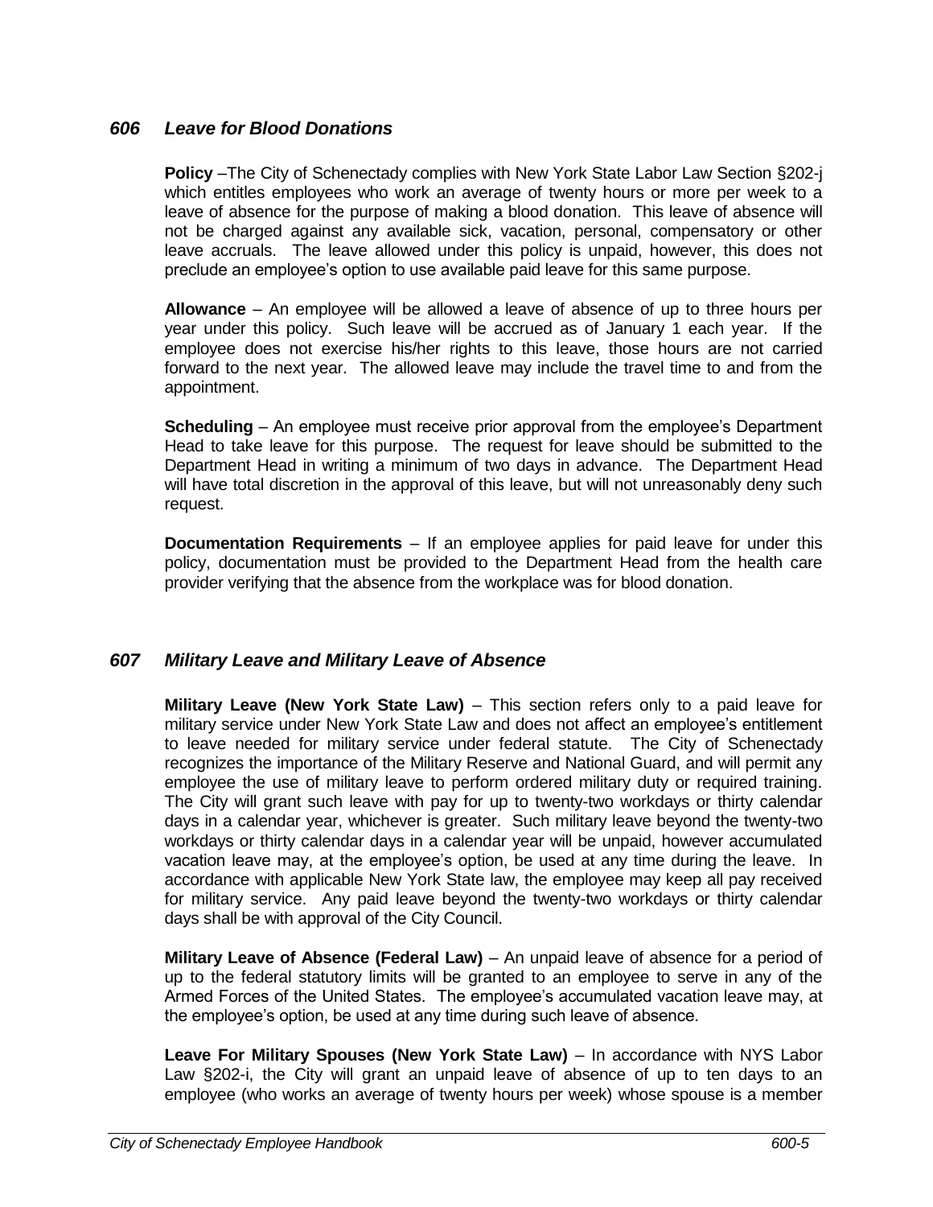## *606 Leave for Blood Donations*

**Policy** –The City of Schenectady complies with New York State Labor Law Section §202-j which entitles employees who work an average of twenty hours or more per week to a leave of absence for the purpose of making a blood donation. This leave of absence will not be charged against any available sick, vacation, personal, compensatory or other leave accruals. The leave allowed under this policy is unpaid, however, this does not preclude an employee's option to use available paid leave for this same purpose.

**Allowance** – An employee will be allowed a leave of absence of up to three hours per year under this policy. Such leave will be accrued as of January 1 each year. If the employee does not exercise his/her rights to this leave, those hours are not carried forward to the next year. The allowed leave may include the travel time to and from the appointment.

**Scheduling** – An employee must receive prior approval from the employee's Department Head to take leave for this purpose. The request for leave should be submitted to the Department Head in writing a minimum of two days in advance. The Department Head will have total discretion in the approval of this leave, but will not unreasonably deny such request.

**Documentation Requirements** – If an employee applies for paid leave for under this policy, documentation must be provided to the Department Head from the health care provider verifying that the absence from the workplace was for blood donation.

## *607 Military Leave and Military Leave of Absence*

**Military Leave (New York State Law)** – This section refers only to a paid leave for military service under New York State Law and does not affect an employee's entitlement to leave needed for military service under federal statute. The City of Schenectady recognizes the importance of the Military Reserve and National Guard, and will permit any employee the use of military leave to perform ordered military duty or required training. The City will grant such leave with pay for up to twenty-two workdays or thirty calendar days in a calendar year, whichever is greater. Such military leave beyond the twenty-two workdays or thirty calendar days in a calendar year will be unpaid, however accumulated vacation leave may, at the employee's option, be used at any time during the leave. In accordance with applicable New York State law, the employee may keep all pay received for military service. Any paid leave beyond the twenty-two workdays or thirty calendar days shall be with approval of the City Council.

**Military Leave of Absence (Federal Law)** – An unpaid leave of absence for a period of up to the federal statutory limits will be granted to an employee to serve in any of the Armed Forces of the United States. The employee's accumulated vacation leave may, at the employee's option, be used at any time during such leave of absence.

**Leave For Military Spouses (New York State Law)** – In accordance with NYS Labor Law §202-i, the City will grant an unpaid leave of absence of up to ten days to an employee (who works an average of twenty hours per week) whose spouse is a member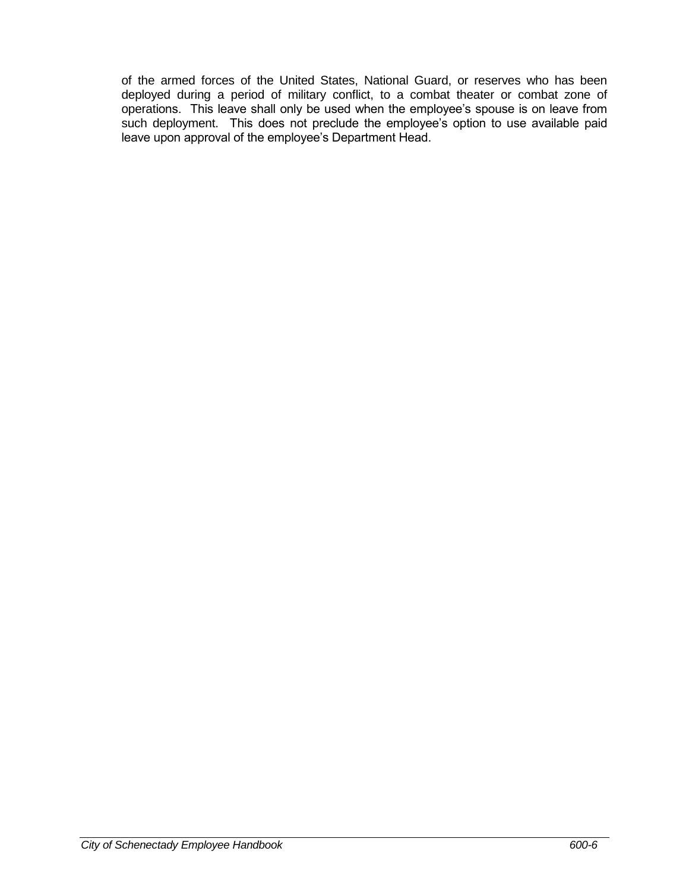of the armed forces of the United States, National Guard, or reserves who has been deployed during a period of military conflict, to a combat theater or combat zone of operations. This leave shall only be used when the employee's spouse is on leave from such deployment. This does not preclude the employee's option to use available paid leave upon approval of the employee's Department Head.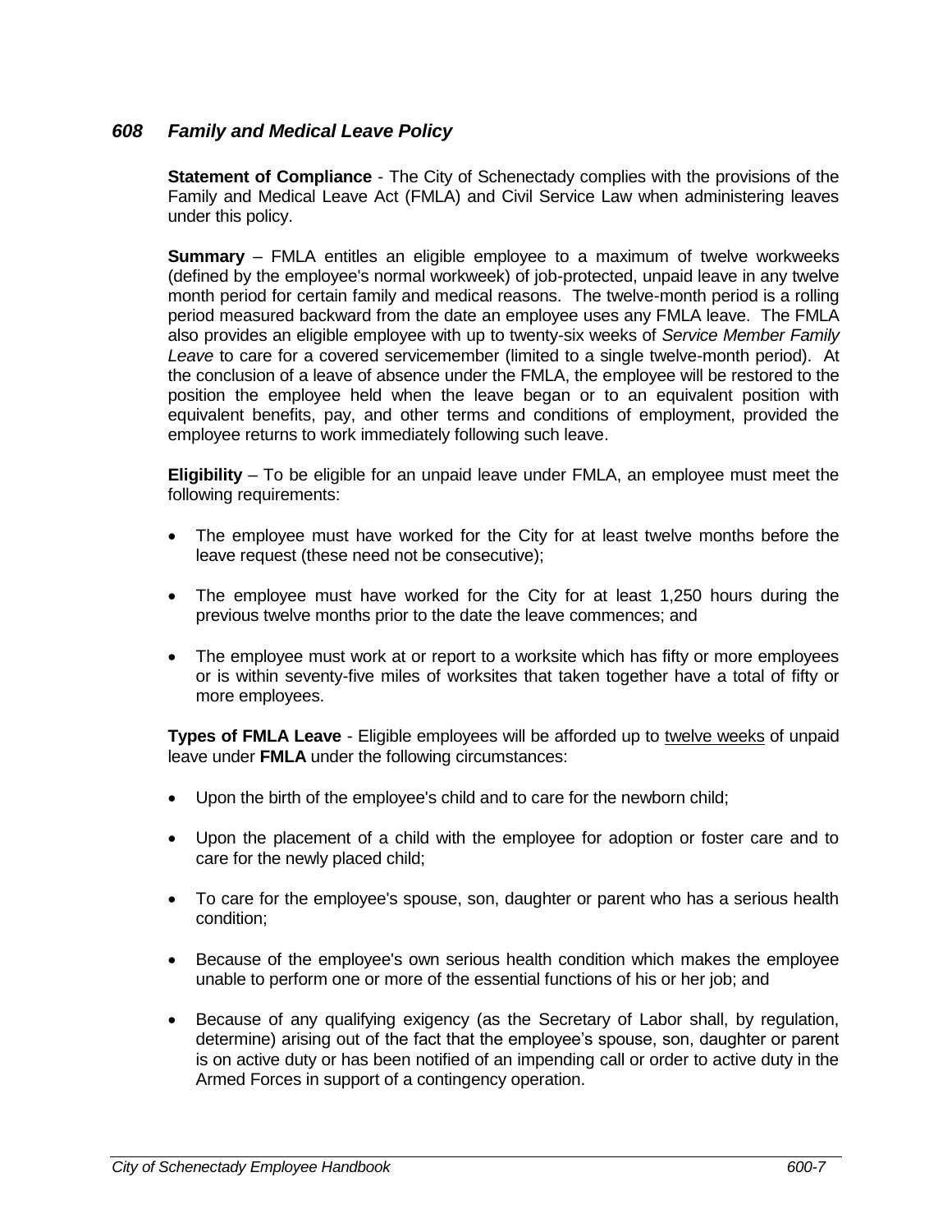## *608 Family and Medical Leave Policy*

**Statement of Compliance** - The City of Schenectady complies with the provisions of the Family and Medical Leave Act (FMLA) and Civil Service Law when administering leaves under this policy.

**Summary** – FMLA entitles an eligible employee to a maximum of twelve workweeks (defined by the employee's normal workweek) of job-protected, unpaid leave in any twelve month period for certain family and medical reasons. The twelve-month period is a rolling period measured backward from the date an employee uses any FMLA leave. The FMLA also provides an eligible employee with up to twenty-six weeks of *Service Member Family Leave* to care for a covered servicemember (limited to a single twelve-month period). At the conclusion of a leave of absence under the FMLA, the employee will be restored to the position the employee held when the leave began or to an equivalent position with equivalent benefits, pay, and other terms and conditions of employment, provided the employee returns to work immediately following such leave.

**Eligibility** – To be eligible for an unpaid leave under FMLA, an employee must meet the following requirements:

- The employee must have worked for the City for at least twelve months before the leave request (these need not be consecutive);
- The employee must have worked for the City for at least 1,250 hours during the previous twelve months prior to the date the leave commences; and
- The employee must work at or report to a worksite which has fifty or more employees or is within seventy-five miles of worksites that taken together have a total of fifty or more employees.

**Types of FMLA Leave** - Eligible employees will be afforded up to <u>twelve weeks</u> of unpaid leave under **FMLA** under the following circumstances:

- Upon the birth of the employee's child and to care for the newborn child;
- Upon the placement of a child with the employee for adoption or foster care and to care for the newly placed child;
- To care for the employee's spouse, son, daughter or parent who has a serious health condition;
- Because of the employee's own serious health condition which makes the employee unable to perform one or more of the essential functions of his or her job; and
- Because of any qualifying exigency (as the Secretary of Labor shall, by regulation, determine) arising out of the fact that the employee's spouse, son, daughter or parent is on active duty or has been notified of an impending call or order to active duty in the Armed Forces in support of a contingency operation.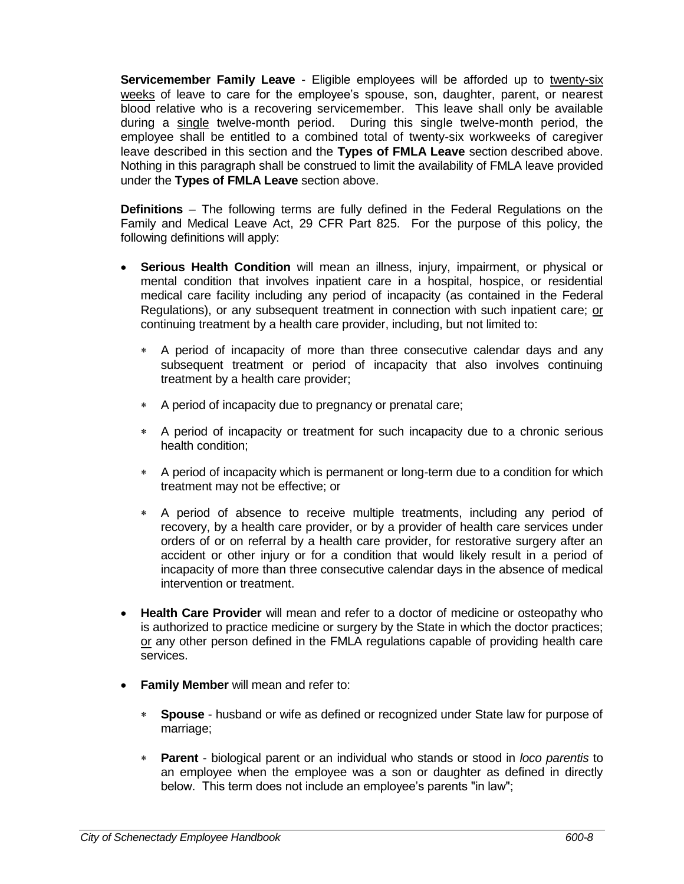**Servicemember Family Leave** - Eligible employees will be afforded up to twenty-six weeks of leave to care for the employee's spouse, son, daughter, parent, or nearest blood relative who is a recovering servicemember. This leave shall only be available during a single twelve-month period. During this single twelve-month period, the employee shall be entitled to a combined total of twenty-six workweeks of caregiver leave described in this section and the **Types of FMLA Leave** section described above. Nothing in this paragraph shall be construed to limit the availability of FMLA leave provided under the **Types of FMLA Leave** section above.

**Definitions** – The following terms are fully defined in the Federal Regulations on the Family and Medical Leave Act, 29 CFR Part 825. For the purpose of this policy, the following definitions will apply:

- **Serious Health Condition** will mean an illness, injury, impairment, or physical or mental condition that involves inpatient care in a hospital, hospice, or residential medical care facility including any period of incapacity (as contained in the Federal Regulations), or any subsequent treatment in connection with such inpatient care; or continuing treatment by a health care provider, including, but not limited to:
  - A period of incapacity of more than three consecutive calendar days and any subsequent treatment or period of incapacity that also involves continuing treatment by a health care provider;
  - A period of incapacity due to pregnancy or prenatal care;
  - A period of incapacity or treatment for such incapacity due to a chronic serious health condition;
  - A period of incapacity which is permanent or long-term due to a condition for which treatment may not be effective; or
  - A period of absence to receive multiple treatments, including any period of recovery, by a health care provider, or by a provider of health care services under orders of or on referral by a health care provider, for restorative surgery after an accident or other injury or for a condition that would likely result in a period of incapacity of more than three consecutive calendar days in the absence of medical intervention or treatment.
- **Health Care Provider** will mean and refer to a doctor of medicine or osteopathy who is authorized to practice medicine or surgery by the State in which the doctor practices; or any other person defined in the FMLA regulations capable of providing health care services.
- **Family Member** will mean and refer to:
  - **Spouse** - husband or wife as defined or recognized under State law for purpose of marriage;
  - **Parent** - biological parent or an individual who stands or stood in *loco parentis* to an employee when the employee was a son or daughter as defined in directly below. This term does not include an employee's parents "in law";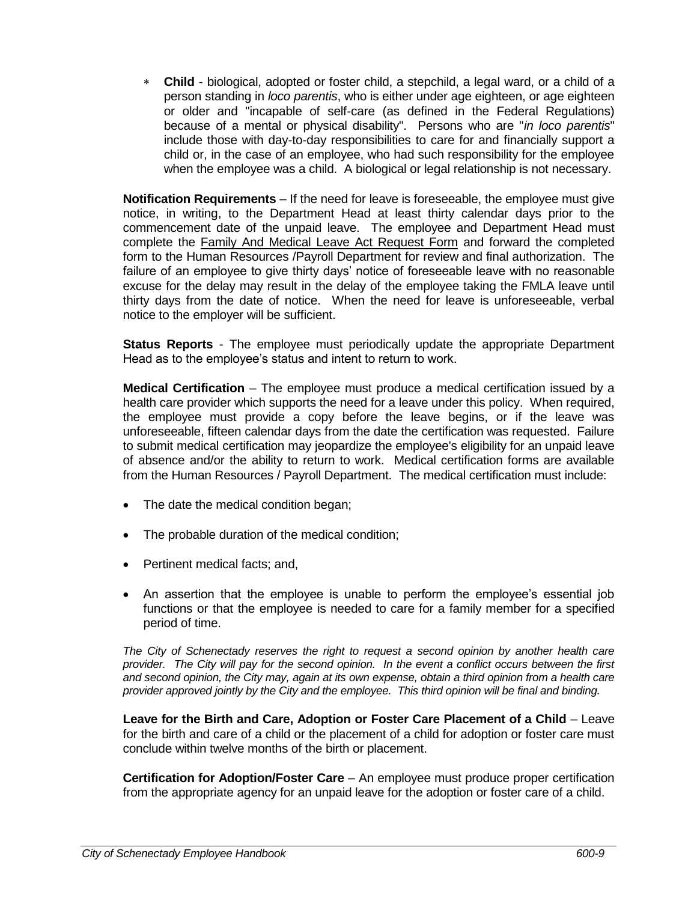* **Child** - biological, adopted or foster child, a stepchild, a legal ward, or a child of a person standing in *loco parentis*, who is either under age eighteen, or age eighteen or older and "incapable of self-care (as defined in the Federal Regulations) because of a mental or physical disability". Persons who are "*in loco parentis*" include those with day-to-day responsibilities to care for and financially support a child or, in the case of an employee, who had such responsibility for the employee when the employee was a child. A biological or legal relationship is not necessary.

**Notification Requirements** – If the need for leave is foreseeable, the employee must give notice, in writing, to the Department Head at least thirty calendar days prior to the commencement date of the unpaid leave. The employee and Department Head must complete the Family And Medical Leave Act Request Form and forward the completed form to the Human Resources /Payroll Department for review and final authorization. The failure of an employee to give thirty days' notice of foreseeable leave with no reasonable excuse for the delay may result in the delay of the employee taking the FMLA leave until thirty days from the date of notice. When the need for leave is unforeseeable, verbal notice to the employer will be sufficient.

**Status Reports** - The employee must periodically update the appropriate Department Head as to the employee's status and intent to return to work.

**Medical Certification** – The employee must produce a medical certification issued by a health care provider which supports the need for a leave under this policy. When required, the employee must provide a copy before the leave begins, or if the leave was unforeseeable, fifteen calendar days from the date the certification was requested. Failure to submit medical certification may jeopardize the employee's eligibility for an unpaid leave of absence and/or the ability to return to work. Medical certification forms are available from the Human Resources / Payroll Department. The medical certification must include:

- The date the medical condition began;
- The probable duration of the medical condition;
- Pertinent medical facts; and,
- An assertion that the employee is unable to perform the employee's essential job functions or that the employee is needed to care for a family member for a specified period of time.

*The City of Schenectady reserves the right to request a second opinion by another health care provider. The City will pay for the second opinion. In the event a conflict occurs between the first and second opinion, the City may, again at its own expense, obtain a third opinion from a health care provider approved jointly by the City and the employee. This third opinion will be final and binding.*

**Leave for the Birth and Care, Adoption or Foster Care Placement of a Child** – Leave for the birth and care of a child or the placement of a child for adoption or foster care must conclude within twelve months of the birth or placement.

**Certification for Adoption/Foster Care** – An employee must produce proper certification from the appropriate agency for an unpaid leave for the adoption or foster care of a child.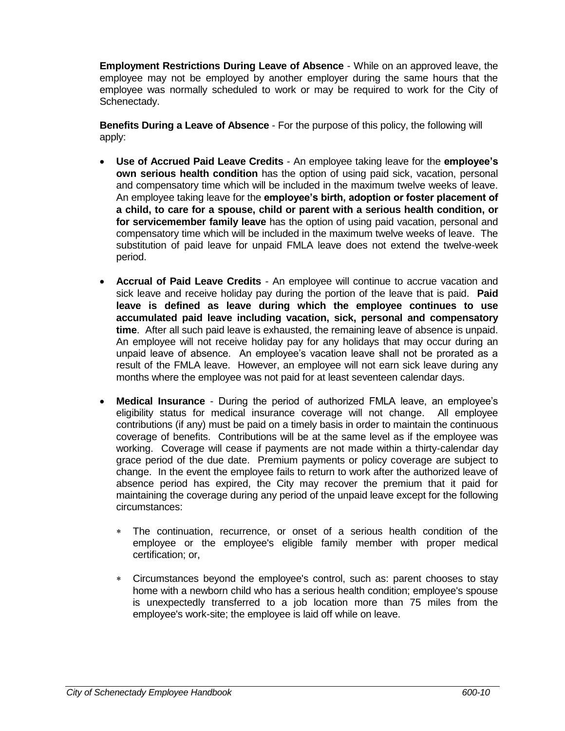**Employment Restrictions During Leave of Absence** - While on an approved leave, the employee may not be employed by another employer during the same hours that the employee was normally scheduled to work or may be required to work for the City of Schenectady.

**Benefits During a Leave of Absence** - For the purpose of this policy, the following will apply:

- **Use of Accrued Paid Leave Credits** - An employee taking leave for the **employee's own serious health condition** has the option of using paid sick, vacation, personal and compensatory time which will be included in the maximum twelve weeks of leave. An employee taking leave for the **employee's birth, adoption or foster placement of a child, to care for a spouse, child or parent with a serious health condition, or for servicemember family leave** has the option of using paid vacation, personal and compensatory time which will be included in the maximum twelve weeks of leave. The substitution of paid leave for unpaid FMLA leave does not extend the twelve-week period.

- **Accrual of Paid Leave Credits** - An employee will continue to accrue vacation and sick leave and receive holiday pay during the portion of the leave that is paid. **Paid leave is defined as leave during which the employee continues to use accumulated paid leave including vacation, sick, personal and compensatory time**. After all such paid leave is exhausted, the remaining leave of absence is unpaid. An employee will not receive holiday pay for any holidays that may occur during an unpaid leave of absence. An employee's vacation leave shall not be prorated as a result of the FMLA leave. However, an employee will not earn sick leave during any months where the employee was not paid for at least seventeen calendar days.

- **Medical Insurance** - During the period of authorized FMLA leave, an employee's eligibility status for medical insurance coverage will not change. All employee contributions (if any) must be paid on a timely basis in order to maintain the continuous coverage of benefits. Contributions will be at the same level as if the employee was working. Coverage will cease if payments are not made within a thirty-calendar day grace period of the due date. Premium payments or policy coverage are subject to change. In the event the employee fails to return to work after the authorized leave of absence period has expired, the City may recover the premium that it paid for maintaining the coverage during any period of the unpaid leave except for the following circumstances:

    - The continuation, recurrence, or onset of a serious health condition of the employee or the employee's eligible family member with proper medical certification; or,

    - Circumstances beyond the employee's control, such as: parent chooses to stay home with a newborn child who has a serious health condition; employee's spouse is unexpectedly transferred to a job location more than 75 miles from the employee's work-site; the employee is laid off while on leave.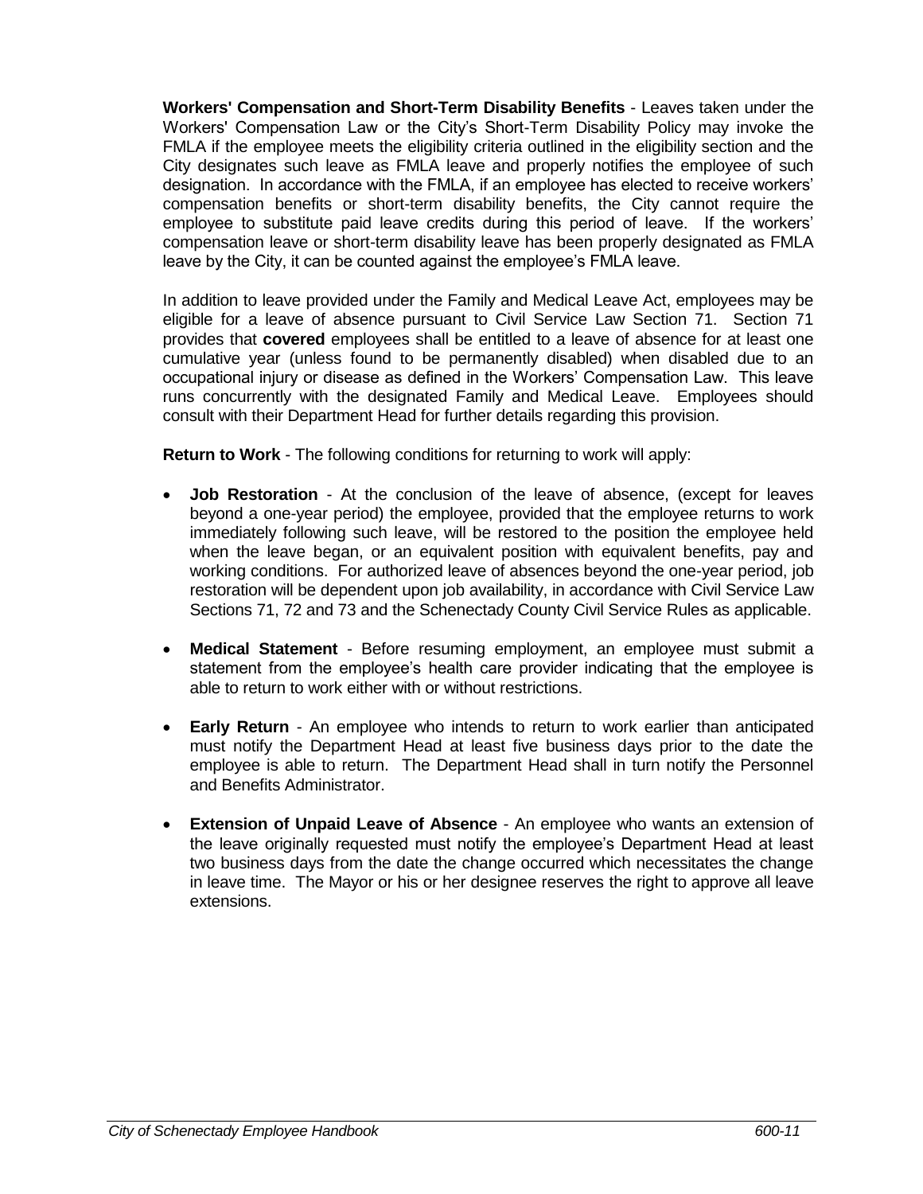**Workers' Compensation and Short-Term Disability Benefits** - Leaves taken under the Workers' Compensation Law or the City's Short-Term Disability Policy may invoke the FMLA if the employee meets the eligibility criteria outlined in the eligibility section and the City designates such leave as FMLA leave and properly notifies the employee of such designation. In accordance with the FMLA, if an employee has elected to receive workers' compensation benefits or short-term disability benefits, the City cannot require the employee to substitute paid leave credits during this period of leave. If the workers' compensation leave or short-term disability leave has been properly designated as FMLA leave by the City, it can be counted against the employee's FMLA leave.

In addition to leave provided under the Family and Medical Leave Act, employees may be eligible for a leave of absence pursuant to Civil Service Law Section 71. Section 71 provides that **covered** employees shall be entitled to a leave of absence for at least one cumulative year (unless found to be permanently disabled) when disabled due to an occupational injury or disease as defined in the Workers' Compensation Law. This leave runs concurrently with the designated Family and Medical Leave. Employees should consult with their Department Head for further details regarding this provision.

**Return to Work** - The following conditions for returning to work will apply:

- **Job Restoration** - At the conclusion of the leave of absence, (except for leaves beyond a one-year period) the employee, provided that the employee returns to work immediately following such leave, will be restored to the position the employee held when the leave began, or an equivalent position with equivalent benefits, pay and working conditions. For authorized leave of absences beyond the one-year period, job restoration will be dependent upon job availability, in accordance with Civil Service Law Sections 71, 72 and 73 and the Schenectady County Civil Service Rules as applicable.

- **Medical Statement** - Before resuming employment, an employee must submit a statement from the employee's health care provider indicating that the employee is able to return to work either with or without restrictions.

- **Early Return** - An employee who intends to return to work earlier than anticipated must notify the Department Head at least five business days prior to the date the employee is able to return. The Department Head shall in turn notify the Personnel and Benefits Administrator.

- **Extension of Unpaid Leave of Absence** - An employee who wants an extension of the leave originally requested must notify the employee's Department Head at least two business days from the date the change occurred which necessitates the change in leave time. The Mayor or his or her designee reserves the right to approve all leave extensions.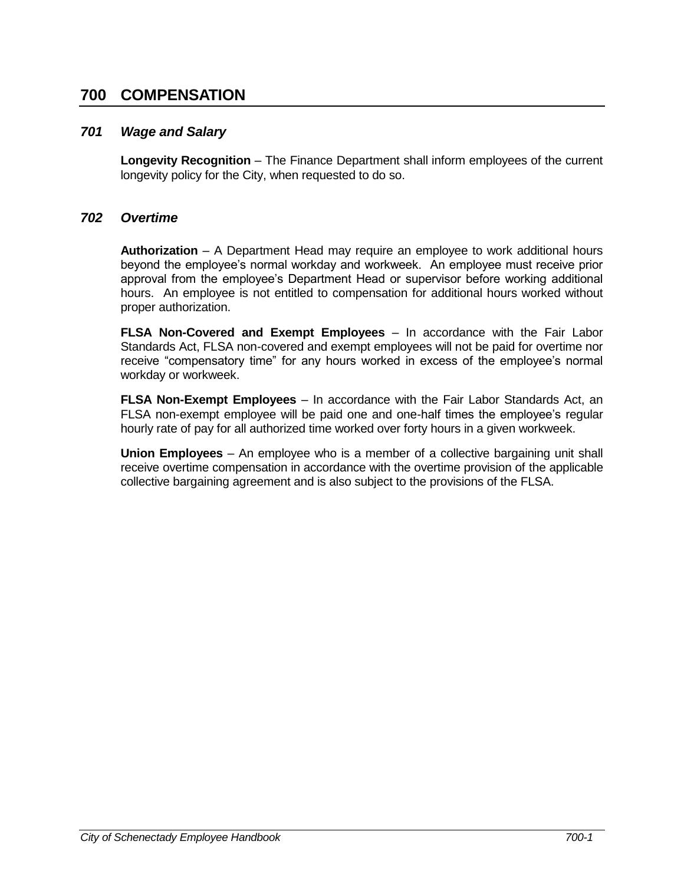# 700 COMPENSATION

## *701 Wage and Salary*

**Longevity Recognition** – The Finance Department shall inform employees of the current longevity policy for the City, when requested to do so.

## *702 Overtime*

**Authorization** – A Department Head may require an employee to work additional hours beyond the employee's normal workday and workweek. An employee must receive prior approval from the employee's Department Head or supervisor before working additional hours. An employee is not entitled to compensation for additional hours worked without proper authorization.

**FLSA Non-Covered and Exempt Employees** – In accordance with the Fair Labor Standards Act, FLSA non-covered and exempt employees will not be paid for overtime nor receive "compensatory time" for any hours worked in excess of the employee's normal workday or workweek.

**FLSA Non-Exempt Employees** – In accordance with the Fair Labor Standards Act, an FLSA non-exempt employee will be paid one and one-half times the employee's regular hourly rate of pay for all authorized time worked over forty hours in a given workweek.

**Union Employees** – An employee who is a member of a collective bargaining unit shall receive overtime compensation in accordance with the overtime provision of the applicable collective bargaining agreement and is also subject to the provisions of the FLSA.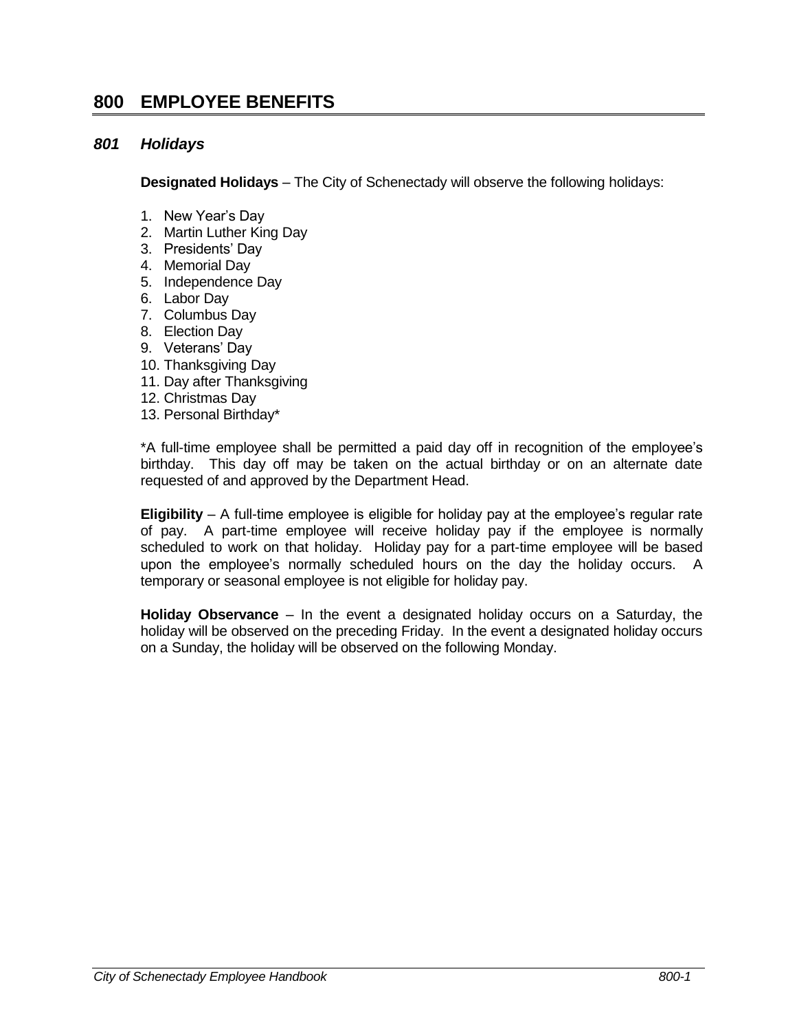# 800 EMPLOYEE BENEFITS

## *801 Holidays*

**Designated Holidays** – The City of Schenectady will observe the following holidays:

1. New Year's Day
2. Martin Luther King Day
3. Presidents' Day
4. Memorial Day
5. Independence Day
6. Labor Day
7. Columbus Day
8. Election Day
9. Veterans' Day
10. Thanksgiving Day
11. Day after Thanksgiving
12. Christmas Day
13. Personal Birthday*

*A full-time employee shall be permitted a paid day off in recognition of the employee's birthday. This day off may be taken on the actual birthday or on an alternate date requested of and approved by the Department Head.

**Eligibility** – A full-time employee is eligible for holiday pay at the employee's regular rate of pay. A part-time employee will receive holiday pay if the employee is normally scheduled to work on that holiday. Holiday pay for a part-time employee will be based upon the employee's normally scheduled hours on the day the holiday occurs. A temporary or seasonal employee is not eligible for holiday pay.

**Holiday Observance** – In the event a designated holiday occurs on a Saturday, the holiday will be observed on the preceding Friday. In the event a designated holiday occurs on a Sunday, the holiday will be observed on the following Monday.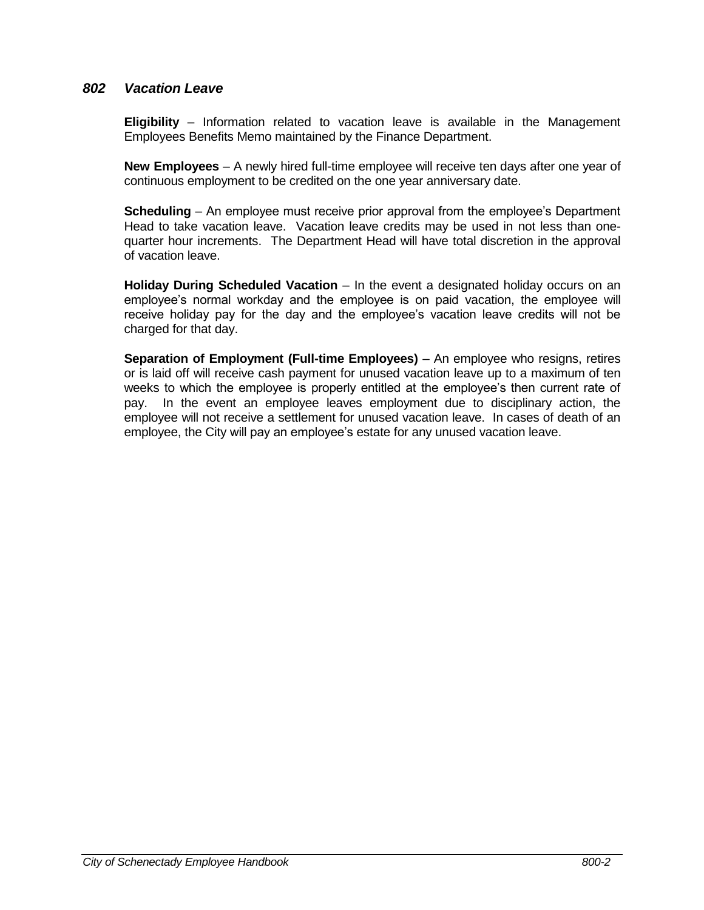## *802 Vacation Leave*

**Eligibility** – Information related to vacation leave is available in the Management Employees Benefits Memo maintained by the Finance Department.

**New Employees** – A newly hired full-time employee will receive ten days after one year of continuous employment to be credited on the one year anniversary date.

**Scheduling** – An employee must receive prior approval from the employee's Department Head to take vacation leave. Vacation leave credits may be used in not less than one-quarter hour increments. The Department Head will have total discretion in the approval of vacation leave.

**Holiday During Scheduled Vacation** – In the event a designated holiday occurs on an employee's normal workday and the employee is on paid vacation, the employee will receive holiday pay for the day and the employee's vacation leave credits will not be charged for that day.

**Separation of Employment (Full-time Employees)** – An employee who resigns, retires or is laid off will receive cash payment for unused vacation leave up to a maximum of ten weeks to which the employee is properly entitled at the employee's then current rate of pay. In the event an employee leaves employment due to disciplinary action, the employee will not receive a settlement for unused vacation leave. In cases of death of an employee, the City will pay an employee's estate for any unused vacation leave.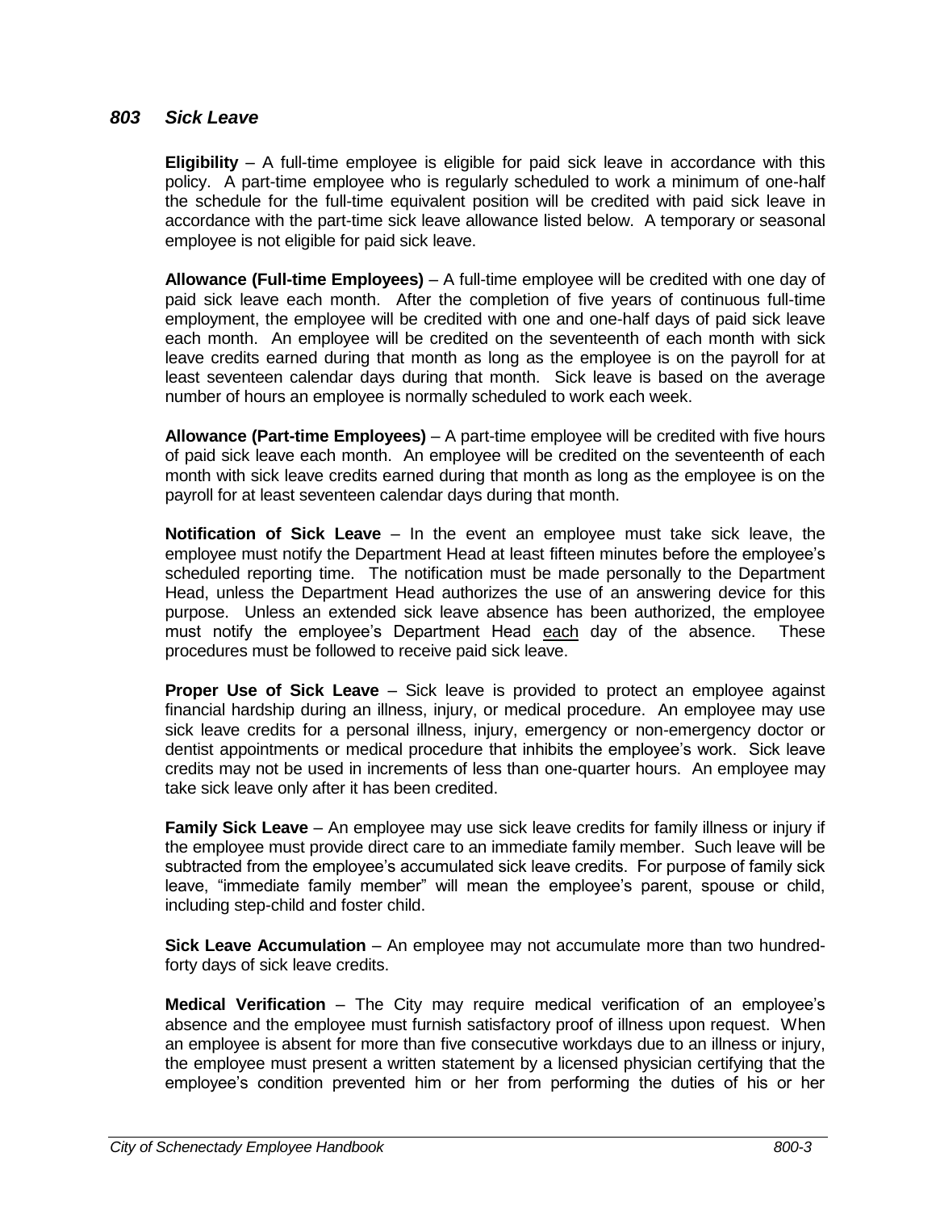### *803 Sick Leave*

**Eligibility** – A full-time employee is eligible for paid sick leave in accordance with this policy. A part-time employee who is regularly scheduled to work a minimum of one-half the schedule for the full-time equivalent position will be credited with paid sick leave in accordance with the part-time sick leave allowance listed below. A temporary or seasonal employee is not eligible for paid sick leave.

**Allowance (Full-time Employees)** – A full-time employee will be credited with one day of paid sick leave each month. After the completion of five years of continuous full-time employment, the employee will be credited with one and one-half days of paid sick leave each month. An employee will be credited on the seventeenth of each month with sick leave credits earned during that month as long as the employee is on the payroll for at least seventeen calendar days during that month. Sick leave is based on the average number of hours an employee is normally scheduled to work each week.

**Allowance (Part-time Employees)** – A part-time employee will be credited with five hours of paid sick leave each month. An employee will be credited on the seventeenth of each month with sick leave credits earned during that month as long as the employee is on the payroll for at least seventeen calendar days during that month.

**Notification of Sick Leave** – In the event an employee must take sick leave, the employee must notify the Department Head at least fifteen minutes before the employee's scheduled reporting time. The notification must be made personally to the Department Head, unless the Department Head authorizes the use of an answering device for this purpose. Unless an extended sick leave absence has been authorized, the employee must notify the employee's Department Head each day of the absence. These procedures must be followed to receive paid sick leave.

**Proper Use of Sick Leave** – Sick leave is provided to protect an employee against financial hardship during an illness, injury, or medical procedure. An employee may use sick leave credits for a personal illness, injury, emergency or non-emergency doctor or dentist appointments or medical procedure that inhibits the employee's work. Sick leave credits may not be used in increments of less than one-quarter hours. An employee may take sick leave only after it has been credited.

**Family Sick Leave** – An employee may use sick leave credits for family illness or injury if the employee must provide direct care to an immediate family member. Such leave will be subtracted from the employee's accumulated sick leave credits. For purpose of family sick leave, "immediate family member" will mean the employee's parent, spouse or child, including step-child and foster child.

**Sick Leave Accumulation** – An employee may not accumulate more than two hundred-forty days of sick leave credits.

**Medical Verification** – The City may require medical verification of an employee's absence and the employee must furnish satisfactory proof of illness upon request. When an employee is absent for more than five consecutive workdays due to an illness or injury, the employee must present a written statement by a licensed physician certifying that the employee's condition prevented him or her from performing the duties of his or her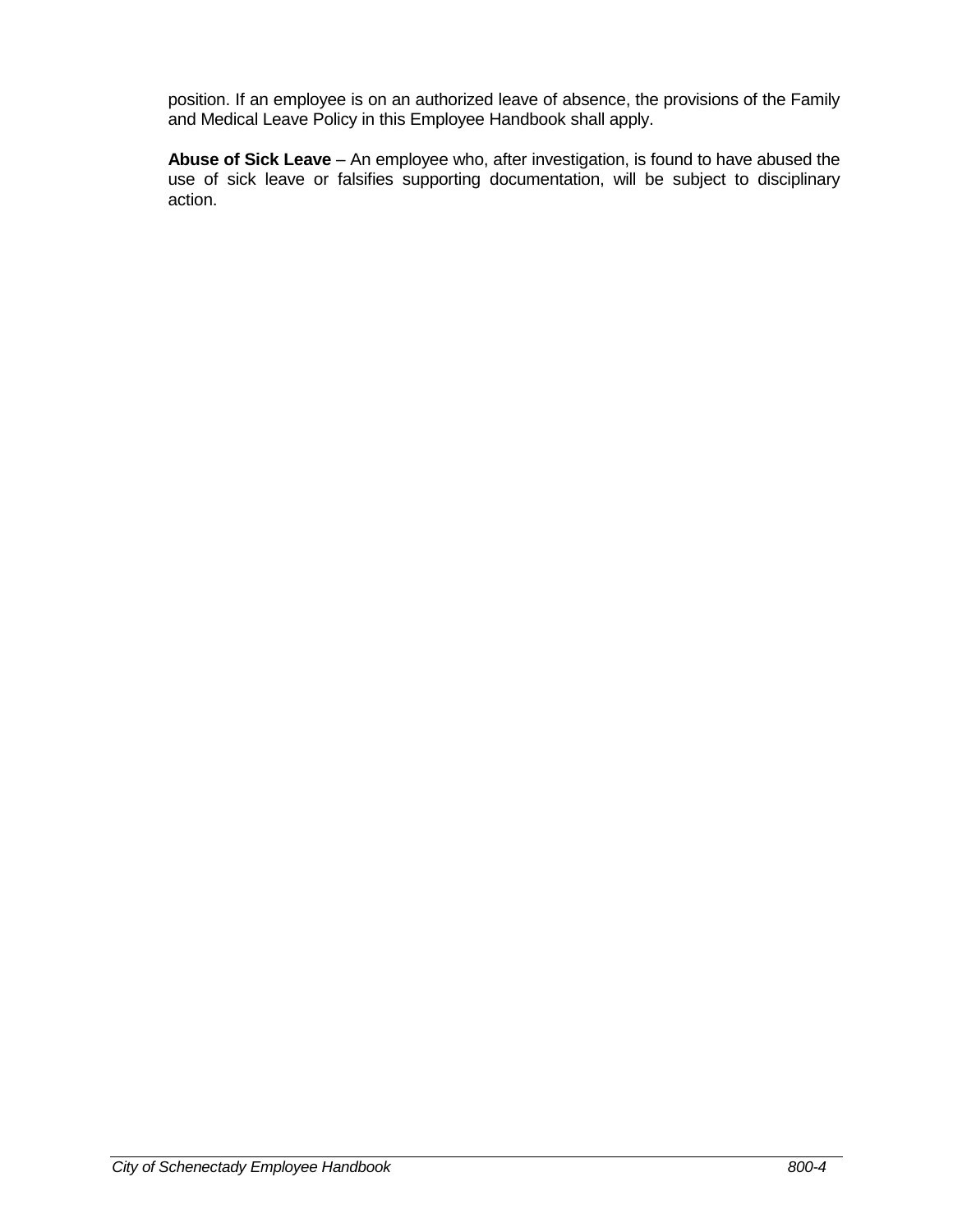position. If an employee is on an authorized leave of absence, the provisions of the Family and Medical Leave Policy in this Employee Handbook shall apply.

**Abuse of Sick Leave** – An employee who, after investigation, is found to have abused the use of sick leave or falsifies supporting documentation, will be subject to disciplinary action.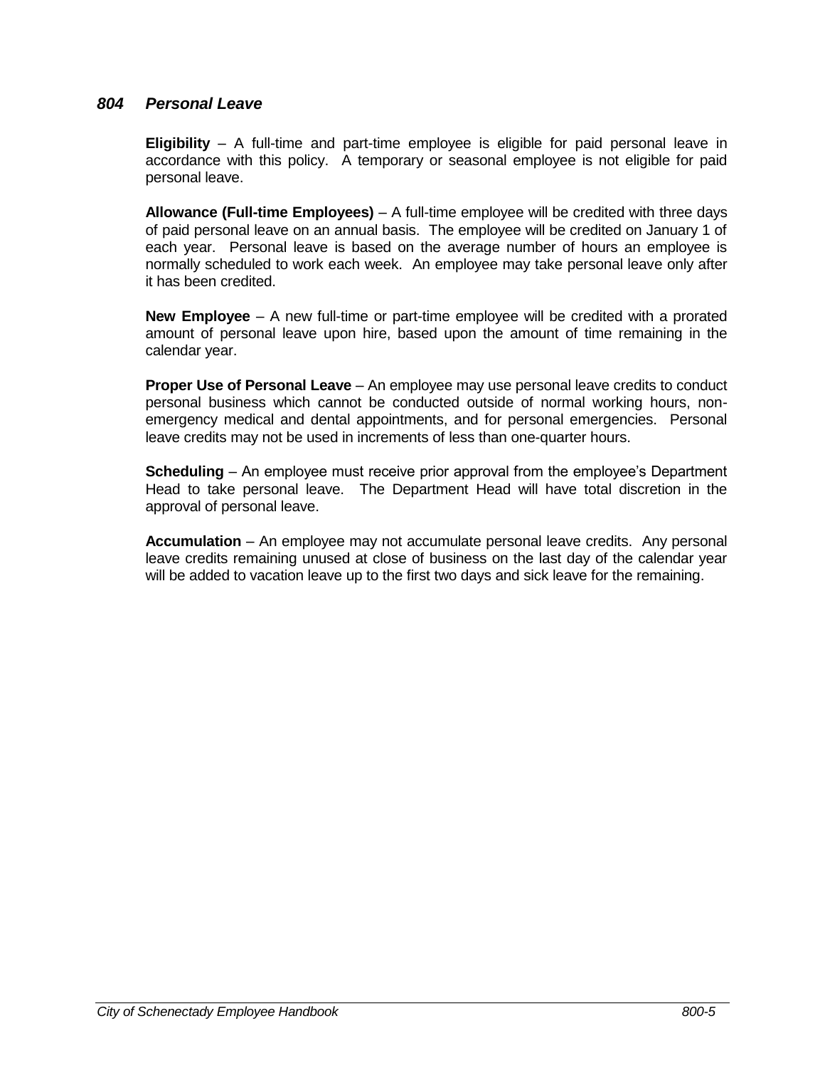### *804 Personal Leave*

**Eligibility** – A full-time and part-time employee is eligible for paid personal leave in accordance with this policy. A temporary or seasonal employee is not eligible for paid personal leave.

**Allowance (Full-time Employees)** – A full-time employee will be credited with three days of paid personal leave on an annual basis. The employee will be credited on January 1 of each year. Personal leave is based on the average number of hours an employee is normally scheduled to work each week. An employee may take personal leave only after it has been credited.

**New Employee** – A new full-time or part-time employee will be credited with a prorated amount of personal leave upon hire, based upon the amount of time remaining in the calendar year.

**Proper Use of Personal Leave** – An employee may use personal leave credits to conduct personal business which cannot be conducted outside of normal working hours, non-emergency medical and dental appointments, and for personal emergencies. Personal leave credits may not be used in increments of less than one-quarter hours.

**Scheduling** – An employee must receive prior approval from the employee's Department Head to take personal leave. The Department Head will have total discretion in the approval of personal leave.

**Accumulation** – An employee may not accumulate personal leave credits. Any personal leave credits remaining unused at close of business on the last day of the calendar year will be added to vacation leave up to the first two days and sick leave for the remaining.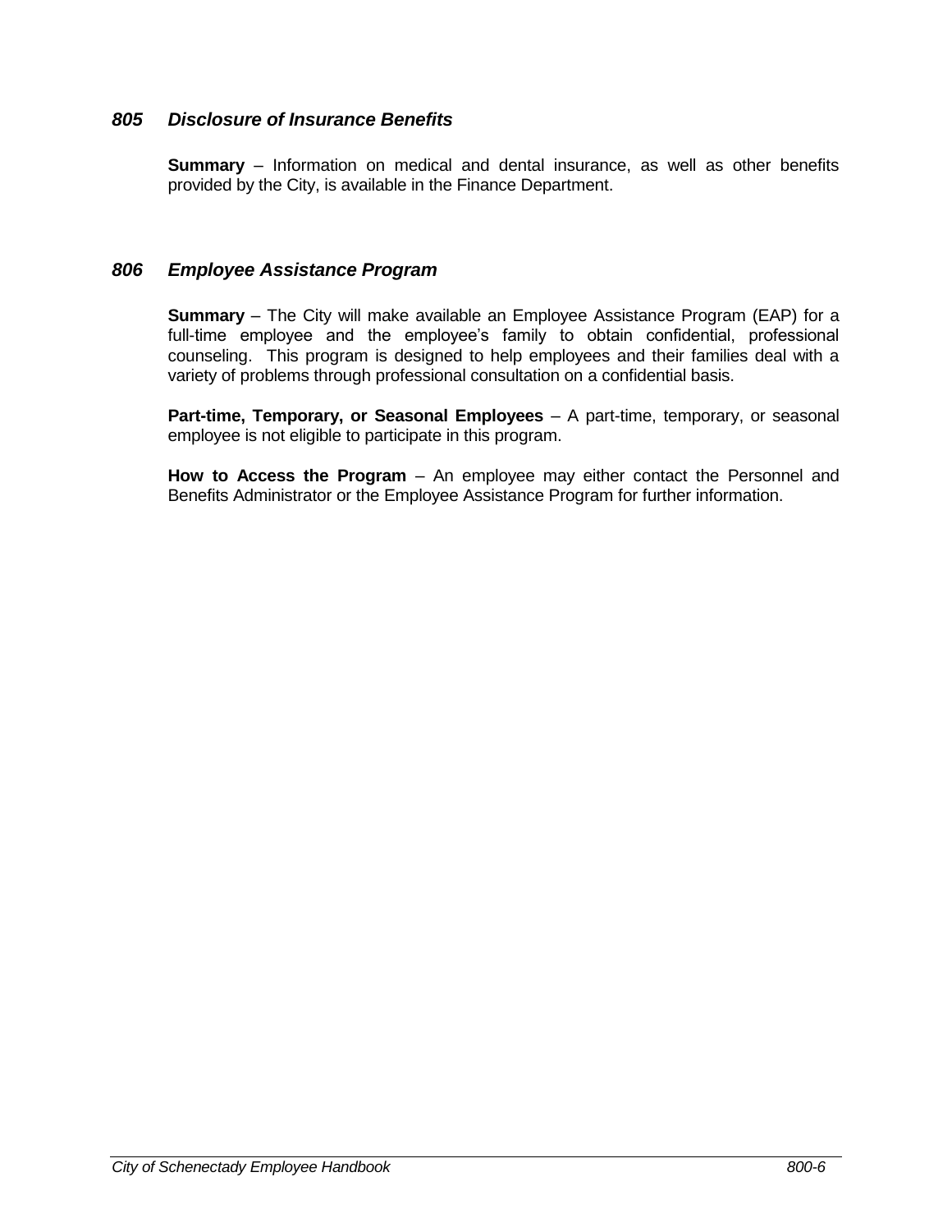## *805 Disclosure of Insurance Benefits*

**Summary** – Information on medical and dental insurance, as well as other benefits provided by the City, is available in the Finance Department.

## *806 Employee Assistance Program*

**Summary** – The City will make available an Employee Assistance Program (EAP) for a full-time employee and the employee's family to obtain confidential, professional counseling. This program is designed to help employees and their families deal with a variety of problems through professional consultation on a confidential basis.

**Part-time, Temporary, or Seasonal Employees** – A part-time, temporary, or seasonal employee is not eligible to participate in this program.

**How to Access the Program** – An employee may either contact the Personnel and Benefits Administrator or the Employee Assistance Program for further information.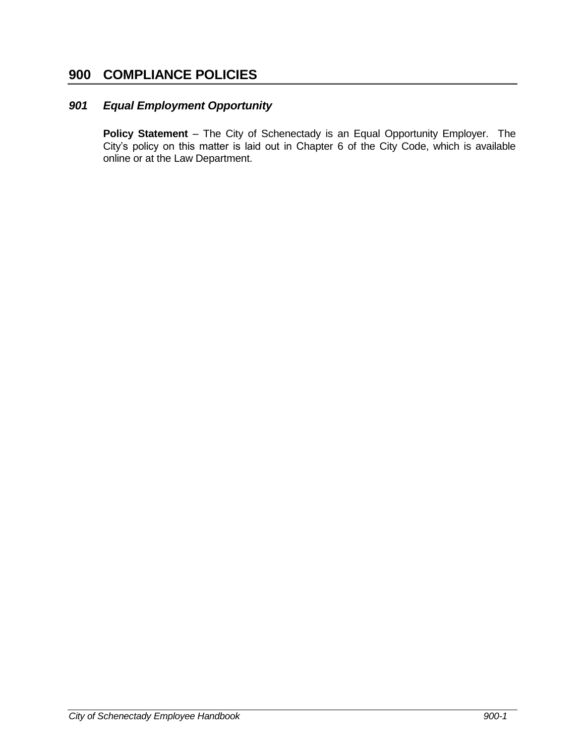# 900 COMPLIANCE POLICIES

## *901 Equal Employment Opportunity*

**Policy Statement** – The City of Schenectady is an Equal Opportunity Employer. The City's policy on this matter is laid out in Chapter 6 of the City Code, which is available online or at the Law Department.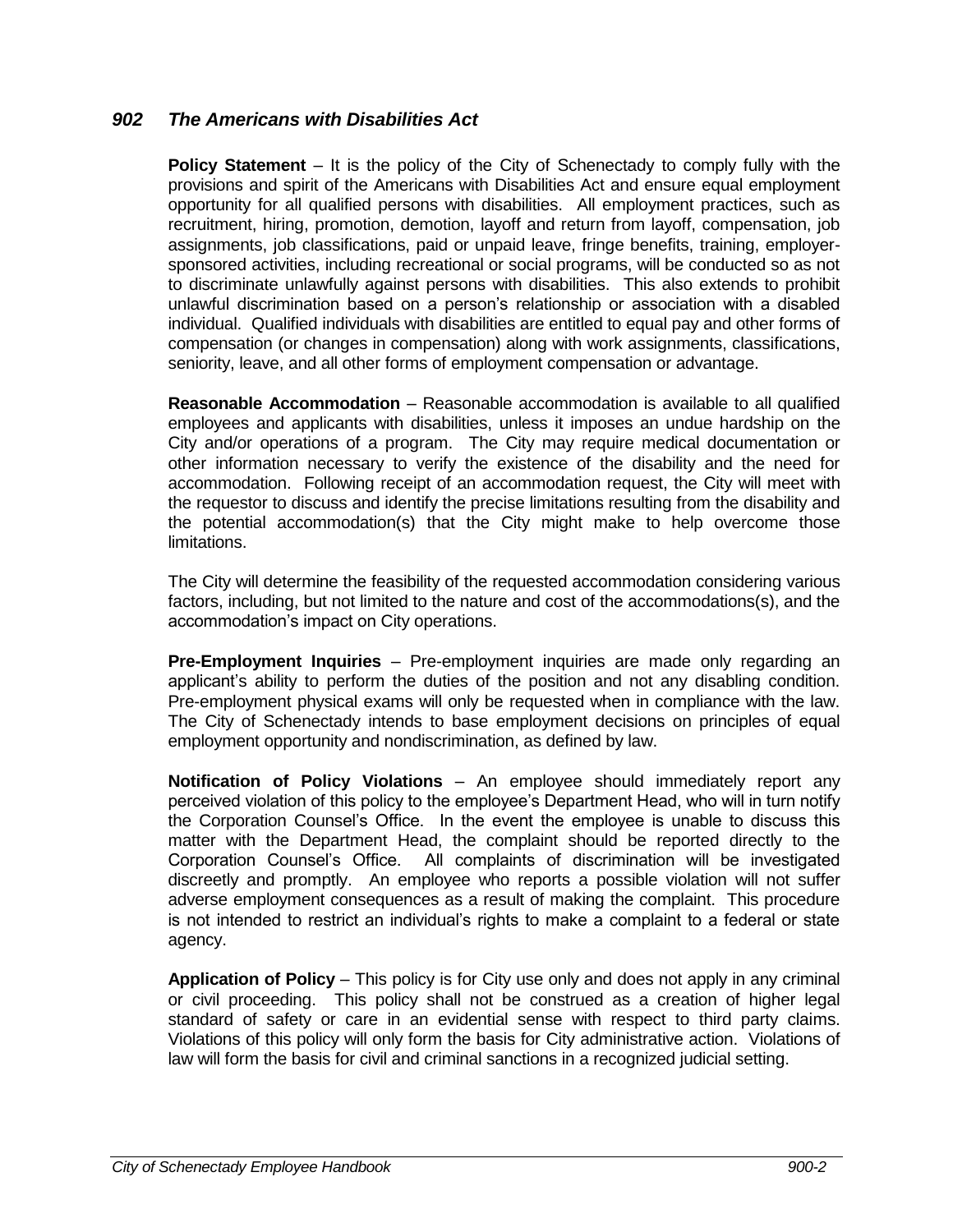## *902 The Americans with Disabilities Act*

**Policy Statement** – It is the policy of the City of Schenectady to comply fully with the provisions and spirit of the Americans with Disabilities Act and ensure equal employment opportunity for all qualified persons with disabilities. All employment practices, such as recruitment, hiring, promotion, demotion, layoff and return from layoff, compensation, job assignments, job classifications, paid or unpaid leave, fringe benefits, training, employer-sponsored activities, including recreational or social programs, will be conducted so as not to discriminate unlawfully against persons with disabilities. This also extends to prohibit unlawful discrimination based on a person's relationship or association with a disabled individual. Qualified individuals with disabilities are entitled to equal pay and other forms of compensation (or changes in compensation) along with work assignments, classifications, seniority, leave, and all other forms of employment compensation or advantage.

**Reasonable Accommodation** – Reasonable accommodation is available to all qualified employees and applicants with disabilities, unless it imposes an undue hardship on the City and/or operations of a program. The City may require medical documentation or other information necessary to verify the existence of the disability and the need for accommodation. Following receipt of an accommodation request, the City will meet with the requestor to discuss and identify the precise limitations resulting from the disability and the potential accommodation(s) that the City might make to help overcome those limitations.

The City will determine the feasibility of the requested accommodation considering various factors, including, but not limited to the nature and cost of the accommodations(s), and the accommodation's impact on City operations.

**Pre-Employment Inquiries** – Pre-employment inquiries are made only regarding an applicant's ability to perform the duties of the position and not any disabling condition. Pre-employment physical exams will only be requested when in compliance with the law. The City of Schenectady intends to base employment decisions on principles of equal employment opportunity and nondiscrimination, as defined by law.

**Notification of Policy Violations** – An employee should immediately report any perceived violation of this policy to the employee's Department Head, who will in turn notify the Corporation Counsel's Office. In the event the employee is unable to discuss this matter with the Department Head, the complaint should be reported directly to the Corporation Counsel's Office. All complaints of discrimination will be investigated discreetly and promptly. An employee who reports a possible violation will not suffer adverse employment consequences as a result of making the complaint. This procedure is not intended to restrict an individual's rights to make a complaint to a federal or state agency.

**Application of Policy** – This policy is for City use only and does not apply in any criminal or civil proceeding. This policy shall not be construed as a creation of higher legal standard of safety or care in an evidential sense with respect to third party claims. Violations of this policy will only form the basis for City administrative action. Violations of law will form the basis for civil and criminal sanctions in a recognized judicial setting.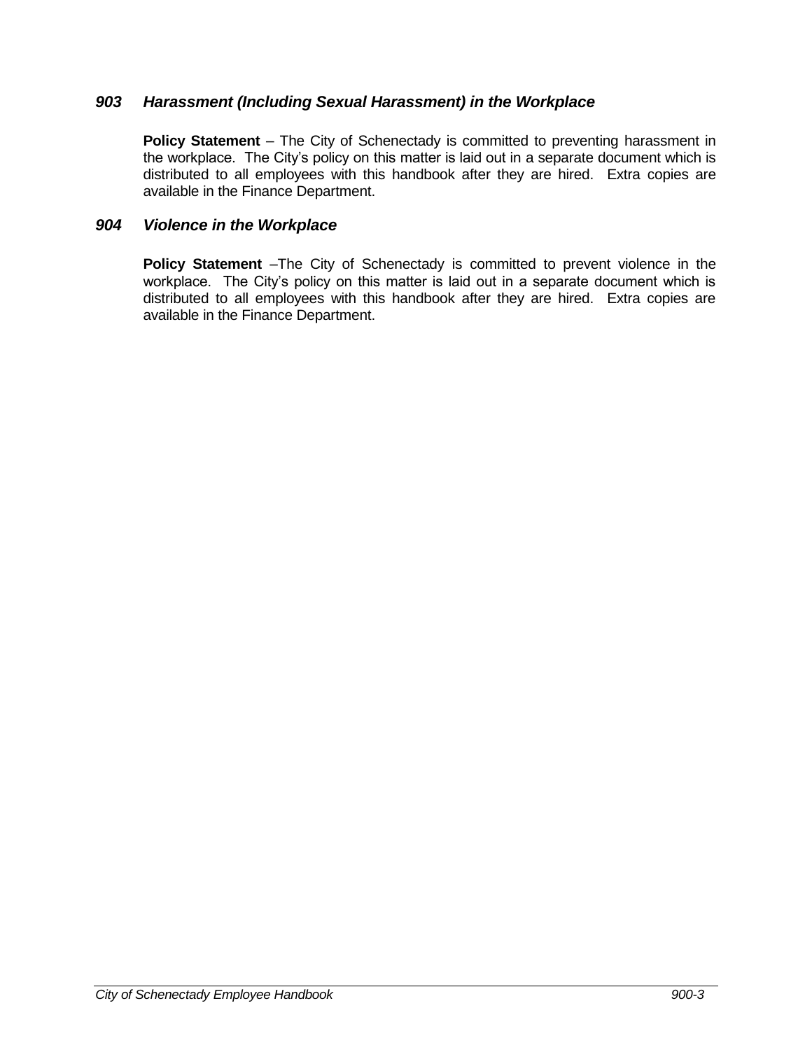### *903 Harassment (Including Sexual Harassment) in the Workplace*

**Policy Statement** – The City of Schenectady is committed to preventing harassment in the workplace. The City's policy on this matter is laid out in a separate document which is distributed to all employees with this handbook after they are hired. Extra copies are available in the Finance Department.

### *904 Violence in the Workplace*

**Policy Statement** –The City of Schenectady is committed to prevent violence in the workplace. The City's policy on this matter is laid out in a separate document which is distributed to all employees with this handbook after they are hired. Extra copies are available in the Finance Department.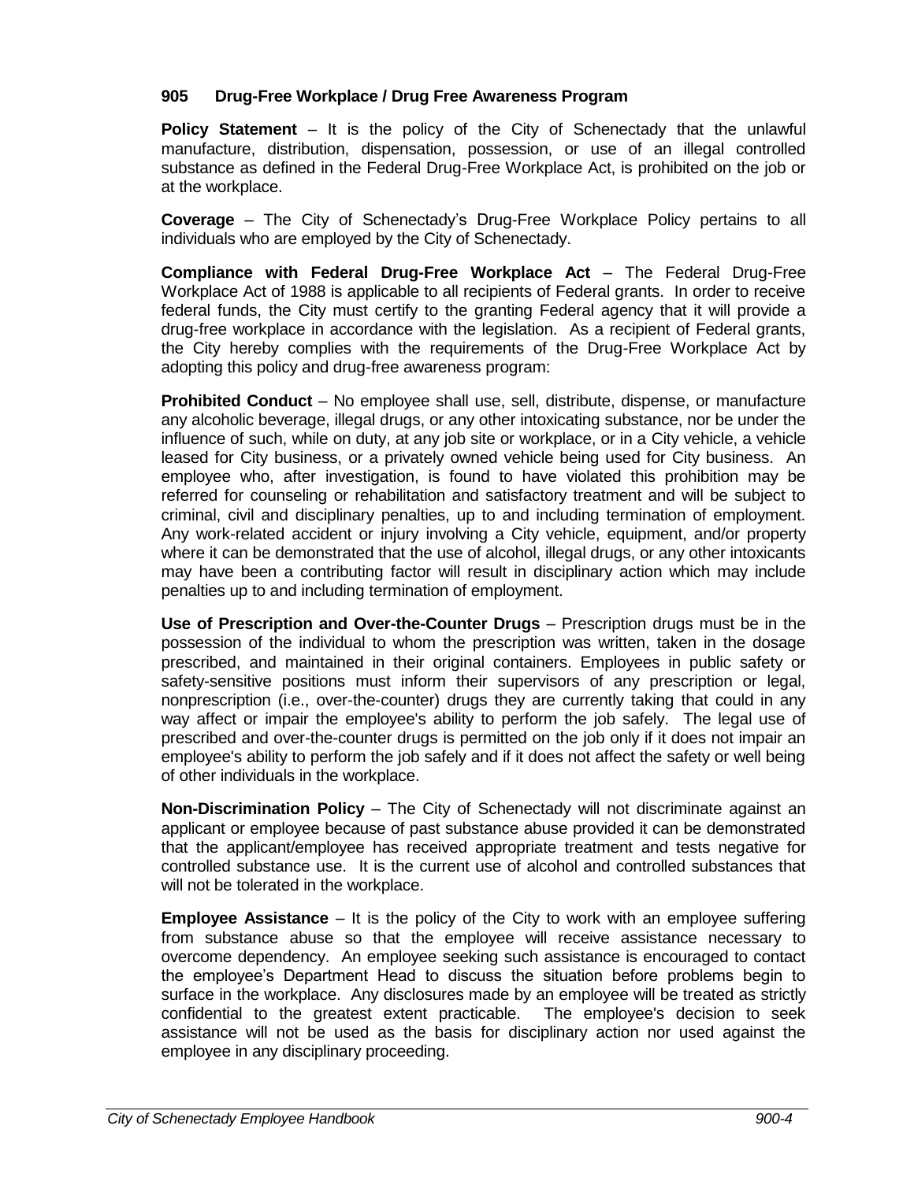### 905 Drug-Free Workplace / Drug Free Awareness Program

**Policy Statement** – It is the policy of the City of Schenectady that the unlawful manufacture, distribution, dispensation, possession, or use of an illegal controlled substance as defined in the Federal Drug-Free Workplace Act, is prohibited on the job or at the workplace.

**Coverage** – The City of Schenectady's Drug-Free Workplace Policy pertains to all individuals who are employed by the City of Schenectady.

**Compliance with Federal Drug-Free Workplace Act** – The Federal Drug-Free Workplace Act of 1988 is applicable to all recipients of Federal grants. In order to receive federal funds, the City must certify to the granting Federal agency that it will provide a drug-free workplace in accordance with the legislation. As a recipient of Federal grants, the City hereby complies with the requirements of the Drug-Free Workplace Act by adopting this policy and drug-free awareness program:

**Prohibited Conduct** – No employee shall use, sell, distribute, dispense, or manufacture any alcoholic beverage, illegal drugs, or any other intoxicating substance, nor be under the influence of such, while on duty, at any job site or workplace, or in a City vehicle, a vehicle leased for City business, or a privately owned vehicle being used for City business. An employee who, after investigation, is found to have violated this prohibition may be referred for counseling or rehabilitation and satisfactory treatment and will be subject to criminal, civil and disciplinary penalties, up to and including termination of employment. Any work-related accident or injury involving a City vehicle, equipment, and/or property where it can be demonstrated that the use of alcohol, illegal drugs, or any other intoxicants may have been a contributing factor will result in disciplinary action which may include penalties up to and including termination of employment.

**Use of Prescription and Over-the-Counter Drugs** – Prescription drugs must be in the possession of the individual to whom the prescription was written, taken in the dosage prescribed, and maintained in their original containers. Employees in public safety or safety-sensitive positions must inform their supervisors of any prescription or legal, nonprescription (i.e., over-the-counter) drugs they are currently taking that could in any way affect or impair the employee's ability to perform the job safely. The legal use of prescribed and over-the-counter drugs is permitted on the job only if it does not impair an employee's ability to perform the job safely and if it does not affect the safety or well being of other individuals in the workplace.

**Non-Discrimination Policy** – The City of Schenectady will not discriminate against an applicant or employee because of past substance abuse provided it can be demonstrated that the applicant/employee has received appropriate treatment and tests negative for controlled substance use. It is the current use of alcohol and controlled substances that will not be tolerated in the workplace.

**Employee Assistance** – It is the policy of the City to work with an employee suffering from substance abuse so that the employee will receive assistance necessary to overcome dependency. An employee seeking such assistance is encouraged to contact the employee's Department Head to discuss the situation before problems begin to surface in the workplace. Any disclosures made by an employee will be treated as strictly confidential to the greatest extent practicable. The employee's decision to seek assistance will not be used as the basis for disciplinary action nor used against the employee in any disciplinary proceeding.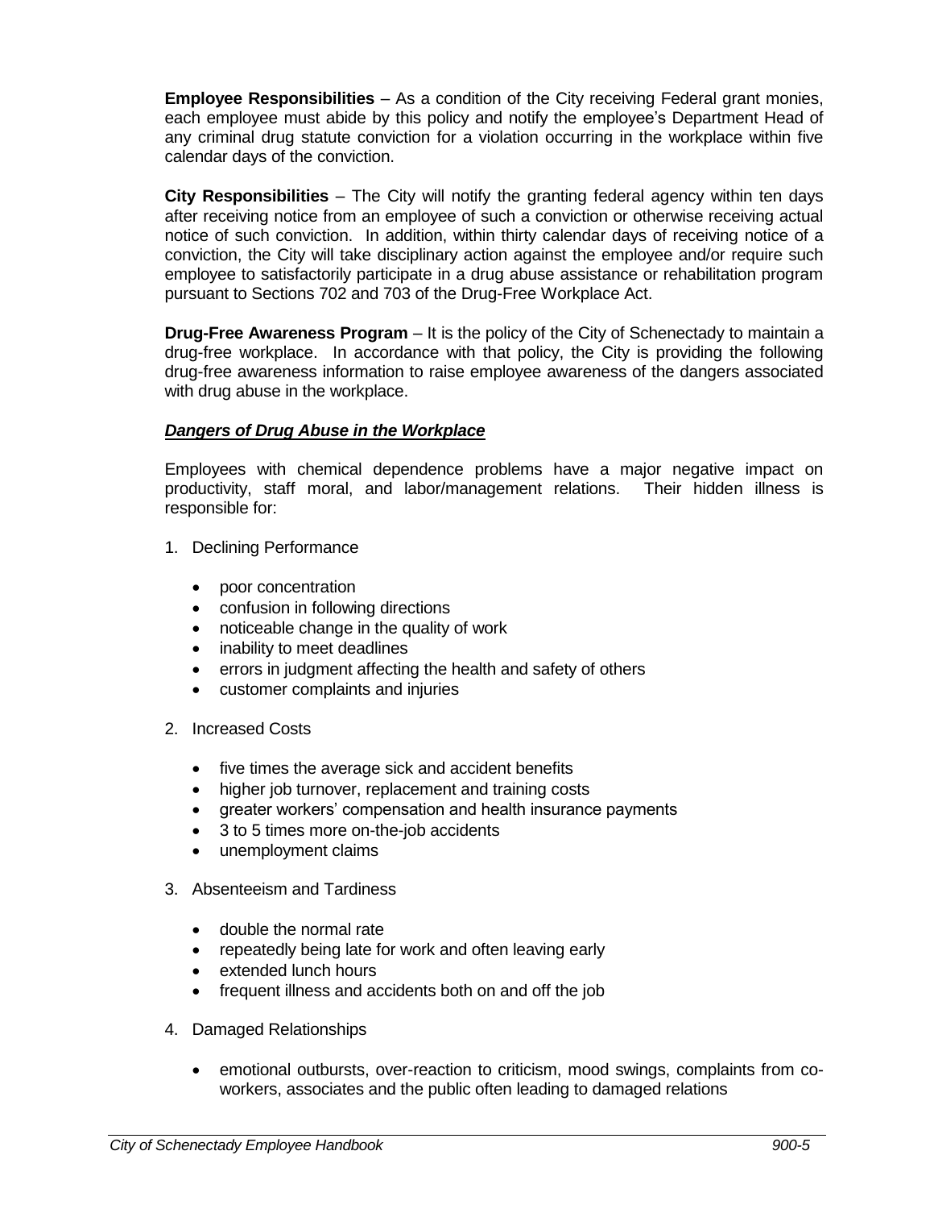**Employee Responsibilities** – As a condition of the City receiving Federal grant monies, each employee must abide by this policy and notify the employee's Department Head of any criminal drug statute conviction for a violation occurring in the workplace within five calendar days of the conviction.

**City Responsibilities** – The City will notify the granting federal agency within ten days after receiving notice from an employee of such a conviction or otherwise receiving actual notice of such conviction. In addition, within thirty calendar days of receiving notice of a conviction, the City will take disciplinary action against the employee and/or require such employee to satisfactorily participate in a drug abuse assistance or rehabilitation program pursuant to Sections 702 and 703 of the Drug-Free Workplace Act.

**Drug-Free Awareness Program** – It is the policy of the City of Schenectady to maintain a drug-free workplace. In accordance with that policy, the City is providing the following drug-free awareness information to raise employee awareness of the dangers associated with drug abuse in the workplace.

***Dangers of Drug Abuse in the Workplace***

Employees with chemical dependence problems have a major negative impact on productivity, staff moral, and labor/management relations. Their hidden illness is responsible for:

1. Declining Performance
   - poor concentration
   - confusion in following directions
   - noticeable change in the quality of work
   - inability to meet deadlines
   - errors in judgment affecting the health and safety of others
   - customer complaints and injuries

2. Increased Costs
   - five times the average sick and accident benefits
   - higher job turnover, replacement and training costs
   - greater workers' compensation and health insurance payments
   - 3 to 5 times more on-the-job accidents
   - unemployment claims

3. Absenteeism and Tardiness
   - double the normal rate
   - repeatedly being late for work and often leaving early
   - extended lunch hours
   - frequent illness and accidents both on and off the job

4. Damaged Relationships
   - emotional outbursts, over-reaction to criticism, mood swings, complaints from co-workers, associates and the public often leading to damaged relations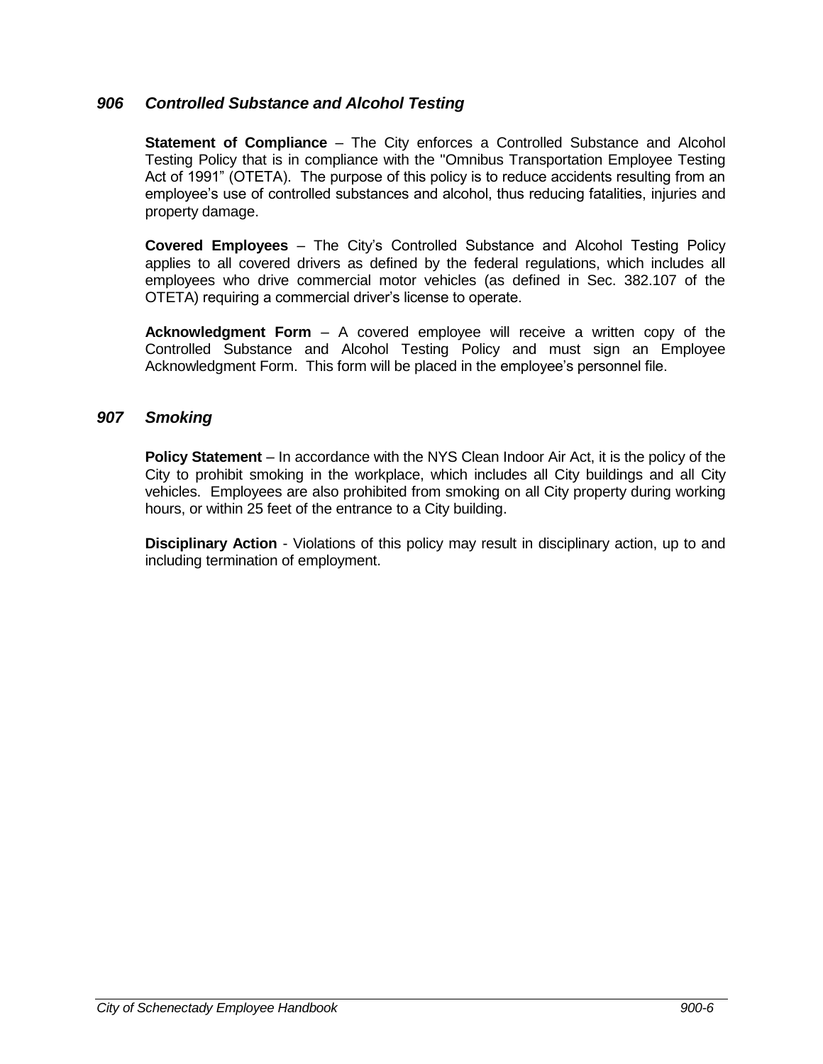### *906 Controlled Substance and Alcohol Testing*

**Statement of Compliance** – The City enforces a Controlled Substance and Alcohol Testing Policy that is in compliance with the "Omnibus Transportation Employee Testing Act of 1991" (OTETA). The purpose of this policy is to reduce accidents resulting from an employee's use of controlled substances and alcohol, thus reducing fatalities, injuries and property damage.

**Covered Employees** – The City's Controlled Substance and Alcohol Testing Policy applies to all covered drivers as defined by the federal regulations, which includes all employees who drive commercial motor vehicles (as defined in Sec. 382.107 of the OTETA) requiring a commercial driver's license to operate.

**Acknowledgment Form** – A covered employee will receive a written copy of the Controlled Substance and Alcohol Testing Policy and must sign an Employee Acknowledgment Form. This form will be placed in the employee's personnel file.

### *907 Smoking*

**Policy Statement** – In accordance with the NYS Clean Indoor Air Act, it is the policy of the City to prohibit smoking in the workplace, which includes all City buildings and all City vehicles. Employees are also prohibited from smoking on all City property during working hours, or within 25 feet of the entrance to a City building.

**Disciplinary Action** - Violations of this policy may result in disciplinary action, up to and including termination of employment.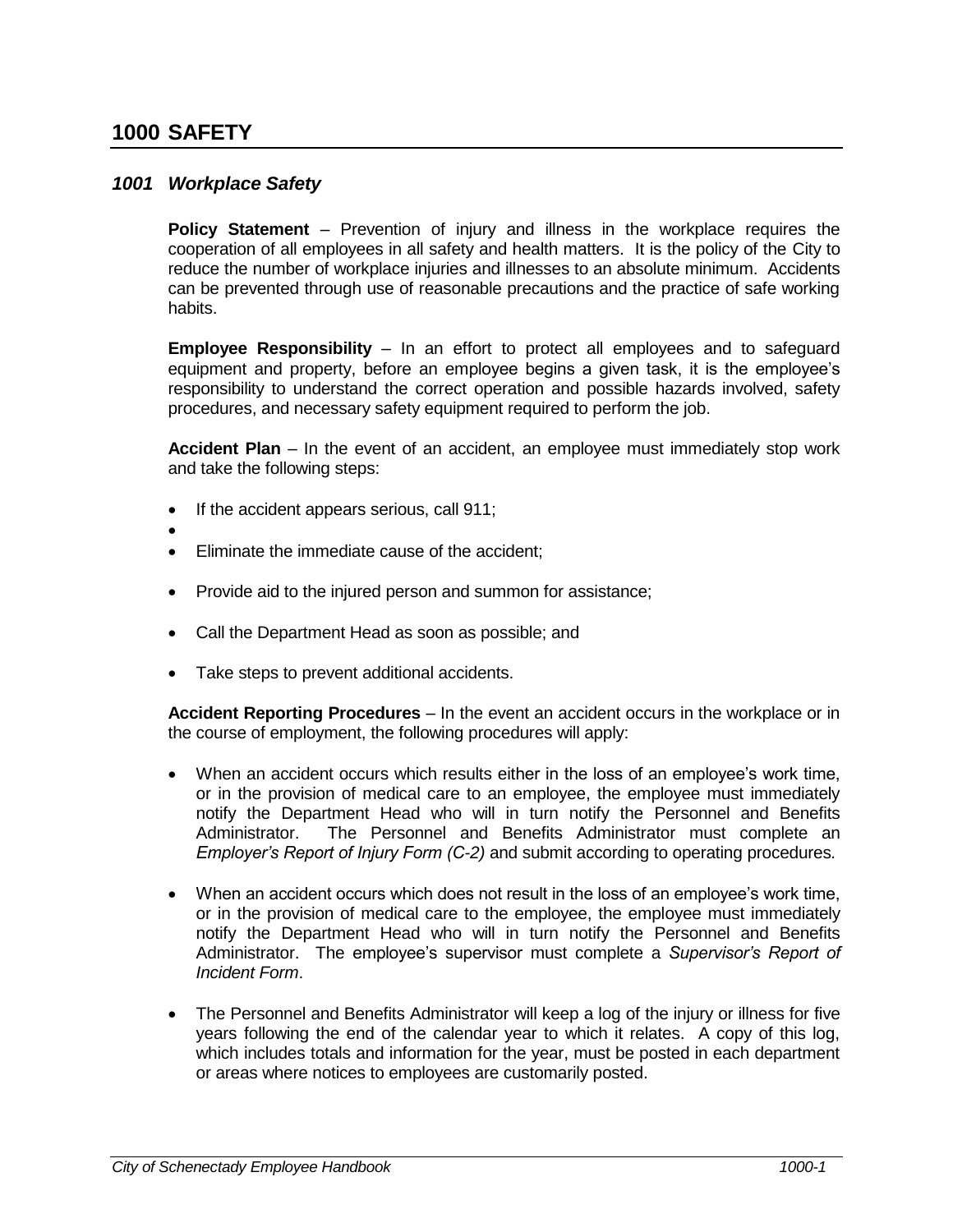# 1000 SAFETY

## *1001 Workplace Safety*

**Policy Statement** – Prevention of injury and illness in the workplace requires the cooperation of all employees in all safety and health matters. It is the policy of the City to reduce the number of workplace injuries and illnesses to an absolute minimum. Accidents can be prevented through use of reasonable precautions and the practice of safe working habits.

**Employee Responsibility** – In an effort to protect all employees and to safeguard equipment and property, before an employee begins a given task, it is the employee's responsibility to understand the correct operation and possible hazards involved, safety procedures, and necessary safety equipment required to perform the job.

**Accident Plan** – In the event of an accident, an employee must immediately stop work and take the following steps:

- If the accident appears serious, call 911;
- 
- Eliminate the immediate cause of the accident;
- Provide aid to the injured person and summon for assistance;
- Call the Department Head as soon as possible; and
- Take steps to prevent additional accidents.

**Accident Reporting Procedures** – In the event an accident occurs in the workplace or in the course of employment, the following procedures will apply:

- When an accident occurs which results either in the loss of an employee's work time, or in the provision of medical care to an employee, the employee must immediately notify the Department Head who will in turn notify the Personnel and Benefits Administrator. The Personnel and Benefits Administrator must complete an *Employer's Report of Injury Form (C-2)* and submit according to operating procedures.
- When an accident occurs which does not result in the loss of an employee's work time, or in the provision of medical care to the employee, the employee must immediately notify the Department Head who will in turn notify the Personnel and Benefits Administrator. The employee's supervisor must complete a *Supervisor's Report of Incident Form*.
- The Personnel and Benefits Administrator will keep a log of the injury or illness for five years following the end of the calendar year to which it relates. A copy of this log, which includes totals and information for the year, must be posted in each department or areas where notices to employees are customarily posted.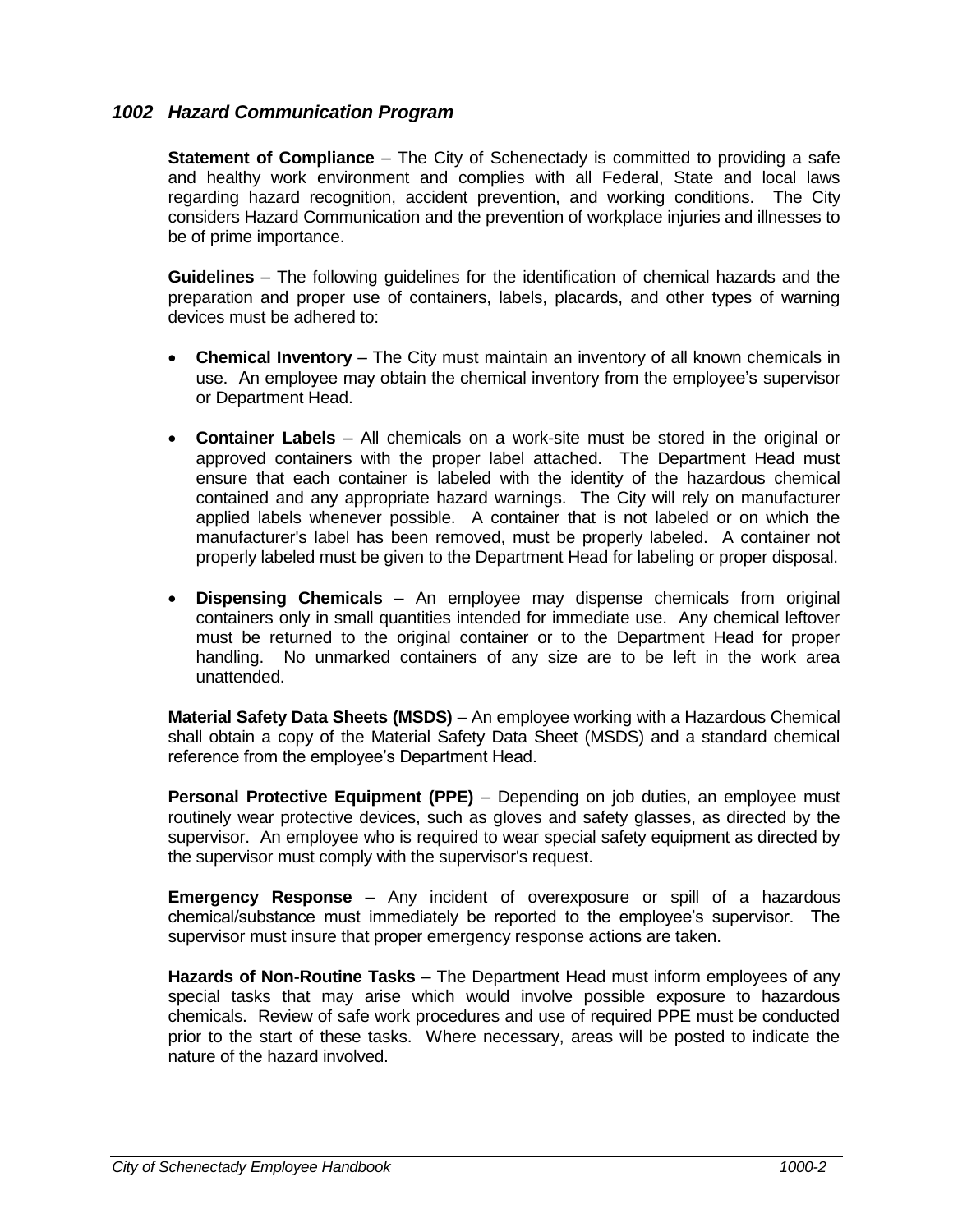## *1002 Hazard Communication Program*

**Statement of Compliance** – The City of Schenectady is committed to providing a safe and healthy work environment and complies with all Federal, State and local laws regarding hazard recognition, accident prevention, and working conditions. The City considers Hazard Communication and the prevention of workplace injuries and illnesses to be of prime importance.

**Guidelines** – The following guidelines for the identification of chemical hazards and the preparation and proper use of containers, labels, placards, and other types of warning devices must be adhered to:

- **Chemical Inventory** – The City must maintain an inventory of all known chemicals in use. An employee may obtain the chemical inventory from the employee's supervisor or Department Head.
- **Container Labels** – All chemicals on a work-site must be stored in the original or approved containers with the proper label attached. The Department Head must ensure that each container is labeled with the identity of the hazardous chemical contained and any appropriate hazard warnings. The City will rely on manufacturer applied labels whenever possible. A container that is not labeled or on which the manufacturer's label has been removed, must be properly labeled. A container not properly labeled must be given to the Department Head for labeling or proper disposal.
- **Dispensing Chemicals** – An employee may dispense chemicals from original containers only in small quantities intended for immediate use. Any chemical leftover must be returned to the original container or to the Department Head for proper handling. No unmarked containers of any size are to be left in the work area unattended.

**Material Safety Data Sheets (MSDS)** – An employee working with a Hazardous Chemical shall obtain a copy of the Material Safety Data Sheet (MSDS) and a standard chemical reference from the employee's Department Head.

**Personal Protective Equipment (PPE)** – Depending on job duties, an employee must routinely wear protective devices, such as gloves and safety glasses, as directed by the supervisor. An employee who is required to wear special safety equipment as directed by the supervisor must comply with the supervisor's request.

**Emergency Response** – Any incident of overexposure or spill of a hazardous chemical/substance must immediately be reported to the employee's supervisor. The supervisor must insure that proper emergency response actions are taken.

**Hazards of Non-Routine Tasks** – The Department Head must inform employees of any special tasks that may arise which would involve possible exposure to hazardous chemicals. Review of safe work procedures and use of required PPE must be conducted prior to the start of these tasks. Where necessary, areas will be posted to indicate the nature of the hazard involved.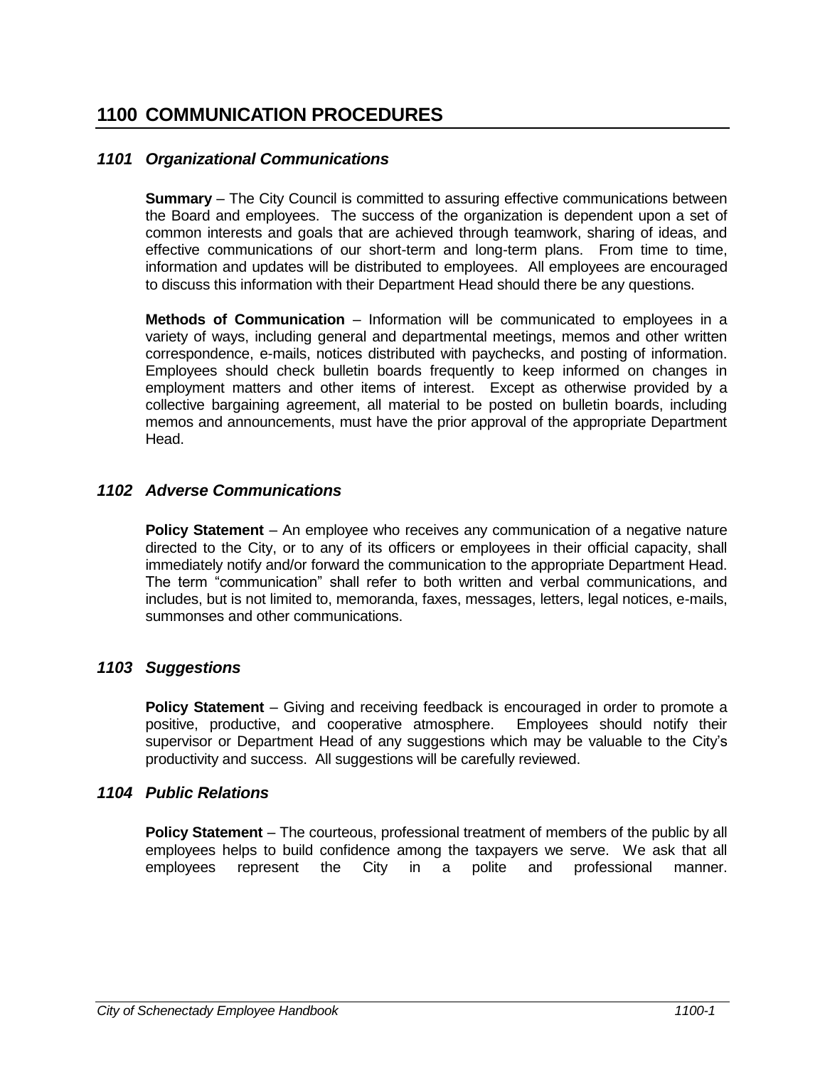# 1100 COMMUNICATION PROCEDURES

## *1101 Organizational Communications*

**Summary** – The City Council is committed to assuring effective communications between the Board and employees. The success of the organization is dependent upon a set of common interests and goals that are achieved through teamwork, sharing of ideas, and effective communications of our short-term and long-term plans. From time to time, information and updates will be distributed to employees. All employees are encouraged to discuss this information with their Department Head should there be any questions.

**Methods of Communication** – Information will be communicated to employees in a variety of ways, including general and departmental meetings, memos and other written correspondence, e-mails, notices distributed with paychecks, and posting of information. Employees should check bulletin boards frequently to keep informed on changes in employment matters and other items of interest. Except as otherwise provided by a collective bargaining agreement, all material to be posted on bulletin boards, including memos and announcements, must have the prior approval of the appropriate Department Head.

## *1102 Adverse Communications*

**Policy Statement** – An employee who receives any communication of a negative nature directed to the City, or to any of its officers or employees in their official capacity, shall immediately notify and/or forward the communication to the appropriate Department Head. The term "communication" shall refer to both written and verbal communications, and includes, but is not limited to, memoranda, faxes, messages, letters, legal notices, e-mails, summonses and other communications.

## *1103 Suggestions*

**Policy Statement** – Giving and receiving feedback is encouraged in order to promote a positive, productive, and cooperative atmosphere. Employees should notify their supervisor or Department Head of any suggestions which may be valuable to the City's productivity and success. All suggestions will be carefully reviewed.

## *1104 Public Relations*

**Policy Statement** – The courteous, professional treatment of members of the public by all employees helps to build confidence among the taxpayers we serve. We ask that all employees represent the City in a polite and professional manner.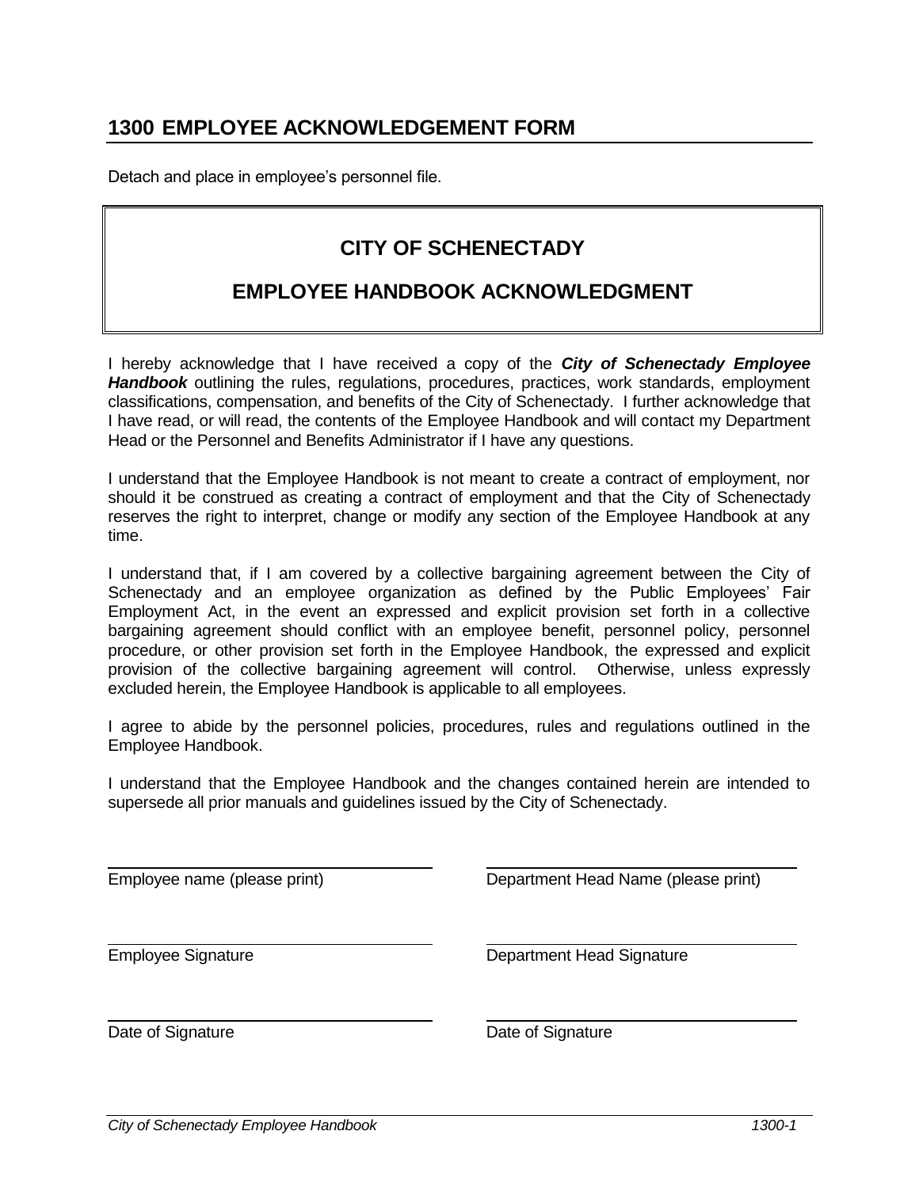## 1300 EMPLOYEE ACKNOWLEDGEMENT FORM

Detach and place in employee's personnel file.

# CITY OF SCHENECTADY

# EMPLOYEE HANDBOOK ACKNOWLEDGMENT

I hereby acknowledge that I have received a copy of the ***City of Schenectady Employee Handbook*** outlining the rules, regulations, procedures, practices, work standards, employment classifications, compensation, and benefits of the City of Schenectady. I further acknowledge that I have read, or will read, the contents of the Employee Handbook and will contact my Department Head or the Personnel and Benefits Administrator if I have any questions.

I understand that the Employee Handbook is not meant to create a contract of employment, nor should it be construed as creating a contract of employment and that the City of Schenectady reserves the right to interpret, change or modify any section of the Employee Handbook at any time.

I understand that, if I am covered by a collective bargaining agreement between the City of Schenectady and an employee organization as defined by the Public Employees' Fair Employment Act, in the event an expressed and explicit provision set forth in a collective bargaining agreement should conflict with an employee benefit, personnel policy, personnel procedure, or other provision set forth in the Employee Handbook, the expressed and explicit provision of the collective bargaining agreement will control. Otherwise, unless expressly excluded herein, the Employee Handbook is applicable to all employees.

I agree to abide by the personnel policies, procedures, rules and regulations outlined in the Employee Handbook.

I understand that the Employee Handbook and the changes contained herein are intended to supersede all prior manuals and guidelines issued by the City of Schenectady.

| | |
|---|---|
| Employee name (please print) | Department Head Name (please print) |
| Employee Signature | Department Head Signature |
| Date of Signature | Date of Signature |